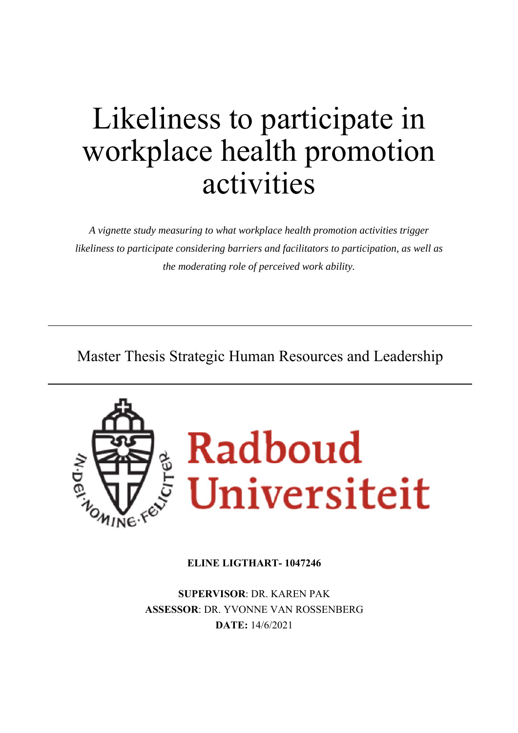# Likeliness to participate in workplace health promotion activities

*A vignette study measuring to what workplace health promotion activities trigger likeliness to participate considering barriers and facilitators to participation, as well as the moderating role of perceived work ability.*

---

Master Thesis Strategic Human Resources and Leadership

---

Radboud Universiteit

**ELINE LIGTHART- 1047246**

**SUPERVISOR**: DR. KAREN PAK
**ASSESSOR**: DR. YVONNE VAN ROSSENBERG
**DATE:** 14/6/2021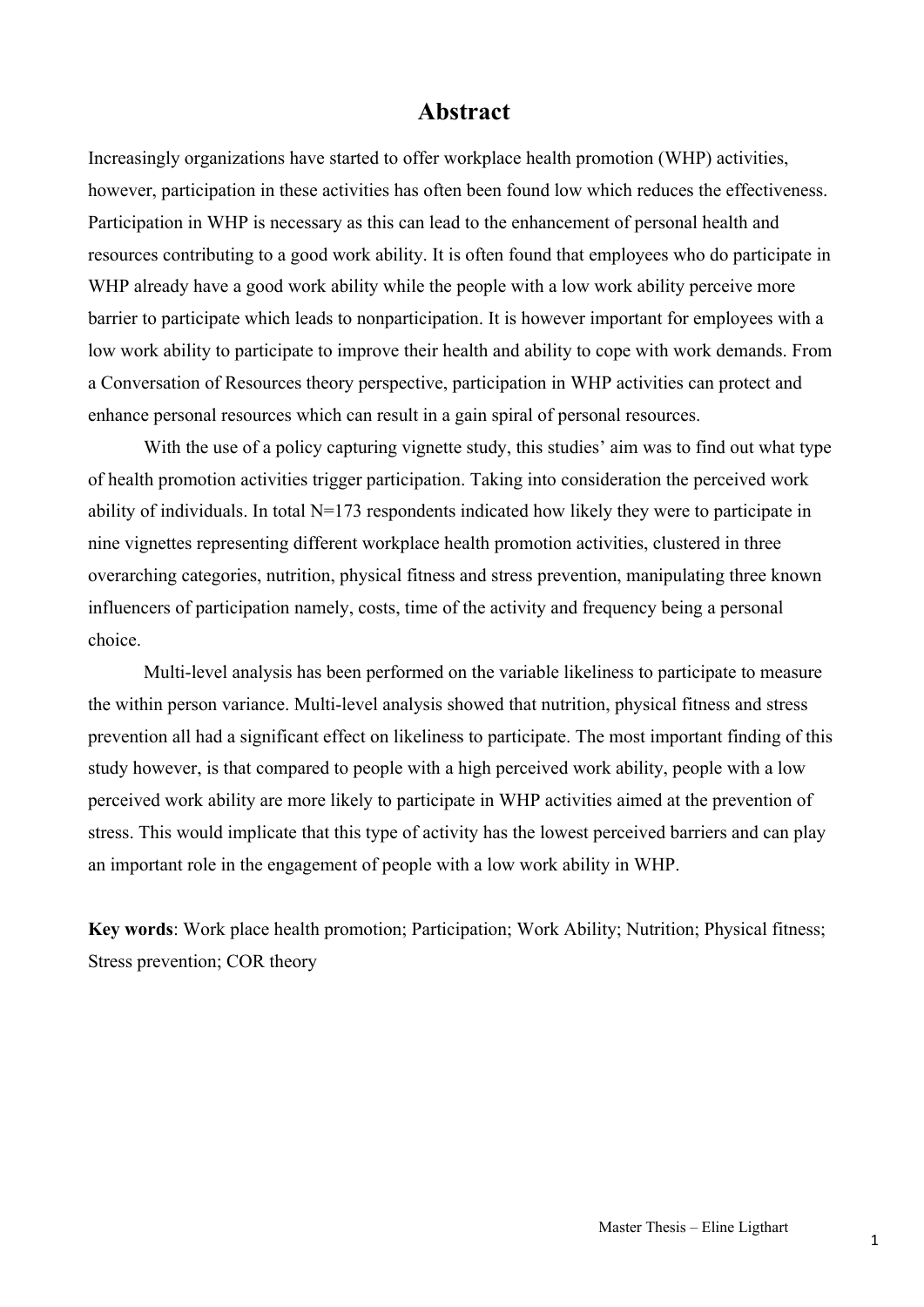# Abstract

Increasingly organizations have started to offer workplace health promotion (WHP) activities, however, participation in these activities has often been found low which reduces the effectiveness. Participation in WHP is necessary as this can lead to the enhancement of personal health and resources contributing to a good work ability. It is often found that employees who do participate in WHP already have a good work ability while the people with a low work ability perceive more barrier to participate which leads to nonparticipation. It is however important for employees with a low work ability to participate to improve their health and ability to cope with work demands. From a Conversation of Resources theory perspective, participation in WHP activities can protect and enhance personal resources which can result in a gain spiral of personal resources.

With the use of a policy capturing vignette study, this studies' aim was to find out what type of health promotion activities trigger participation. Taking into consideration the perceived work ability of individuals. In total N=173 respondents indicated how likely they were to participate in nine vignettes representing different workplace health promotion activities, clustered in three overarching categories, nutrition, physical fitness and stress prevention, manipulating three known influencers of participation namely, costs, time of the activity and frequency being a personal choice.

Multi-level analysis has been performed on the variable likeliness to participate to measure the within person variance. Multi-level analysis showed that nutrition, physical fitness and stress prevention all had a significant effect on likeliness to participate. The most important finding of this study however, is that compared to people with a high perceived work ability, people with a low perceived work ability are more likely to participate in WHP activities aimed at the prevention of stress. This would implicate that this type of activity has the lowest perceived barriers and can play an important role in the engagement of people with a low work ability in WHP.

**Key words**: Work place health promotion; Participation; Work Ability; Nutrition; Physical fitness; Stress prevention; COR theory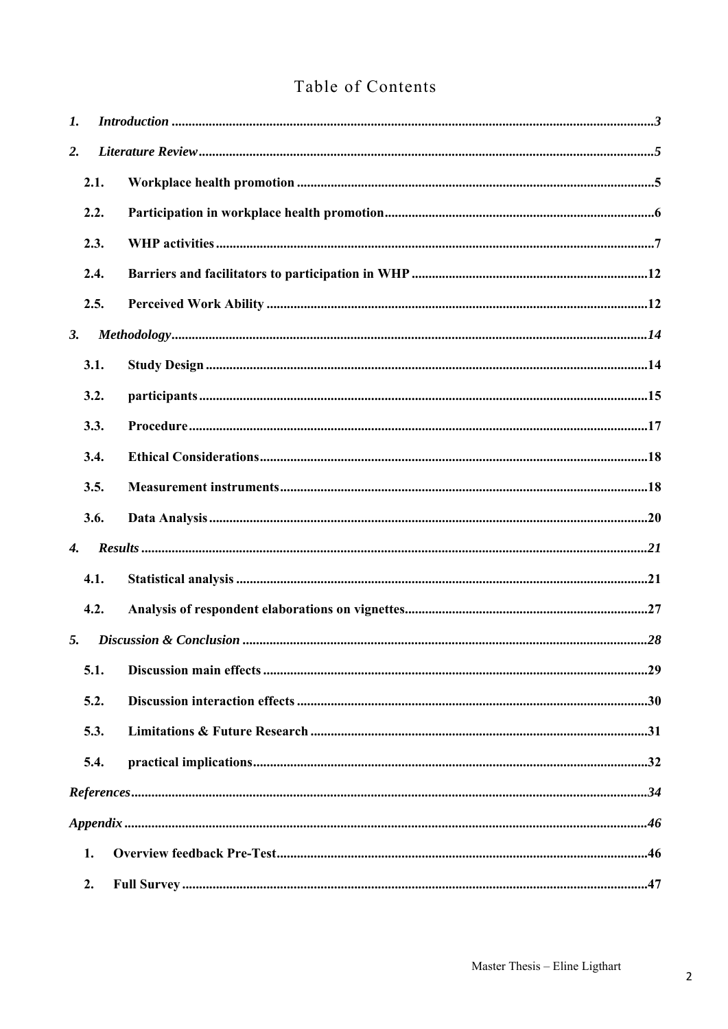# Table of Contents

1. *Introduction* ... *3*
2. *Literature Review* ... *5*
   - 2.1. **Workplace health promotion** ... **5**
   - 2.2. **Participation in workplace health promotion** ... **6**
   - 2.3. **WHP activities** ... **7**
   - 2.4. **Barriers and facilitators to participation in WHP** ... **12**
   - 2.5. **Perceived Work Ability** ... **12**
3. *Methodology* ... *14*
   - 3.1. **Study Design** ... **14**
   - 3.2. **participants** ... **15**
   - 3.3. **Procedure** ... **17**
   - 3.4. **Ethical Considerations** ... **18**
   - 3.5. **Measurement instruments** ... **18**
   - 3.6. **Data Analysis** ... **20**
4. *Results* ... *21*
   - 4.1. **Statistical analysis** ... **21**
   - 4.2. **Analysis of respondent elaborations on vignettes** ... **27**
5. *Discussion & Conclusion* ... *28*
   - 5.1. **Discussion main effects** ... **29**
   - 5.2. **Discussion interaction effects** ... **30**
   - 5.3. **Limitations & Future Research** ... **31**
   - 5.4. **practical implications** ... **32**

*References* ... *34*

*Appendix* ... *46*

1. **Overview feedback Pre-Test** ... **46**
2. **Full Survey** ... **47**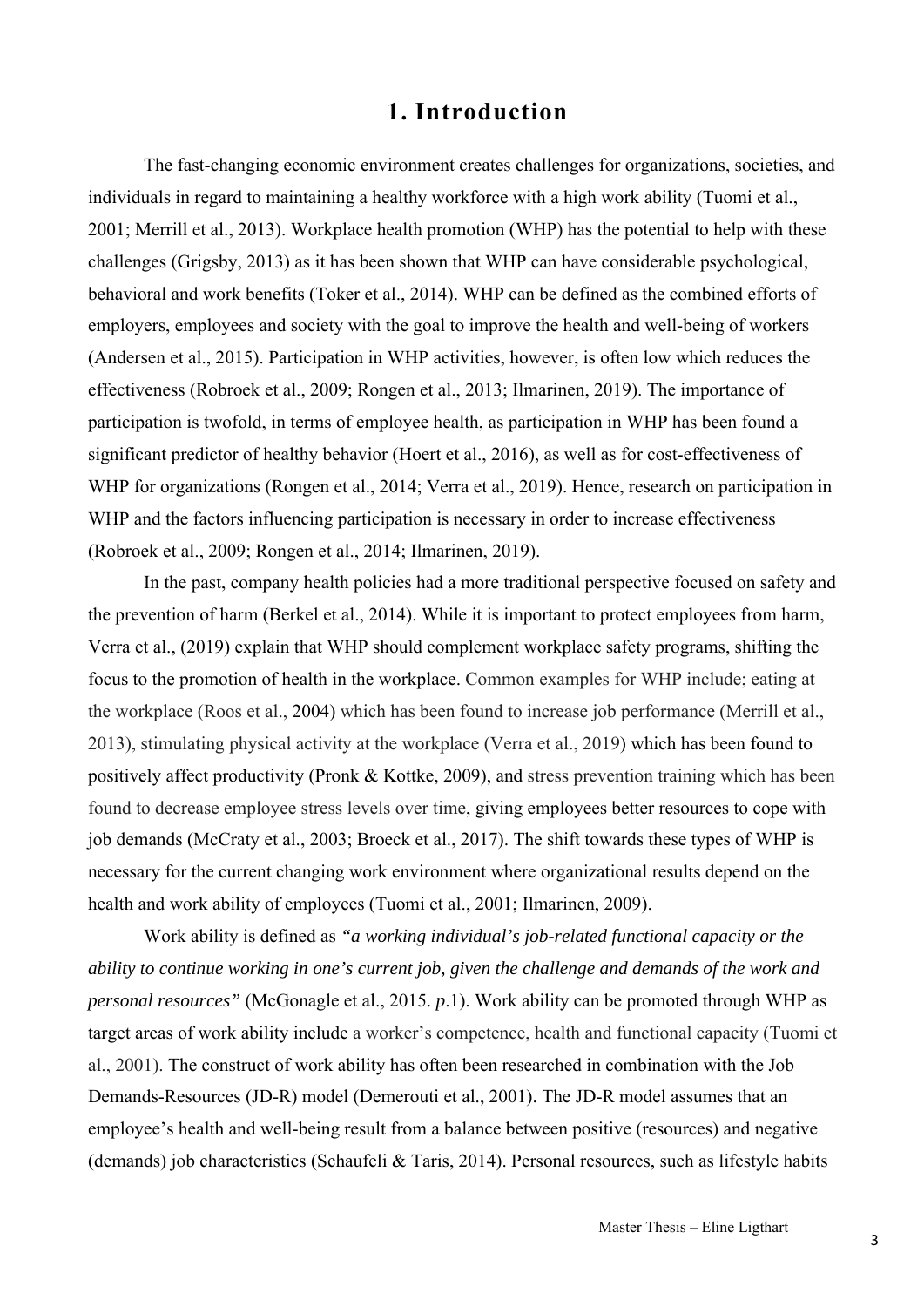# 1. Introduction

The fast-changing economic environment creates challenges for organizations, societies, and individuals in regard to maintaining a healthy workforce with a high work ability (Tuomi et al., 2001; Merrill et al., 2013). Workplace health promotion (WHP) has the potential to help with these challenges (Grigsby, 2013) as it has been shown that WHP can have considerable psychological, behavioral and work benefits (Toker et al., 2014). WHP can be defined as the combined efforts of employers, employees and society with the goal to improve the health and well-being of workers (Andersen et al., 2015). Participation in WHP activities, however, is often low which reduces the effectiveness (Robroek et al., 2009; Rongen et al., 2013; Ilmarinen, 2019). The importance of participation is twofold, in terms of employee health, as participation in WHP has been found a significant predictor of healthy behavior (Hoert et al., 2016), as well as for cost-effectiveness of WHP for organizations (Rongen et al., 2014; Verra et al., 2019). Hence, research on participation in WHP and the factors influencing participation is necessary in order to increase effectiveness (Robroek et al., 2009; Rongen et al., 2014; Ilmarinen, 2019).

In the past, company health policies had a more traditional perspective focused on safety and the prevention of harm (Berkel et al., 2014). While it is important to protect employees from harm, Verra et al., (2019) explain that WHP should complement workplace safety programs, shifting the focus to the promotion of health in the workplace. Common examples for WHP include; eating at the workplace (Roos et al., 2004) which has been found to increase job performance (Merrill et al., 2013), stimulating physical activity at the workplace (Verra et al., 2019) which has been found to positively affect productivity (Pronk & Kottke, 2009), and stress prevention training which has been found to decrease employee stress levels over time, giving employees better resources to cope with job demands (McCraty et al., 2003; Broeck et al., 2017). The shift towards these types of WHP is necessary for the current changing work environment where organizational results depend on the health and work ability of employees (Tuomi et al., 2001; Ilmarinen, 2009).

Work ability is defined as *"a working individual's job-related functional capacity or the ability to continue working in one's current job, given the challenge and demands of the work and personal resources"* (McGonagle et al., 2015. *p*.1). Work ability can be promoted through WHP as target areas of work ability include a worker's competence, health and functional capacity (Tuomi et al., 2001). The construct of work ability has often been researched in combination with the Job Demands-Resources (JD-R) model (Demerouti et al., 2001). The JD-R model assumes that an employee's health and well-being result from a balance between positive (resources) and negative (demands) job characteristics (Schaufeli & Taris, 2014). Personal resources, such as lifestyle habits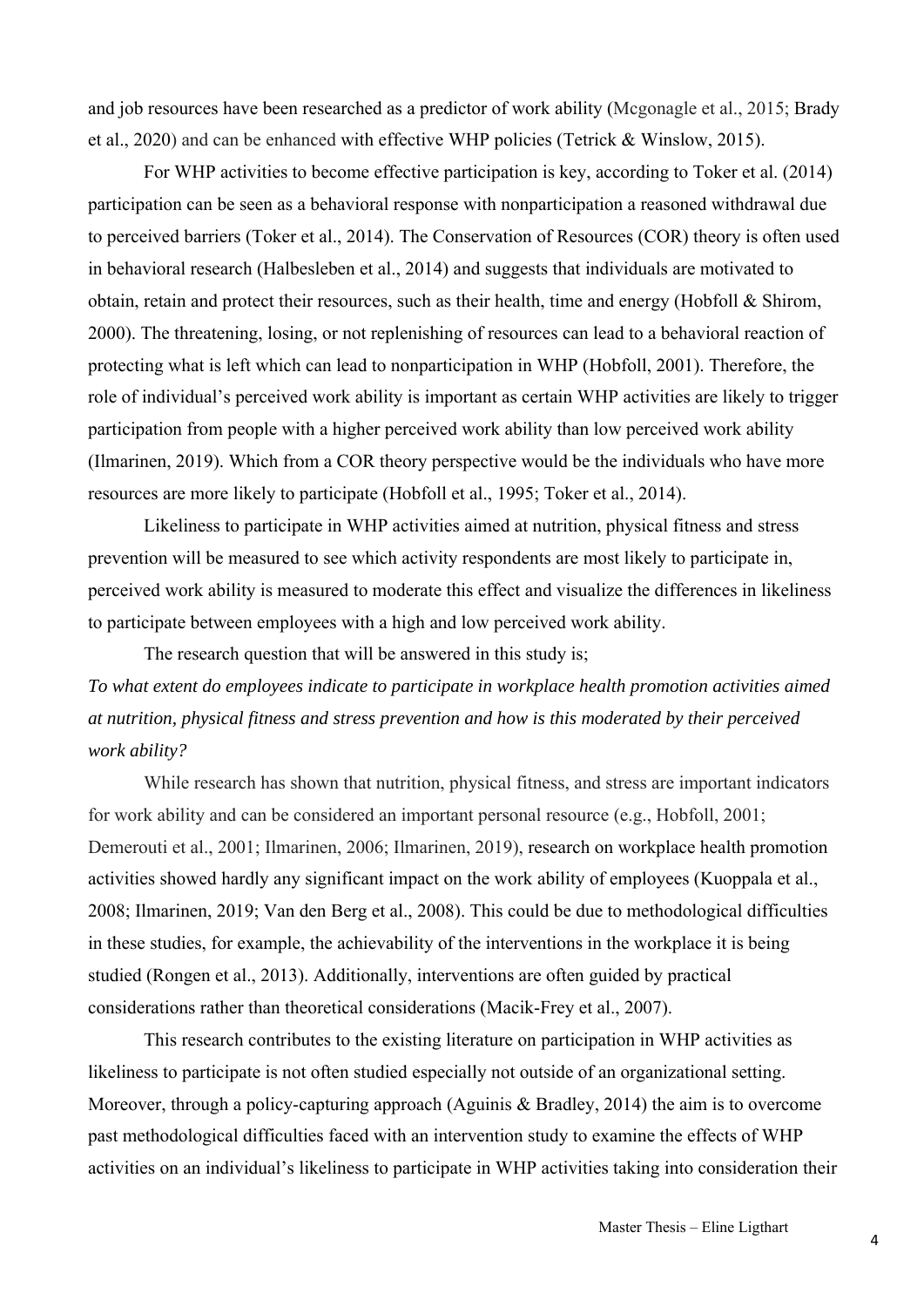and job resources have been researched as a predictor of work ability (Mcgonagle et al., 2015; Brady et al., 2020) and can be enhanced with effective WHP policies (Tetrick & Winslow, 2015).

For WHP activities to become effective participation is key, according to Toker et al. (2014) participation can be seen as a behavioral response with nonparticipation a reasoned withdrawal due to perceived barriers (Toker et al., 2014). The Conservation of Resources (COR) theory is often used in behavioral research (Halbesleben et al., 2014) and suggests that individuals are motivated to obtain, retain and protect their resources, such as their health, time and energy (Hobfoll & Shirom, 2000). The threatening, losing, or not replenishing of resources can lead to a behavioral reaction of protecting what is left which can lead to nonparticipation in WHP (Hobfoll, 2001). Therefore, the role of individual's perceived work ability is important as certain WHP activities are likely to trigger participation from people with a higher perceived work ability than low perceived work ability (Ilmarinen, 2019). Which from a COR theory perspective would be the individuals who have more resources are more likely to participate (Hobfoll et al., 1995; Toker et al., 2014).

Likeliness to participate in WHP activities aimed at nutrition, physical fitness and stress prevention will be measured to see which activity respondents are most likely to participate in, perceived work ability is measured to moderate this effect and visualize the differences in likeliness to participate between employees with a high and low perceived work ability.

The research question that will be answered in this study is;

*To what extent do employees indicate to participate in workplace health promotion activities aimed at nutrition, physical fitness and stress prevention and how is this moderated by their perceived work ability?*

While research has shown that nutrition, physical fitness, and stress are important indicators for work ability and can be considered an important personal resource (e.g., Hobfoll, 2001; Demerouti et al., 2001; Ilmarinen, 2006; Ilmarinen, 2019), research on workplace health promotion activities showed hardly any significant impact on the work ability of employees (Kuoppala et al., 2008; Ilmarinen, 2019; Van den Berg et al., 2008). This could be due to methodological difficulties in these studies, for example, the achievability of the interventions in the workplace it is being studied (Rongen et al., 2013). Additionally, interventions are often guided by practical considerations rather than theoretical considerations (Macik-Frey et al., 2007).

This research contributes to the existing literature on participation in WHP activities as likeliness to participate is not often studied especially not outside of an organizational setting. Moreover, through a policy-capturing approach (Aguinis & Bradley, 2014) the aim is to overcome past methodological difficulties faced with an intervention study to examine the effects of WHP activities on an individual's likeliness to participate in WHP activities taking into consideration their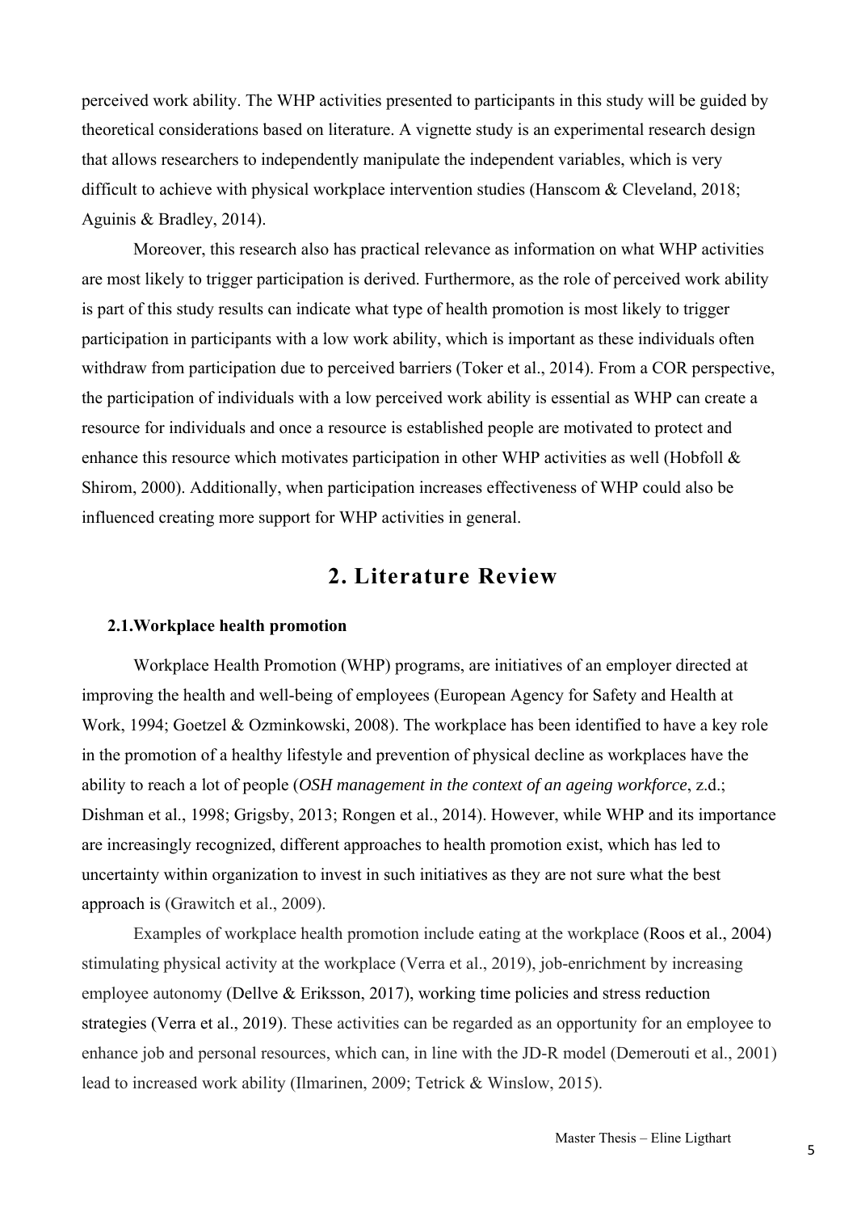perceived work ability. The WHP activities presented to participants in this study will be guided by theoretical considerations based on literature. A vignette study is an experimental research design that allows researchers to independently manipulate the independent variables, which is very difficult to achieve with physical workplace intervention studies (Hanscom & Cleveland, 2018; Aguinis & Bradley, 2014).

Moreover, this research also has practical relevance as information on what WHP activities are most likely to trigger participation is derived. Furthermore, as the role of perceived work ability is part of this study results can indicate what type of health promotion is most likely to trigger participation in participants with a low work ability, which is important as these individuals often withdraw from participation due to perceived barriers (Toker et al., 2014). From a COR perspective, the participation of individuals with a low perceived work ability is essential as WHP can create a resource for individuals and once a resource is established people are motivated to protect and enhance this resource which motivates participation in other WHP activities as well (Hobfoll & Shirom, 2000). Additionally, when participation increases effectiveness of WHP could also be influenced creating more support for WHP activities in general.

# 2. Literature Review

## 2.1. Workplace health promotion

Workplace Health Promotion (WHP) programs, are initiatives of an employer directed at improving the health and well-being of employees (European Agency for Safety and Health at Work, 1994; Goetzel & Ozminkowski, 2008). The workplace has been identified to have a key role in the promotion of a healthy lifestyle and prevention of physical decline as workplaces have the ability to reach a lot of people (*OSH management in the context of an ageing workforce*, z.d.; Dishman et al., 1998; Grigsby, 2013; Rongen et al., 2014). However, while WHP and its importance are increasingly recognized, different approaches to health promotion exist, which has led to uncertainty within organization to invest in such initiatives as they are not sure what the best approach is (Grawitch et al., 2009).

Examples of workplace health promotion include eating at the workplace (Roos et al., 2004) stimulating physical activity at the workplace (Verra et al., 2019), job-enrichment by increasing employee autonomy (Dellve & Eriksson, 2017), working time policies and stress reduction strategies (Verra et al., 2019). These activities can be regarded as an opportunity for an employee to enhance job and personal resources, which can, in line with the JD-R model (Demerouti et al., 2001) lead to increased work ability (Ilmarinen, 2009; Tetrick & Winslow, 2015).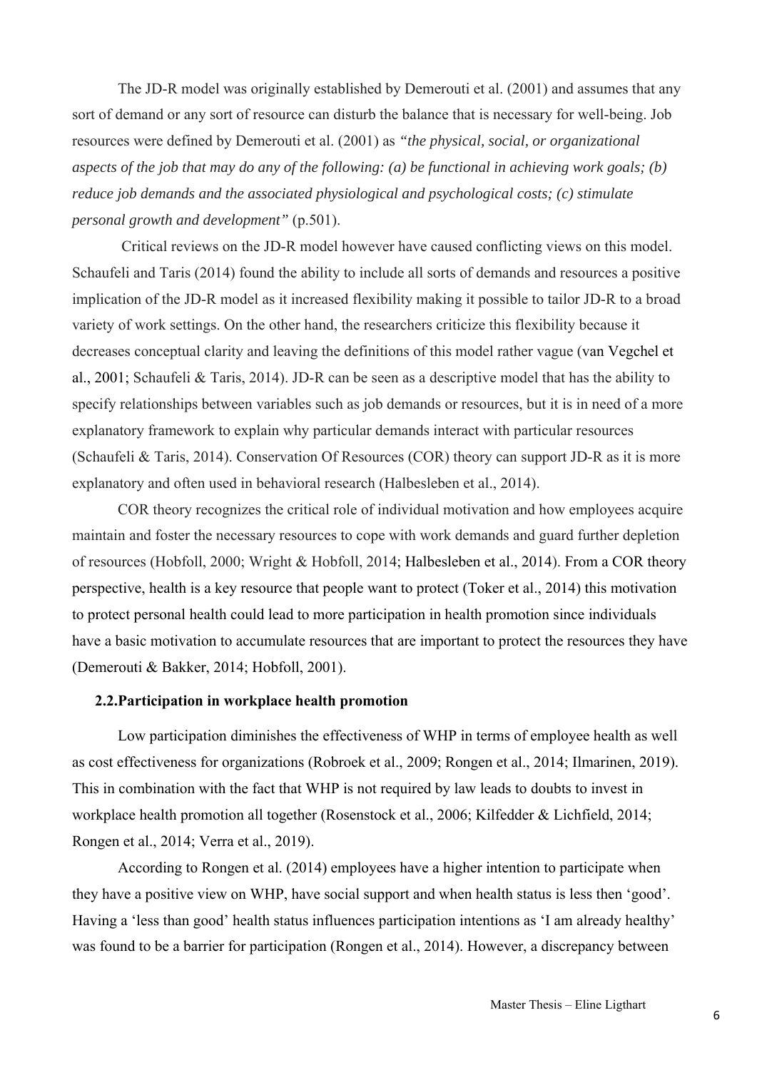The JD-R model was originally established by Demerouti et al. (2001) and assumes that any sort of demand or any sort of resource can disturb the balance that is necessary for well-being. Job resources were defined by Demerouti et al. (2001) as *"the physical, social, or organizational aspects of the job that may do any of the following: (a) be functional in achieving work goals; (b) reduce job demands and the associated physiological and psychological costs; (c) stimulate personal growth and development"* (p.501).

Critical reviews on the JD-R model however have caused conflicting views on this model. Schaufeli and Taris (2014) found the ability to include all sorts of demands and resources a positive implication of the JD-R model as it increased flexibility making it possible to tailor JD-R to a broad variety of work settings. On the other hand, the researchers criticize this flexibility because it decreases conceptual clarity and leaving the definitions of this model rather vague (van Vegchel et al., 2001; Schaufeli & Taris, 2014). JD-R can be seen as a descriptive model that has the ability to specify relationships between variables such as job demands or resources, but it is in need of a more explanatory framework to explain why particular demands interact with particular resources (Schaufeli & Taris, 2014). Conservation Of Resources (COR) theory can support JD-R as it is more explanatory and often used in behavioral research (Halbesleben et al., 2014).

COR theory recognizes the critical role of individual motivation and how employees acquire maintain and foster the necessary resources to cope with work demands and guard further depletion of resources (Hobfoll, 2000; Wright & Hobfoll, 2014; Halbesleben et al., 2014). From a COR theory perspective, health is a key resource that people want to protect (Toker et al., 2014) this motivation to protect personal health could lead to more participation in health promotion since individuals have a basic motivation to accumulate resources that are important to protect the resources they have (Demerouti & Bakker, 2014; Hobfoll, 2001).

### 2.2. Participation in workplace health promotion

Low participation diminishes the effectiveness of WHP in terms of employee health as well as cost effectiveness for organizations (Robroek et al., 2009; Rongen et al., 2014; Ilmarinen, 2019). This in combination with the fact that WHP is not required by law leads to doubts to invest in workplace health promotion all together (Rosenstock et al., 2006; Kilfedder & Lichfield, 2014; Rongen et al., 2014; Verra et al., 2019).

According to Rongen et al. (2014) employees have a higher intention to participate when they have a positive view on WHP, have social support and when health status is less then 'good'. Having a 'less than good' health status influences participation intentions as 'I am already healthy' was found to be a barrier for participation (Rongen et al., 2014). However, a discrepancy between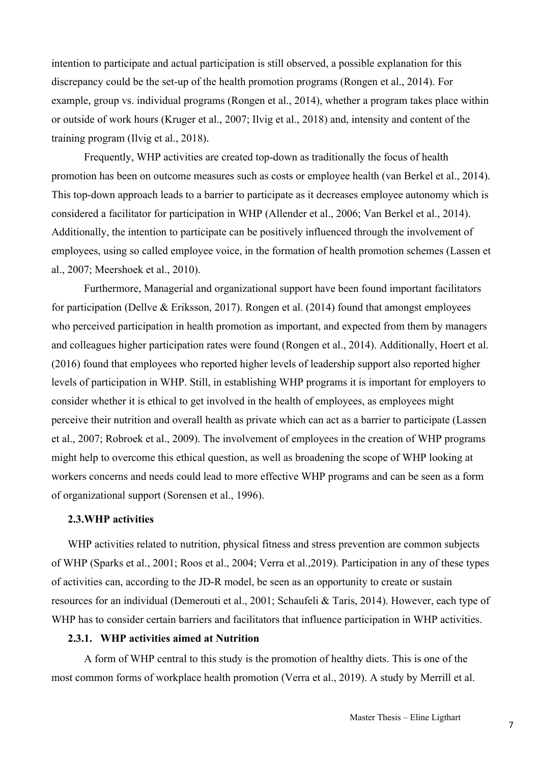intention to participate and actual participation is still observed, a possible explanation for this discrepancy could be the set-up of the health promotion programs (Rongen et al., 2014). For example, group vs. individual programs (Rongen et al., 2014), whether a program takes place within or outside of work hours (Kruger et al., 2007; Ilvig et al., 2018) and, intensity and content of the training program (Ilvig et al., 2018).

Frequently, WHP activities are created top-down as traditionally the focus of health promotion has been on outcome measures such as costs or employee health (van Berkel et al., 2014). This top-down approach leads to a barrier to participate as it decreases employee autonomy which is considered a facilitator for participation in WHP (Allender et al., 2006; Van Berkel et al., 2014). Additionally, the intention to participate can be positively influenced through the involvement of employees, using so called employee voice, in the formation of health promotion schemes (Lassen et al., 2007; Meershoek et al., 2010).

Furthermore, Managerial and organizational support have been found important facilitators for participation (Dellve & Eriksson, 2017). Rongen et al. (2014) found that amongst employees who perceived participation in health promotion as important, and expected from them by managers and colleagues higher participation rates were found (Rongen et al., 2014). Additionally, Hoert et al. (2016) found that employees who reported higher levels of leadership support also reported higher levels of participation in WHP. Still, in establishing WHP programs it is important for employers to consider whether it is ethical to get involved in the health of employees, as employees might perceive their nutrition and overall health as private which can act as a barrier to participate (Lassen et al., 2007; Robroek et al., 2009). The involvement of employees in the creation of WHP programs might help to overcome this ethical question, as well as broadening the scope of WHP looking at workers concerns and needs could lead to more effective WHP programs and can be seen as a form of organizational support (Sorensen et al., 1996).

### 2.3. WHP activities

WHP activities related to nutrition, physical fitness and stress prevention are common subjects of WHP (Sparks et al., 2001; Roos et al., 2004; Verra et al.,2019). Participation in any of these types of activities can, according to the JD-R model, be seen as an opportunity to create or sustain resources for an individual (Demerouti et al., 2001; Schaufeli & Taris, 2014). However, each type of WHP has to consider certain barriers and facilitators that influence participation in WHP activities.

#### 2.3.1. WHP activities aimed at Nutrition

A form of WHP central to this study is the promotion of healthy diets. This is one of the most common forms of workplace health promotion (Verra et al., 2019). A study by Merrill et al.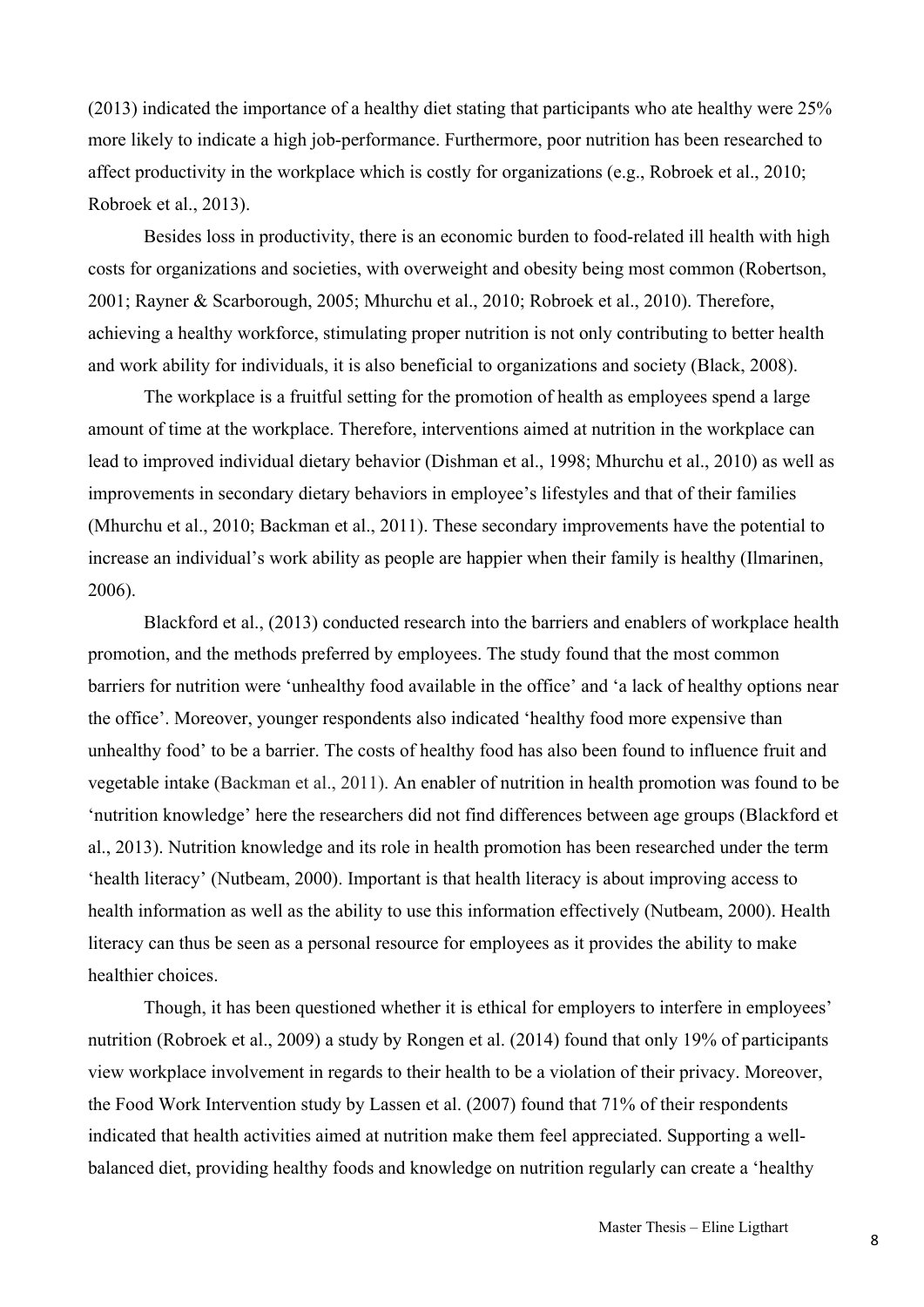(2013) indicated the importance of a healthy diet stating that participants who ate healthy were 25% more likely to indicate a high job-performance. Furthermore, poor nutrition has been researched to affect productivity in the workplace which is costly for organizations (e.g., Robroek et al., 2010; Robroek et al., 2013).

Besides loss in productivity, there is an economic burden to food-related ill health with high costs for organizations and societies, with overweight and obesity being most common (Robertson, 2001; Rayner & Scarborough, 2005; Mhurchu et al., 2010; Robroek et al., 2010). Therefore, achieving a healthy workforce, stimulating proper nutrition is not only contributing to better health and work ability for individuals, it is also beneficial to organizations and society (Black, 2008).

The workplace is a fruitful setting for the promotion of health as employees spend a large amount of time at the workplace. Therefore, interventions aimed at nutrition in the workplace can lead to improved individual dietary behavior (Dishman et al., 1998; Mhurchu et al., 2010) as well as improvements in secondary dietary behaviors in employee's lifestyles and that of their families (Mhurchu et al., 2010; Backman et al., 2011). These secondary improvements have the potential to increase an individual's work ability as people are happier when their family is healthy (Ilmarinen, 2006).

Blackford et al., (2013) conducted research into the barriers and enablers of workplace health promotion, and the methods preferred by employees. The study found that the most common barriers for nutrition were 'unhealthy food available in the office' and 'a lack of healthy options near the office'. Moreover, younger respondents also indicated 'healthy food more expensive than unhealthy food' to be a barrier. The costs of healthy food has also been found to influence fruit and vegetable intake (Backman et al., 2011). An enabler of nutrition in health promotion was found to be 'nutrition knowledge' here the researchers did not find differences between age groups (Blackford et al., 2013). Nutrition knowledge and its role in health promotion has been researched under the term 'health literacy' (Nutbeam, 2000). Important is that health literacy is about improving access to health information as well as the ability to use this information effectively (Nutbeam, 2000). Health literacy can thus be seen as a personal resource for employees as it provides the ability to make healthier choices.

Though, it has been questioned whether it is ethical for employers to interfere in employees' nutrition (Robroek et al., 2009) a study by Rongen et al. (2014) found that only 19% of participants view workplace involvement in regards to their health to be a violation of their privacy. Moreover, the Food Work Intervention study by Lassen et al. (2007) found that 71% of their respondents indicated that health activities aimed at nutrition make them feel appreciated. Supporting a well-balanced diet, providing healthy foods and knowledge on nutrition regularly can create a 'healthy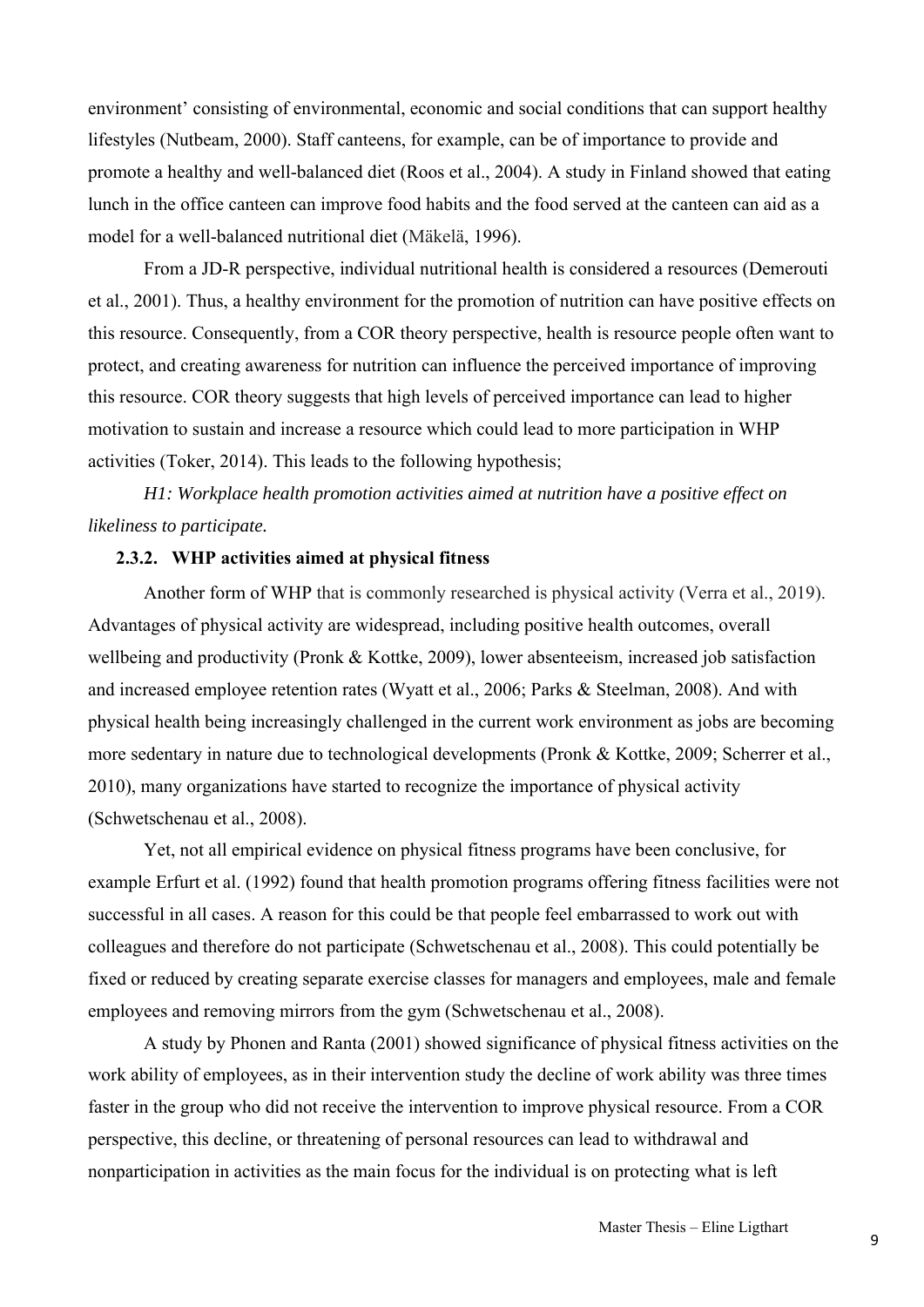environment' consisting of environmental, economic and social conditions that can support healthy lifestyles (Nutbeam, 2000). Staff canteens, for example, can be of importance to provide and promote a healthy and well-balanced diet (Roos et al., 2004). A study in Finland showed that eating lunch in the office canteen can improve food habits and the food served at the canteen can aid as a model for a well-balanced nutritional diet (Mäkelä, 1996).

From a JD-R perspective, individual nutritional health is considered a resources (Demerouti et al., 2001). Thus, a healthy environment for the promotion of nutrition can have positive effects on this resource. Consequently, from a COR theory perspective, health is resource people often want to protect, and creating awareness for nutrition can influence the perceived importance of improving this resource. COR theory suggests that high levels of perceived importance can lead to higher motivation to sustain and increase a resource which could lead to more participation in WHP activities (Toker, 2014). This leads to the following hypothesis;

*H1: Workplace health promotion activities aimed at nutrition have a positive effect on likeliness to participate.*

### 2.3.2. WHP activities aimed at physical fitness

Another form of WHP that is commonly researched is physical activity (Verra et al., 2019). Advantages of physical activity are widespread, including positive health outcomes, overall wellbeing and productivity (Pronk & Kottke, 2009), lower absenteeism, increased job satisfaction and increased employee retention rates (Wyatt et al., 2006; Parks & Steelman, 2008). And with physical health being increasingly challenged in the current work environment as jobs are becoming more sedentary in nature due to technological developments (Pronk & Kottke, 2009; Scherrer et al., 2010), many organizations have started to recognize the importance of physical activity (Schwetschenau et al., 2008).

Yet, not all empirical evidence on physical fitness programs have been conclusive, for example Erfurt et al. (1992) found that health promotion programs offering fitness facilities were not successful in all cases. A reason for this could be that people feel embarrassed to work out with colleagues and therefore do not participate (Schwetschenau et al., 2008). This could potentially be fixed or reduced by creating separate exercise classes for managers and employees, male and female employees and removing mirrors from the gym (Schwetschenau et al., 2008).

A study by Phonen and Ranta (2001) showed significance of physical fitness activities on the work ability of employees, as in their intervention study the decline of work ability was three times faster in the group who did not receive the intervention to improve physical resource. From a COR perspective, this decline, or threatening of personal resources can lead to withdrawal and nonparticipation in activities as the main focus for the individual is on protecting what is left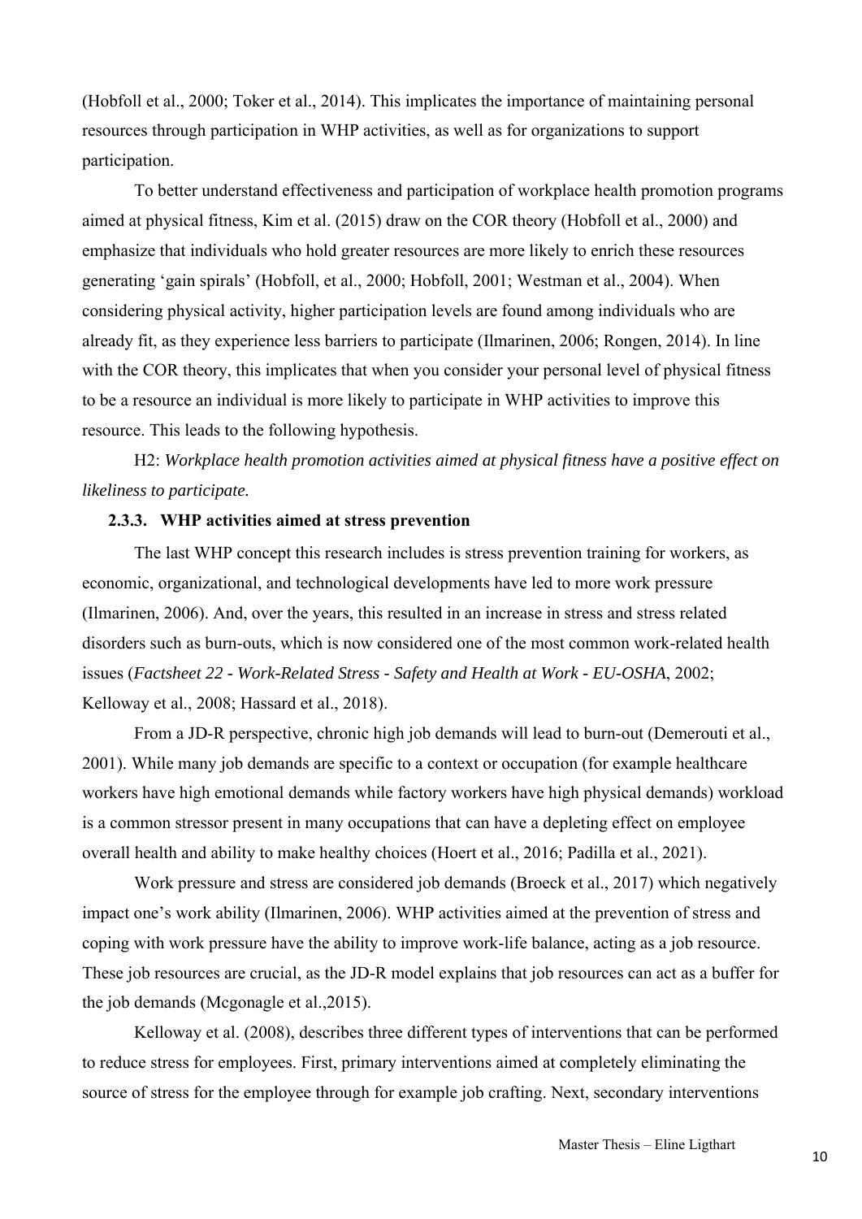(Hobfoll et al., 2000; Toker et al., 2014). This implicates the importance of maintaining personal resources through participation in WHP activities, as well as for organizations to support participation.

To better understand effectiveness and participation of workplace health promotion programs aimed at physical fitness, Kim et al. (2015) draw on the COR theory (Hobfoll et al., 2000) and emphasize that individuals who hold greater resources are more likely to enrich these resources generating 'gain spirals' (Hobfoll, et al., 2000; Hobfoll, 2001; Westman et al., 2004). When considering physical activity, higher participation levels are found among individuals who are already fit, as they experience less barriers to participate (Ilmarinen, 2006; Rongen, 2014). In line with the COR theory, this implicates that when you consider your personal level of physical fitness to be a resource an individual is more likely to participate in WHP activities to improve this resource. This leads to the following hypothesis.

H2: *Workplace health promotion activities aimed at physical fitness have a positive effect on likeliness to participate.*

### 2.3.3. WHP activities aimed at stress prevention

The last WHP concept this research includes is stress prevention training for workers, as economic, organizational, and technological developments have led to more work pressure (Ilmarinen, 2006). And, over the years, this resulted in an increase in stress and stress related disorders such as burn-outs, which is now considered one of the most common work-related health issues (*Factsheet 22 - Work-Related Stress - Safety and Health at Work - EU-OSHA*, 2002; Kelloway et al., 2008; Hassard et al., 2018).

From a JD-R perspective, chronic high job demands will lead to burn-out (Demerouti et al., 2001). While many job demands are specific to a context or occupation (for example healthcare workers have high emotional demands while factory workers have high physical demands) workload is a common stressor present in many occupations that can have a depleting effect on employee overall health and ability to make healthy choices (Hoert et al., 2016; Padilla et al., 2021).

Work pressure and stress are considered job demands (Broeck et al., 2017) which negatively impact one's work ability (Ilmarinen, 2006). WHP activities aimed at the prevention of stress and coping with work pressure have the ability to improve work-life balance, acting as a job resource. These job resources are crucial, as the JD-R model explains that job resources can act as a buffer for the job demands (Mcgonagle et al.,2015).

Kelloway et al. (2008), describes three different types of interventions that can be performed to reduce stress for employees. First, primary interventions aimed at completely eliminating the source of stress for the employee through for example job crafting. Next, secondary interventions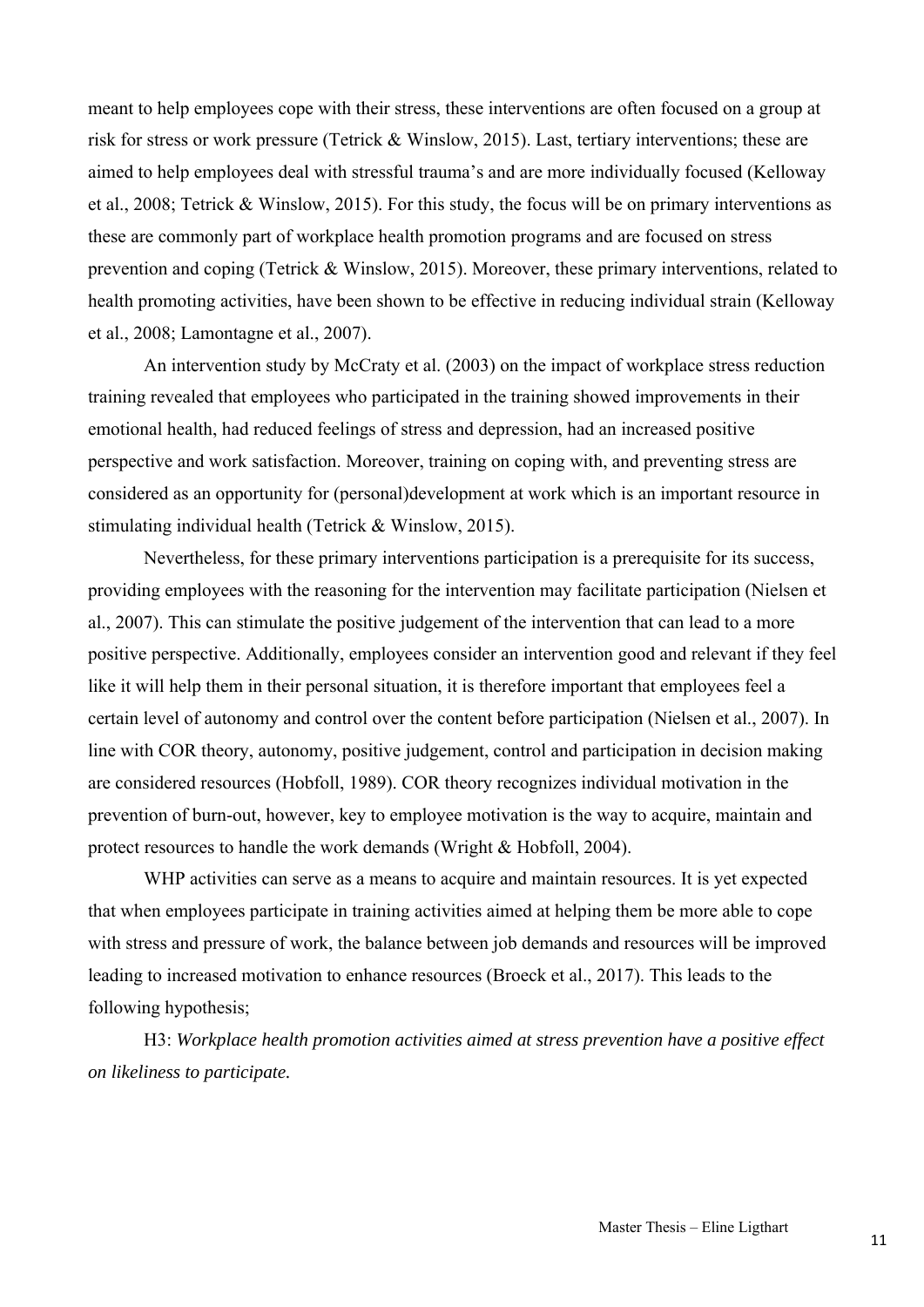meant to help employees cope with their stress, these interventions are often focused on a group at risk for stress or work pressure (Tetrick & Winslow, 2015). Last, tertiary interventions; these are aimed to help employees deal with stressful trauma's and are more individually focused (Kelloway et al., 2008; Tetrick & Winslow, 2015). For this study, the focus will be on primary interventions as these are commonly part of workplace health promotion programs and are focused on stress prevention and coping (Tetrick & Winslow, 2015). Moreover, these primary interventions, related to health promoting activities, have been shown to be effective in reducing individual strain (Kelloway et al., 2008; Lamontagne et al., 2007).

An intervention study by McCraty et al. (2003) on the impact of workplace stress reduction training revealed that employees who participated in the training showed improvements in their emotional health, had reduced feelings of stress and depression, had an increased positive perspective and work satisfaction. Moreover, training on coping with, and preventing stress are considered as an opportunity for (personal)development at work which is an important resource in stimulating individual health (Tetrick & Winslow, 2015).

Nevertheless, for these primary interventions participation is a prerequisite for its success, providing employees with the reasoning for the intervention may facilitate participation (Nielsen et al., 2007). This can stimulate the positive judgement of the intervention that can lead to a more positive perspective. Additionally, employees consider an intervention good and relevant if they feel like it will help them in their personal situation, it is therefore important that employees feel a certain level of autonomy and control over the content before participation (Nielsen et al., 2007). In line with COR theory, autonomy, positive judgement, control and participation in decision making are considered resources (Hobfoll, 1989). COR theory recognizes individual motivation in the prevention of burn-out, however, key to employee motivation is the way to acquire, maintain and protect resources to handle the work demands (Wright & Hobfoll, 2004).

WHP activities can serve as a means to acquire and maintain resources. It is yet expected that when employees participate in training activities aimed at helping them be more able to cope with stress and pressure of work, the balance between job demands and resources will be improved leading to increased motivation to enhance resources (Broeck et al., 2017). This leads to the following hypothesis;

H3: *Workplace health promotion activities aimed at stress prevention have a positive effect on likeliness to participate.*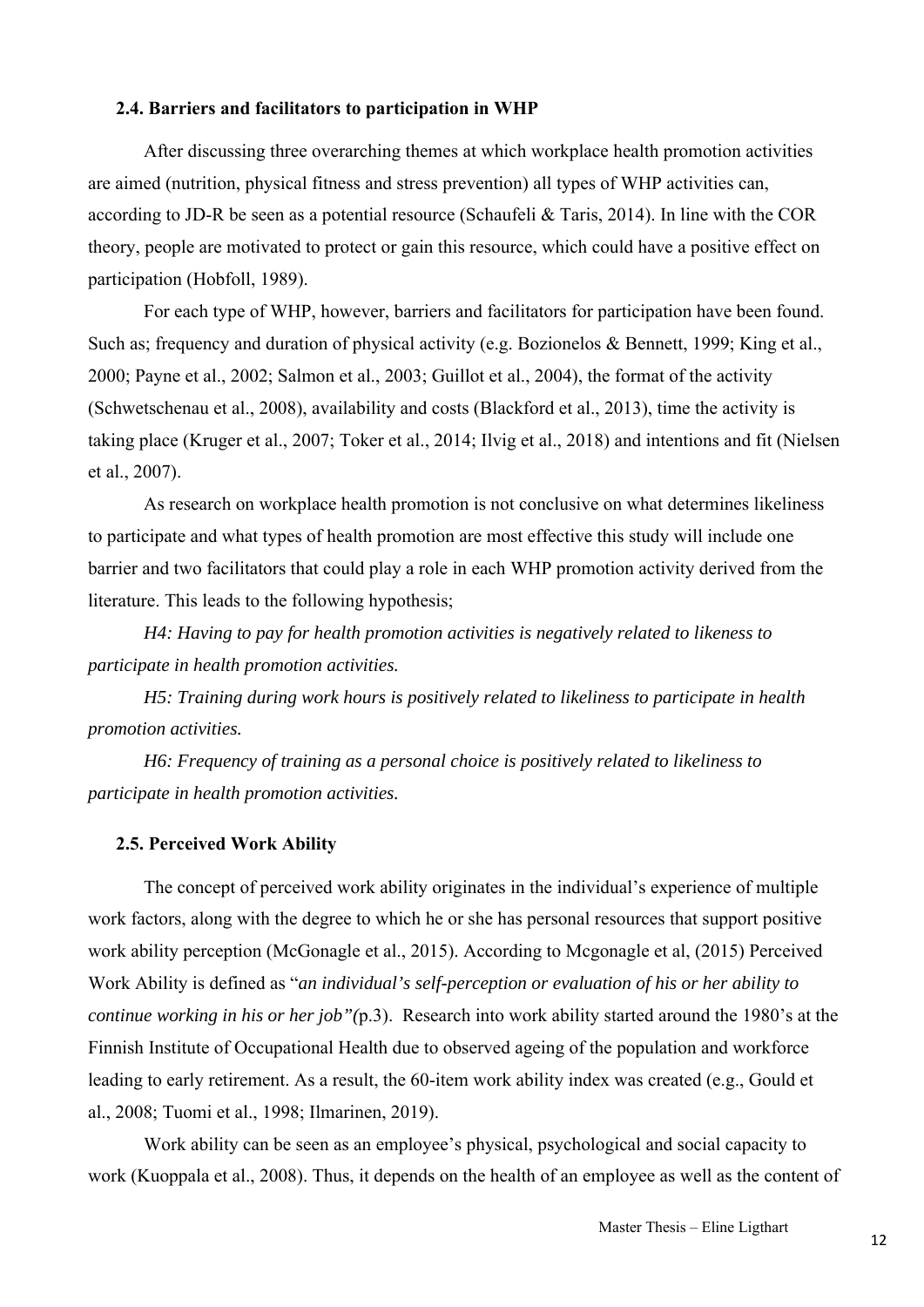### 2.4. Barriers and facilitators to participation in WHP

After discussing three overarching themes at which workplace health promotion activities are aimed (nutrition, physical fitness and stress prevention) all types of WHP activities can, according to JD-R be seen as a potential resource (Schaufeli & Taris, 2014). In line with the COR theory, people are motivated to protect or gain this resource, which could have a positive effect on participation (Hobfoll, 1989).

For each type of WHP, however, barriers and facilitators for participation have been found. Such as; frequency and duration of physical activity (e.g. Bozionelos & Bennett, 1999; King et al., 2000; Payne et al., 2002; Salmon et al., 2003; Guillot et al., 2004), the format of the activity (Schwetschenau et al., 2008), availability and costs (Blackford et al., 2013), time the activity is taking place (Kruger et al., 2007; Toker et al., 2014; Ilvig et al., 2018) and intentions and fit (Nielsen et al., 2007).

As research on workplace health promotion is not conclusive on what determines likeliness to participate and what types of health promotion are most effective this study will include one barrier and two facilitators that could play a role in each WHP promotion activity derived from the literature. This leads to the following hypothesis;

*H4: Having to pay for health promotion activities is negatively related to likeness to participate in health promotion activities.*

*H5: Training during work hours is positively related to likeliness to participate in health promotion activities.*

*H6: Frequency of training as a personal choice is positively related to likeliness to participate in health promotion activities.*

### 2.5. Perceived Work Ability

The concept of perceived work ability originates in the individual's experience of multiple work factors, along with the degree to which he or she has personal resources that support positive work ability perception (McGonagle et al., 2015). According to Mcgonagle et al, (2015) Perceived Work Ability is defined as "*an individual's self-perception or evaluation of his or her ability to continue working in his or her job"(*p.3). Research into work ability started around the 1980's at the Finnish Institute of Occupational Health due to observed ageing of the population and workforce leading to early retirement. As a result, the 60-item work ability index was created (e.g., Gould et al., 2008; Tuomi et al., 1998; Ilmarinen, 2019).

Work ability can be seen as an employee's physical, psychological and social capacity to work (Kuoppala et al., 2008). Thus, it depends on the health of an employee as well as the content of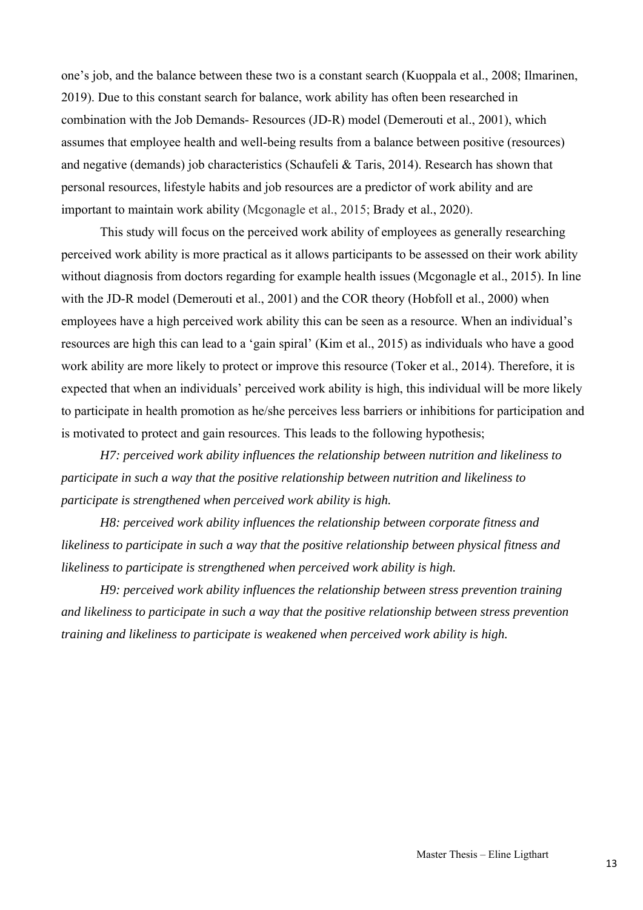one's job, and the balance between these two is a constant search (Kuoppala et al., 2008; Ilmarinen, 2019). Due to this constant search for balance, work ability has often been researched in combination with the Job Demands- Resources (JD-R) model (Demerouti et al., 2001), which assumes that employee health and well-being results from a balance between positive (resources) and negative (demands) job characteristics (Schaufeli & Taris, 2014). Research has shown that personal resources, lifestyle habits and job resources are a predictor of work ability and are important to maintain work ability (Mcgonagle et al., 2015; Brady et al., 2020).

This study will focus on the perceived work ability of employees as generally researching perceived work ability is more practical as it allows participants to be assessed on their work ability without diagnosis from doctors regarding for example health issues (Mcgonagle et al., 2015). In line with the JD-R model (Demerouti et al., 2001) and the COR theory (Hobfoll et al., 2000) when employees have a high perceived work ability this can be seen as a resource. When an individual's resources are high this can lead to a 'gain spiral' (Kim et al., 2015) as individuals who have a good work ability are more likely to protect or improve this resource (Toker et al., 2014). Therefore, it is expected that when an individuals' perceived work ability is high, this individual will be more likely to participate in health promotion as he/she perceives less barriers or inhibitions for participation and is motivated to protect and gain resources. This leads to the following hypothesis;

*H7: perceived work ability influences the relationship between nutrition and likeliness to participate in such a way that the positive relationship between nutrition and likeliness to participate is strengthened when perceived work ability is high.*

*H8: perceived work ability influences the relationship between corporate fitness and likeliness to participate in such a way that the positive relationship between physical fitness and likeliness to participate is strengthened when perceived work ability is high.*

*H9: perceived work ability influences the relationship between stress prevention training and likeliness to participate in such a way that the positive relationship between stress prevention training and likeliness to participate is weakened when perceived work ability is high.*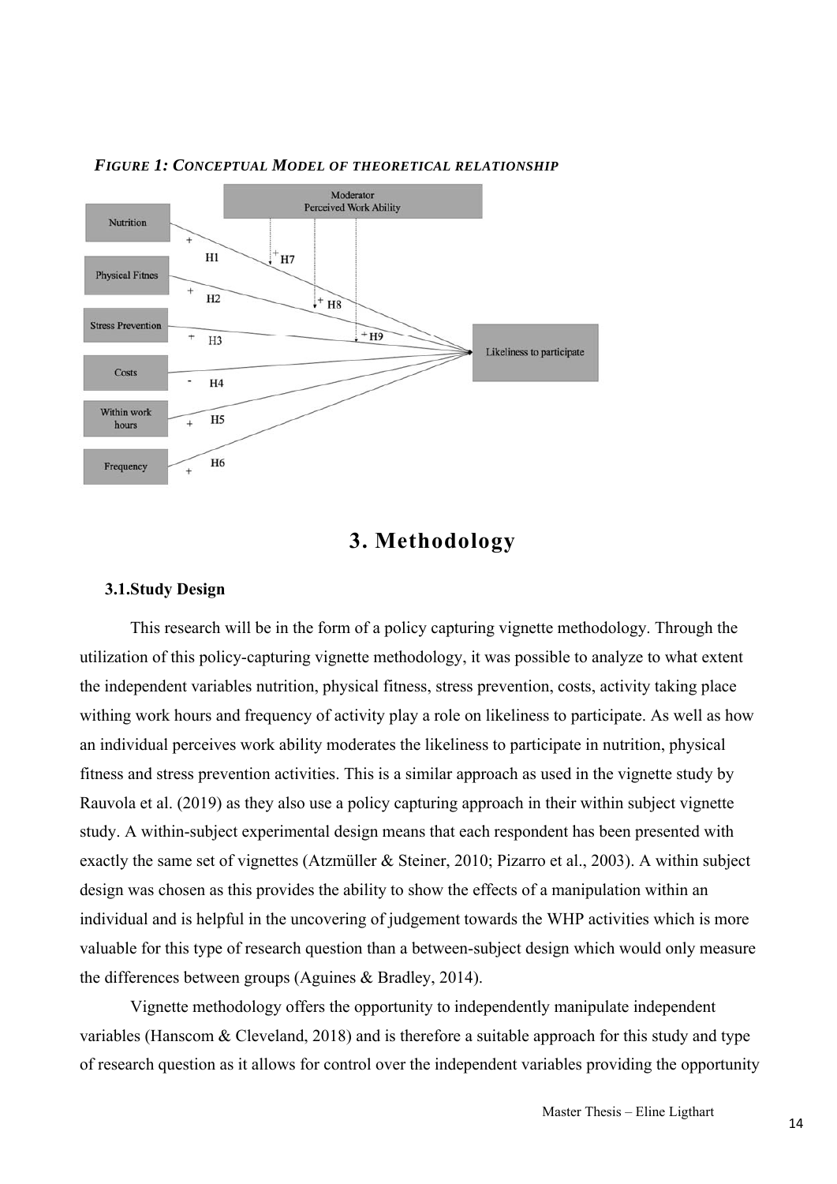***FIGURE 1: CONCEPTUAL MODEL OF THEORETICAL RELATIONSHIP***

# 3. Methodology

### 3.1.Study Design

This research will be in the form of a policy capturing vignette methodology. Through the utilization of this policy-capturing vignette methodology, it was possible to analyze to what extent the independent variables nutrition, physical fitness, stress prevention, costs, activity taking place withing work hours and frequency of activity play a role on likeliness to participate. As well as how an individual perceives work ability moderates the likeliness to participate in nutrition, physical fitness and stress prevention activities. This is a similar approach as used in the vignette study by Rauvola et al. (2019) as they also use a policy capturing approach in their within subject vignette study. A within-subject experimental design means that each respondent has been presented with exactly the same set of vignettes (Atzmüller & Steiner, 2010; Pizarro et al., 2003). A within subject design was chosen as this provides the ability to show the effects of a manipulation within an individual and is helpful in the uncovering of judgement towards the WHP activities which is more valuable for this type of research question than a between-subject design which would only measure the differences between groups (Aguines & Bradley, 2014).

Vignette methodology offers the opportunity to independently manipulate independent variables (Hanscom & Cleveland, 2018) and is therefore a suitable approach for this study and type of research question as it allows for control over the independent variables providing the opportunity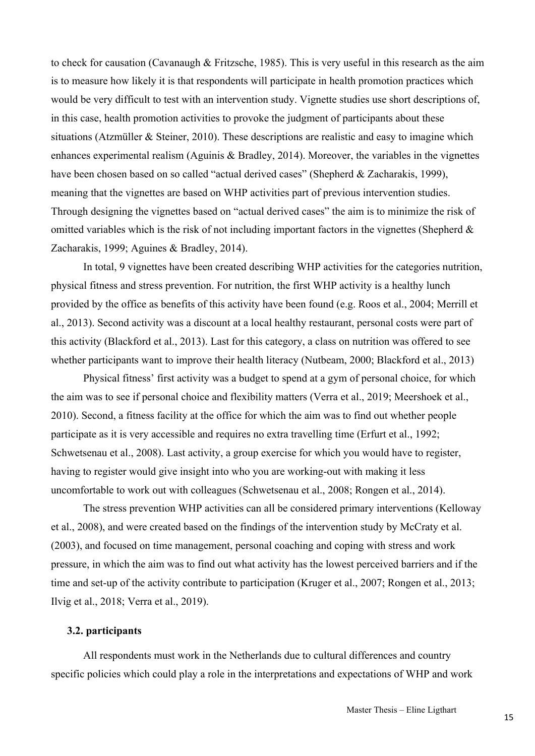to check for causation (Cavanaugh & Fritzsche, 1985). This is very useful in this research as the aim is to measure how likely it is that respondents will participate in health promotion practices which would be very difficult to test with an intervention study. Vignette studies use short descriptions of, in this case, health promotion activities to provoke the judgment of participants about these situations (Atzmüller & Steiner, 2010). These descriptions are realistic and easy to imagine which enhances experimental realism (Aguinis & Bradley, 2014). Moreover, the variables in the vignettes have been chosen based on so called "actual derived cases" (Shepherd & Zacharakis, 1999), meaning that the vignettes are based on WHP activities part of previous intervention studies. Through designing the vignettes based on "actual derived cases" the aim is to minimize the risk of omitted variables which is the risk of not including important factors in the vignettes (Shepherd & Zacharakis, 1999; Aguines & Bradley, 2014).

In total, 9 vignettes have been created describing WHP activities for the categories nutrition, physical fitness and stress prevention. For nutrition, the first WHP activity is a healthy lunch provided by the office as benefits of this activity have been found (e.g. Roos et al., 2004; Merrill et al., 2013). Second activity was a discount at a local healthy restaurant, personal costs were part of this activity (Blackford et al., 2013). Last for this category, a class on nutrition was offered to see whether participants want to improve their health literacy (Nutbeam, 2000; Blackford et al., 2013)

Physical fitness' first activity was a budget to spend at a gym of personal choice, for which the aim was to see if personal choice and flexibility matters (Verra et al., 2019; Meershoek et al., 2010). Second, a fitness facility at the office for which the aim was to find out whether people participate as it is very accessible and requires no extra travelling time (Erfurt et al., 1992; Schwetsenau et al., 2008). Last activity, a group exercise for which you would have to register, having to register would give insight into who you are working-out with making it less uncomfortable to work out with colleagues (Schwetsenau et al., 2008; Rongen et al., 2014).

The stress prevention WHP activities can all be considered primary interventions (Kelloway et al., 2008), and were created based on the findings of the intervention study by McCraty et al. (2003), and focused on time management, personal coaching and coping with stress and work pressure, in which the aim was to find out what activity has the lowest perceived barriers and if the time and set-up of the activity contribute to participation (Kruger et al., 2007; Rongen et al., 2013; Ilvig et al., 2018; Verra et al., 2019).

### 3.2. participants

All respondents must work in the Netherlands due to cultural differences and country specific policies which could play a role in the interpretations and expectations of WHP and work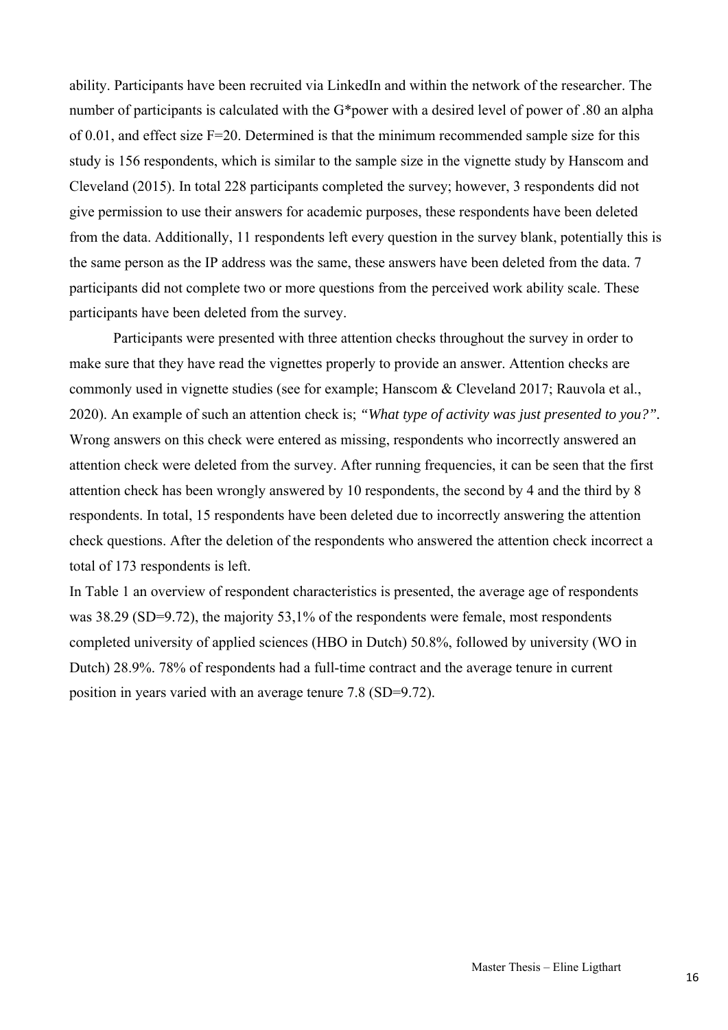ability. Participants have been recruited via LinkedIn and within the network of the researcher. The number of participants is calculated with the G*power with a desired level of power of .80 an alpha of 0.01, and effect size F=20. Determined is that the minimum recommended sample size for this study is 156 respondents, which is similar to the sample size in the vignette study by Hanscom and Cleveland (2015). In total 228 participants completed the survey; however, 3 respondents did not give permission to use their answers for academic purposes, these respondents have been deleted from the data. Additionally, 11 respondents left every question in the survey blank, potentially this is the same person as the IP address was the same, these answers have been deleted from the data. 7 participants did not complete two or more questions from the perceived work ability scale. These participants have been deleted from the survey.

Participants were presented with three attention checks throughout the survey in order to make sure that they have read the vignettes properly to provide an answer. Attention checks are commonly used in vignette studies (see for example; Hanscom & Cleveland 2017; Rauvola et al., 2020). An example of such an attention check is; *"What type of activity was just presented to you?".* Wrong answers on this check were entered as missing, respondents who incorrectly answered an attention check were deleted from the survey. After running frequencies, it can be seen that the first attention check has been wrongly answered by 10 respondents, the second by 4 and the third by 8 respondents. In total, 15 respondents have been deleted due to incorrectly answering the attention check questions. After the deletion of the respondents who answered the attention check incorrect a total of 173 respondents is left.

In Table 1 an overview of respondent characteristics is presented, the average age of respondents was 38.29 (SD=9.72), the majority 53,1% of the respondents were female, most respondents completed university of applied sciences (HBO in Dutch) 50.8%, followed by university (WO in Dutch) 28.9%. 78% of respondents had a full-time contract and the average tenure in current position in years varied with an average tenure 7.8 (SD=9.72).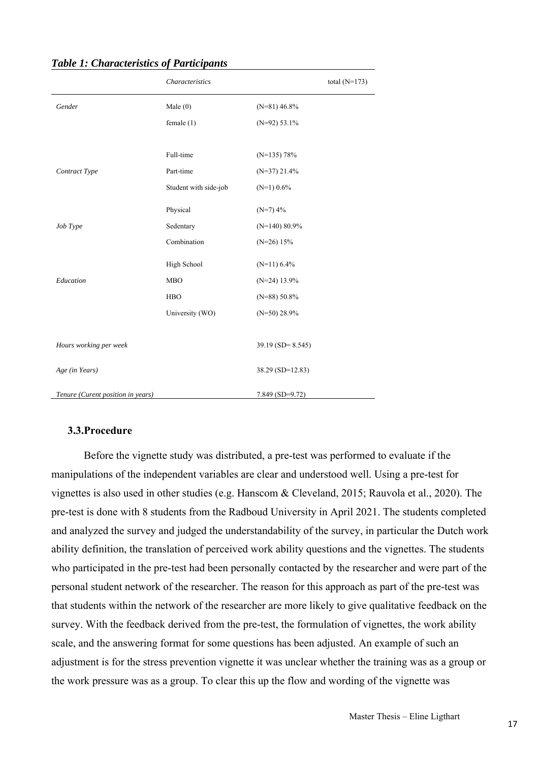***Table 1: Characteristics of Participants***

| | *Characteristics* | | total (N=173) |
|---|---|---|---|
| *Gender* | Male (0) | (N=81) 46.8% | |
| | female (1) | (N=92) 53.1% | |
| | Full-time | (N=135) 78% | |
| *Contract Type* | Part-time | (N=37) 21.4% | |
| | Student with side-job | (N=1) 0.6% | |
| | Physical | (N=7) 4% | |
| *Job Type* | Sedentary | (N=140) 80.9% | |
| | Combination | (N=26) 15% | |
| | High School | (N=11) 6.4% | |
| *Education* | MBO | (N=24) 13.9% | |
| | HBO | (N=88) 50.8% | |
| | University (WO) | (N=50) 28.9% | |
| *Hours working per week* | | 39.19 (SD= 8.545) | |
| *Age (in Years)* | | 38.29 (SD=12.83) | |
| *Tenure (Curent position in years)* | | 7.849 (SD=9.72) | |

### 3.3.Procedure

Before the vignette study was distributed, a pre-test was performed to evaluate if the manipulations of the independent variables are clear and understood well. Using a pre-test for vignettes is also used in other studies (e.g. Hanscom & Cleveland, 2015; Rauvola et al., 2020). The pre-test is done with 8 students from the Radboud University in April 2021. The students completed and analyzed the survey and judged the understandability of the survey, in particular the Dutch work ability definition, the translation of perceived work ability questions and the vignettes. The students who participated in the pre-test had been personally contacted by the researcher and were part of the personal student network of the researcher. The reason for this approach as part of the pre-test was that students within the network of the researcher are more likely to give qualitative feedback on the survey. With the feedback derived from the pre-test, the formulation of vignettes, the work ability scale, and the answering format for some questions has been adjusted. An example of such an adjustment is for the stress prevention vignette it was unclear whether the training was as a group or the work pressure was as a group. To clear this up the flow and wording of the vignette was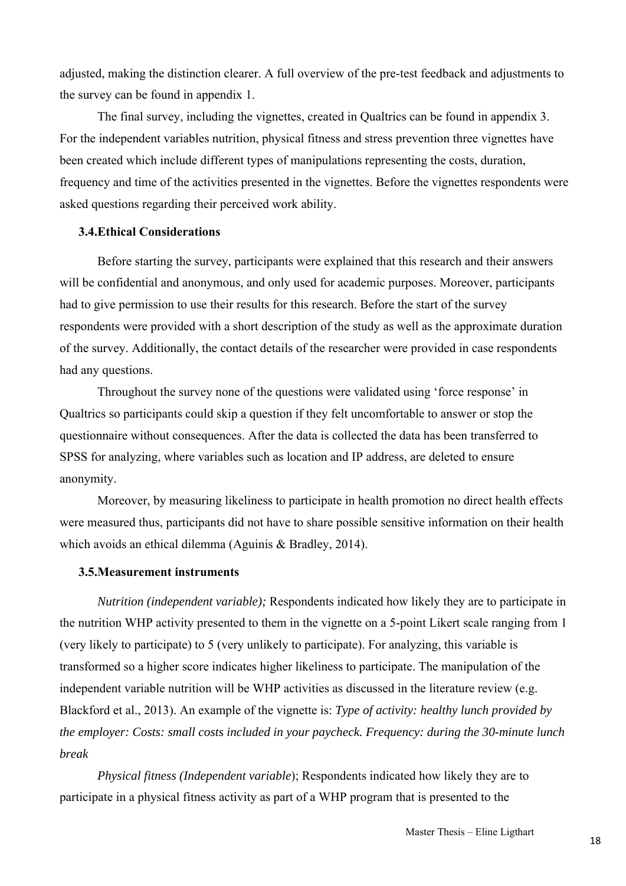adjusted, making the distinction clearer. A full overview of the pre-test feedback and adjustments to the survey can be found in appendix 1.

The final survey, including the vignettes, created in Qualtrics can be found in appendix 3. For the independent variables nutrition, physical fitness and stress prevention three vignettes have been created which include different types of manipulations representing the costs, duration, frequency and time of the activities presented in the vignettes. Before the vignettes respondents were asked questions regarding their perceived work ability.

### 3.4. Ethical Considerations

Before starting the survey, participants were explained that this research and their answers will be confidential and anonymous, and only used for academic purposes. Moreover, participants had to give permission to use their results for this research. Before the start of the survey respondents were provided with a short description of the study as well as the approximate duration of the survey. Additionally, the contact details of the researcher were provided in case respondents had any questions.

Throughout the survey none of the questions were validated using 'force response' in Qualtrics so participants could skip a question if they felt uncomfortable to answer or stop the questionnaire without consequences. After the data is collected the data has been transferred to SPSS for analyzing, where variables such as location and IP address, are deleted to ensure anonymity.

Moreover, by measuring likeliness to participate in health promotion no direct health effects were measured thus, participants did not have to share possible sensitive information on their health which avoids an ethical dilemma (Aguinis & Bradley, 2014).

### 3.5. Measurement instruments

*Nutrition (independent variable);* Respondents indicated how likely they are to participate in the nutrition WHP activity presented to them in the vignette on a 5-point Likert scale ranging from 1 (very likely to participate) to 5 (very unlikely to participate). For analyzing, this variable is transformed so a higher score indicates higher likeliness to participate. The manipulation of the independent variable nutrition will be WHP activities as discussed in the literature review (e.g. Blackford et al., 2013). An example of the vignette is: *Type of activity: healthy lunch provided by the employer: Costs: small costs included in your paycheck. Frequency: during the 30-minute lunch break*

*Physical fitness (Independent variable*); Respondents indicated how likely they are to participate in a physical fitness activity as part of a WHP program that is presented to the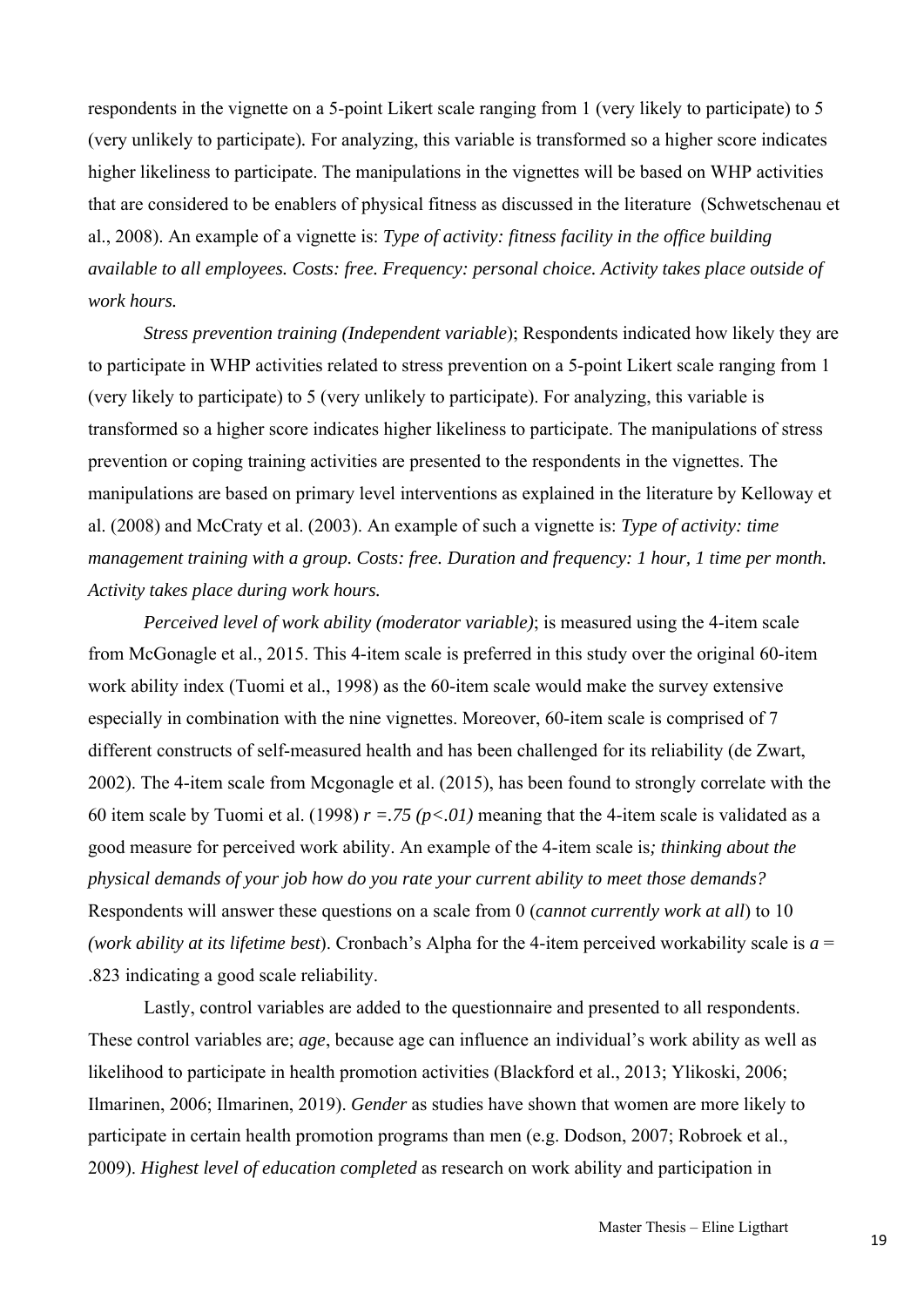respondents in the vignette on a 5-point Likert scale ranging from 1 (very likely to participate) to 5 (very unlikely to participate). For analyzing, this variable is transformed so a higher score indicates higher likeliness to participate. The manipulations in the vignettes will be based on WHP activities that are considered to be enablers of physical fitness as discussed in the literature (Schwetschenau et al., 2008). An example of a vignette is: *Type of activity: fitness facility in the office building available to all employees. Costs: free. Frequency: personal choice. Activity takes place outside of work hours.*

*Stress prevention training (Independent variable*); Respondents indicated how likely they are to participate in WHP activities related to stress prevention on a 5-point Likert scale ranging from 1 (very likely to participate) to 5 (very unlikely to participate). For analyzing, this variable is transformed so a higher score indicates higher likeliness to participate. The manipulations of stress prevention or coping training activities are presented to the respondents in the vignettes. The manipulations are based on primary level interventions as explained in the literature by Kelloway et al. (2008) and McCraty et al. (2003). An example of such a vignette is: *Type of activity: time management training with a group. Costs: free. Duration and frequency: 1 hour, 1 time per month. Activity takes place during work hours.*

*Perceived level of work ability (moderator variable)*; is measured using the 4-item scale from McGonagle et al., 2015. This 4-item scale is preferred in this study over the original 60-item work ability index (Tuomi et al., 1998) as the 60-item scale would make the survey extensive especially in combination with the nine vignettes. Moreover, 60-item scale is comprised of 7 different constructs of self-measured health and has been challenged for its reliability (de Zwart, 2002). The 4-item scale from Mcgonagle et al. (2015), has been found to strongly correlate with the 60 item scale by Tuomi et al. (1998) $r = .75$ $(p < .01)$ meaning that the 4-item scale is validated as a good measure for perceived work ability. An example of the 4-item scale is*; thinking about the physical demands of your job how do you rate your current ability to meet those demands?* Respondents will answer these questions on a scale from 0 (*cannot currently work at all*) to 10 *(work ability at its lifetime best*). Cronbach's Alpha for the 4-item perceived workability scale is $a = .823$ indicating a good scale reliability.

Lastly, control variables are added to the questionnaire and presented to all respondents. These control variables are; *age*, because age can influence an individual's work ability as well as likelihood to participate in health promotion activities (Blackford et al., 2013; Ylikoski, 2006; Ilmarinen, 2006; Ilmarinen, 2019). *Gender* as studies have shown that women are more likely to participate in certain health promotion programs than men (e.g. Dodson, 2007; Robroek et al., 2009). *Highest level of education completed* as research on work ability and participation in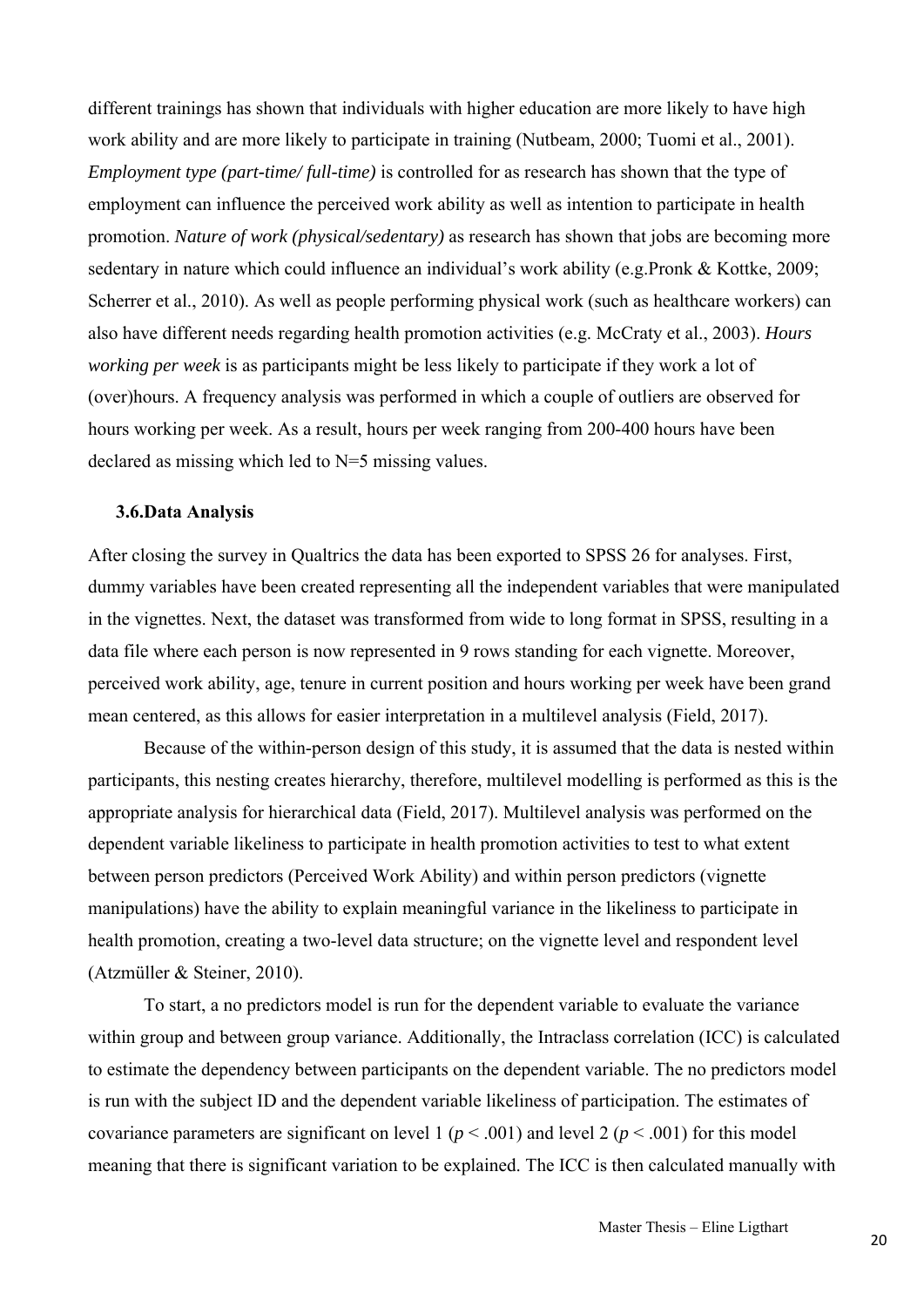different trainings has shown that individuals with higher education are more likely to have high work ability and are more likely to participate in training (Nutbeam, 2000; Tuomi et al., 2001). *Employment type (part-time/ full-time)* is controlled for as research has shown that the type of employment can influence the perceived work ability as well as intention to participate in health promotion. *Nature of work (physical/sedentary)* as research has shown that jobs are becoming more sedentary in nature which could influence an individual's work ability (e.g.Pronk & Kottke, 2009; Scherrer et al., 2010). As well as people performing physical work (such as healthcare workers) can also have different needs regarding health promotion activities (e.g. McCraty et al., 2003). *Hours working per week* is as participants might be less likely to participate if they work a lot of (over)hours. A frequency analysis was performed in which a couple of outliers are observed for hours working per week. As a result, hours per week ranging from 200-400 hours have been declared as missing which led to N=5 missing values.

### 3.6. Data Analysis

After closing the survey in Qualtrics the data has been exported to SPSS 26 for analyses. First, dummy variables have been created representing all the independent variables that were manipulated in the vignettes. Next, the dataset was transformed from wide to long format in SPSS, resulting in a data file where each person is now represented in 9 rows standing for each vignette. Moreover, perceived work ability, age, tenure in current position and hours working per week have been grand mean centered, as this allows for easier interpretation in a multilevel analysis (Field, 2017).

Because of the within-person design of this study, it is assumed that the data is nested within participants, this nesting creates hierarchy, therefore, multilevel modelling is performed as this is the appropriate analysis for hierarchical data (Field, 2017). Multilevel analysis was performed on the dependent variable likeliness to participate in health promotion activities to test to what extent between person predictors (Perceived Work Ability) and within person predictors (vignette manipulations) have the ability to explain meaningful variance in the likeliness to participate in health promotion, creating a two-level data structure; on the vignette level and respondent level (Atzmüller & Steiner, 2010).

To start, a no predictors model is run for the dependent variable to evaluate the variance within group and between group variance. Additionally, the Intraclass correlation (ICC) is calculated to estimate the dependency between participants on the dependent variable. The no predictors model is run with the subject ID and the dependent variable likeliness of participation. The estimates of covariance parameters are significant on level 1 ($p < .001$) and level 2 ($p < .001$) for this model meaning that there is significant variation to be explained. The ICC is then calculated manually with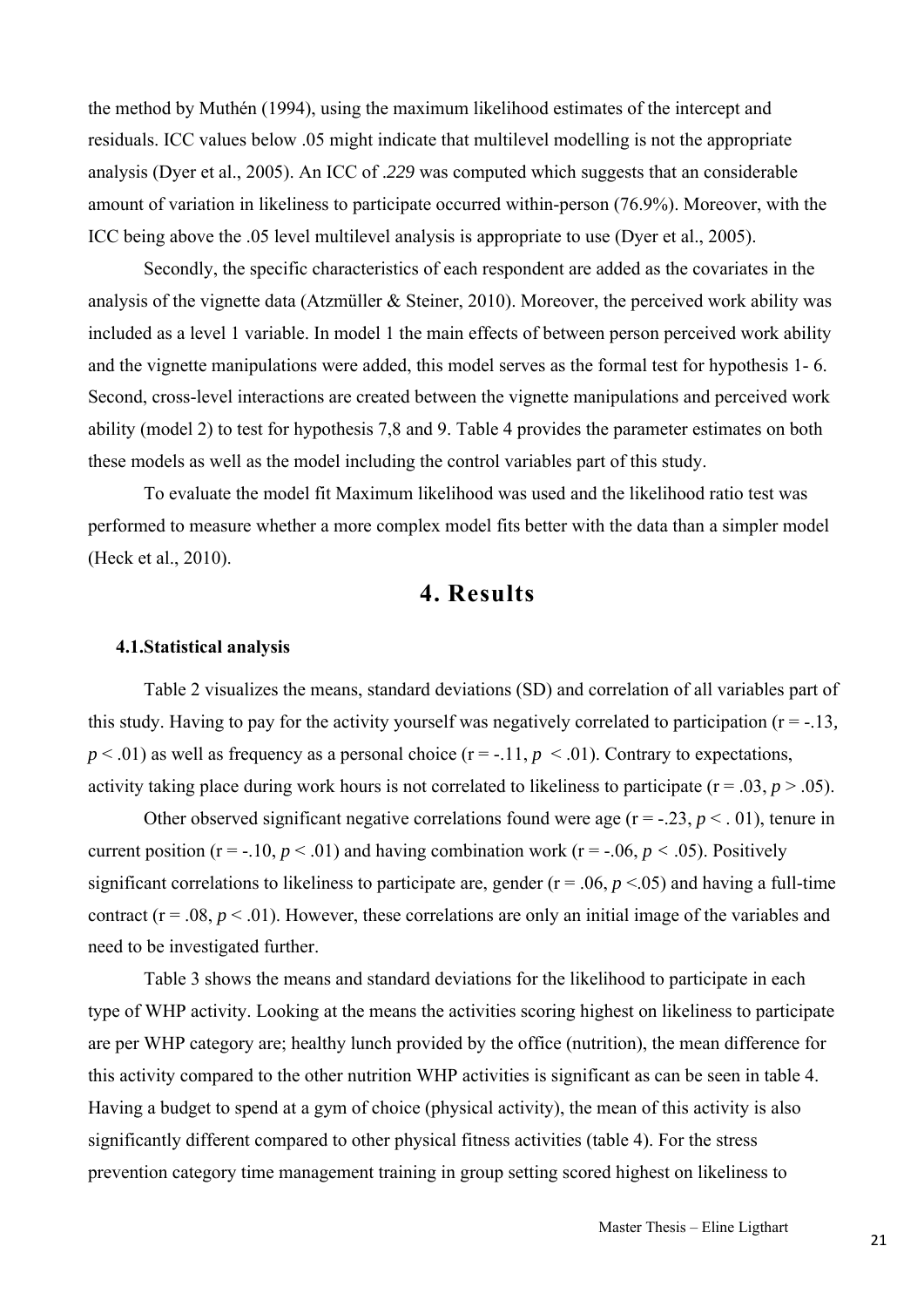the method by Muthén (1994), using the maximum likelihood estimates of the intercept and residuals. ICC values below .05 might indicate that multilevel modelling is not the appropriate analysis (Dyer et al., 2005). An ICC of *.229* was computed which suggests that an considerable amount of variation in likeliness to participate occurred within-person (76.9%). Moreover, with the ICC being above the .05 level multilevel analysis is appropriate to use (Dyer et al., 2005).

Secondly, the specific characteristics of each respondent are added as the covariates in the analysis of the vignette data (Atzmüller & Steiner, 2010). Moreover, the perceived work ability was included as a level 1 variable. In model 1 the main effects of between person perceived work ability and the vignette manipulations were added, this model serves as the formal test for hypothesis 1- 6. Second, cross-level interactions are created between the vignette manipulations and perceived work ability (model 2) to test for hypothesis 7,8 and 9. Table 4 provides the parameter estimates on both these models as well as the model including the control variables part of this study.

To evaluate the model fit Maximum likelihood was used and the likelihood ratio test was performed to measure whether a more complex model fits better with the data than a simpler model (Heck et al., 2010).

# 4. Results

## 4.1.Statistical analysis

Table 2 visualizes the means, standard deviations (SD) and correlation of all variables part of this study. Having to pay for the activity yourself was negatively correlated to participation ($r = -.13$, $p < .01$) as well as frequency as a personal choice ($r = -.11$, $p < .01$). Contrary to expectations, activity taking place during work hours is not correlated to likeliness to participate ($r = .03$, $p > .05$).

Other observed significant negative correlations found were age ($r = -.23$, $p < .01$), tenure in current position ($r = -.10$, $p < .01$) and having combination work ($r = -.06$, $p < .05$). Positively significant correlations to likeliness to participate are, gender ($r = .06$, $p < .05$) and having a full-time contract ($r = .08$, $p < .01$). However, these correlations are only an initial image of the variables and need to be investigated further.

Table 3 shows the means and standard deviations for the likelihood to participate in each type of WHP activity. Looking at the means the activities scoring highest on likeliness to participate are per WHP category are; healthy lunch provided by the office (nutrition), the mean difference for this activity compared to the other nutrition WHP activities is significant as can be seen in table 4. Having a budget to spend at a gym of choice (physical activity), the mean of this activity is also significantly different compared to other physical fitness activities (table 4). For the stress prevention category time management training in group setting scored highest on likeliness to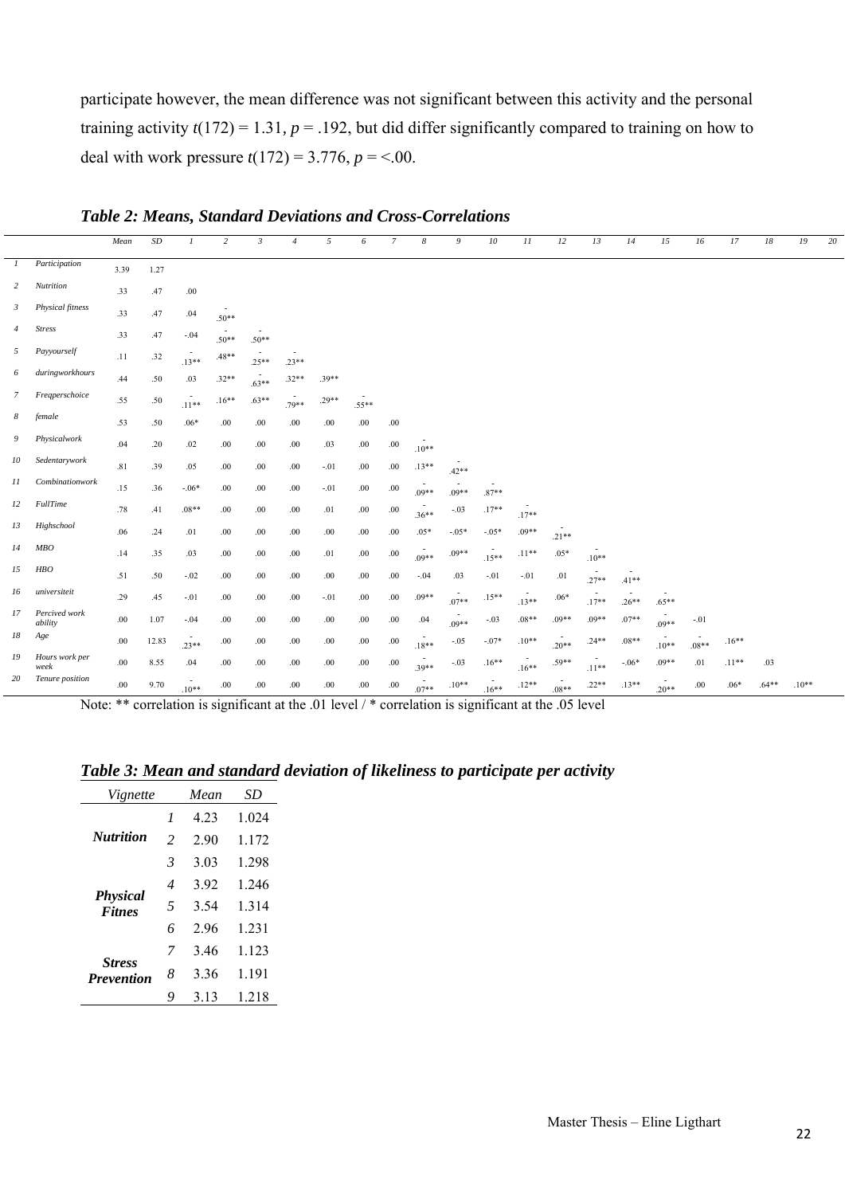participate however, the mean difference was not significant between this activity and the personal training activity $t(172) = 1.31$, $p = .192$, but did differ significantly compared to training on how to deal with work pressure $t(172) = 3.776$, $p = <.00$.

***Table 2: Means, Standard Deviations and Cross-Correlations***

| | | Mean | SD | 1 | 2 | 3 | 4 | 5 | 6 | 7 | 8 | 9 | 10 | 11 | 12 | 13 | 14 | 15 | 16 | 17 | 18 | 19 | 20 |
|---|---|---|---|---|---|---|---|---|---|---|---|---|---|---|---|---|---|---|---|---|---|---|---|
| 1 | Participation | 3.39 | 1.27 | | | | | | | | | | | | | | | | | | | | |
| 2 | Nutrition | .33 | .47 | .00 | | | | | | | | | | | | | | | | | | | |
| 3 | Physical fitness | .33 | .47 | .04 | -.50** | | | | | | | | | | | | | | | | | | |
| 4 | Stress | .33 | .47 | -.04 | -.50** | -.50** | | | | | | | | | | | | | | | | | |
| 5 | Payyourself | .11 | .32 | -.13** | .48** | -.25** | -.23** | | | | | | | | | | | | | | | | |
| 6 | duringworkhours | .44 | .50 | .03 | .32** | -.63** | .32** | .39** | | | | | | | | | | | | | | | |
| 7 | Freqperschoice | .55 | .50 | -.11** | .16** | .63** | -.79** | .29** | -.55** | | | | | | | | | | | | | | |
| 8 | female | .53 | .50 | .06* | .00 | .00 | .00 | .00 | .00 | .00 | | | | | | | | | | | | | |
| 9 | Physicalwork | .04 | .20 | .02 | .00 | .00 | .00 | .03 | .00 | .00 | -.10** | | | | | | | | | | | | |
| 10 | Sedentarywork | .81 | .39 | .05 | .00 | .00 | .00 | -.01 | .00 | .00 | .13** | -.42** | | | | | | | | | | | |
| 11 | Combinationwork | .15 | .36 | -.06* | .00 | .00 | .00 | -.01 | .00 | .00 | -.09** | -.09** | -.87** | | | | | | | | | | |
| 12 | FullTime | .78 | .41 | .08** | .00 | .00 | .00 | .01 | .00 | .00 | -.36** | -.03 | .17** | -.17** | | | | | | | | | |
| 13 | Highschool | .06 | .24 | .01 | .00 | .00 | .00 | .00 | .00 | .00 | .05* | -.05* | -.05* | .09** | -.21** | | | | | | | | |
| 14 | MBO | .14 | .35 | .03 | .00 | .00 | .00 | .01 | .00 | .00 | -.09** | .09** | -.15** | .11** | .05* | -.10** | | | | | | | |
| 15 | HBO | .51 | .50 | -.02 | .00 | .00 | .00 | .00 | .00 | .00 | -.04 | .03 | -.01 | -.01 | .01 | -.27** | -.41** | | | | | | |
| 16 | universiteit | .29 | .45 | -.01 | .00 | .00 | .00 | -.01 | .00 | .00 | .09** | -.07** | .15** | -.13** | .06* | -.17** | -.26** | -.65** | | | | | |
| 17 | Percived work ability | .00 | 1.07 | -.04 | .00 | .00 | .00 | .00 | .00 | .00 | .04 | -.09** | -.03 | .08** | .09** | .09** | .07** | -.09** | -.01 | | | | |
| 18 | Age | .00 | 12.83 | -.23** | .00 | .00 | .00 | .00 | .00 | .00 | -.18** | -.05 | -.07* | .10** | -.20** | .24** | .08** | -.10** | -.08** | .16** | | | |
| 19 | Hours work per week | .00 | 8.55 | .04 | .00 | .00 | .00 | .00 | .00 | .00 | -.39** | -.03 | .16** | -.16** | .59** | -.11** | -.06* | .09** | .01 | .11** | .03 | | |
| 20 | Tenure position | .00 | 9.70 | -.10** | .00 | .00 | .00 | .00 | .00 | .00 | -.07** | .10** | -.16** | .12** | -.08** | .22** | .13** | -.20** | .00 | .06* | .64** | .10** | |

Note: ** correlation is significant at the .01 level / * correlation is significant at the .05 level

***Table 3: Mean and standard deviation of likeliness to participate per activity***

| Vignette | | Mean | SD |
|---|---|---|---|
| **Nutrition** | 1 | 4.23 | 1.024 |
| | 2 | 2.90 | 1.172 |
| | 3 | 3.03 | 1.298 |
| **Physical Fitnes** | 4 | 3.92 | 1.246 |
| | 5 | 3.54 | 1.314 |
| | 6 | 2.96 | 1.231 |
| **Stress Prevention** | 7 | 3.46 | 1.123 |
| | 8 | 3.36 | 1.191 |
| | 9 | 3.13 | 1.218 |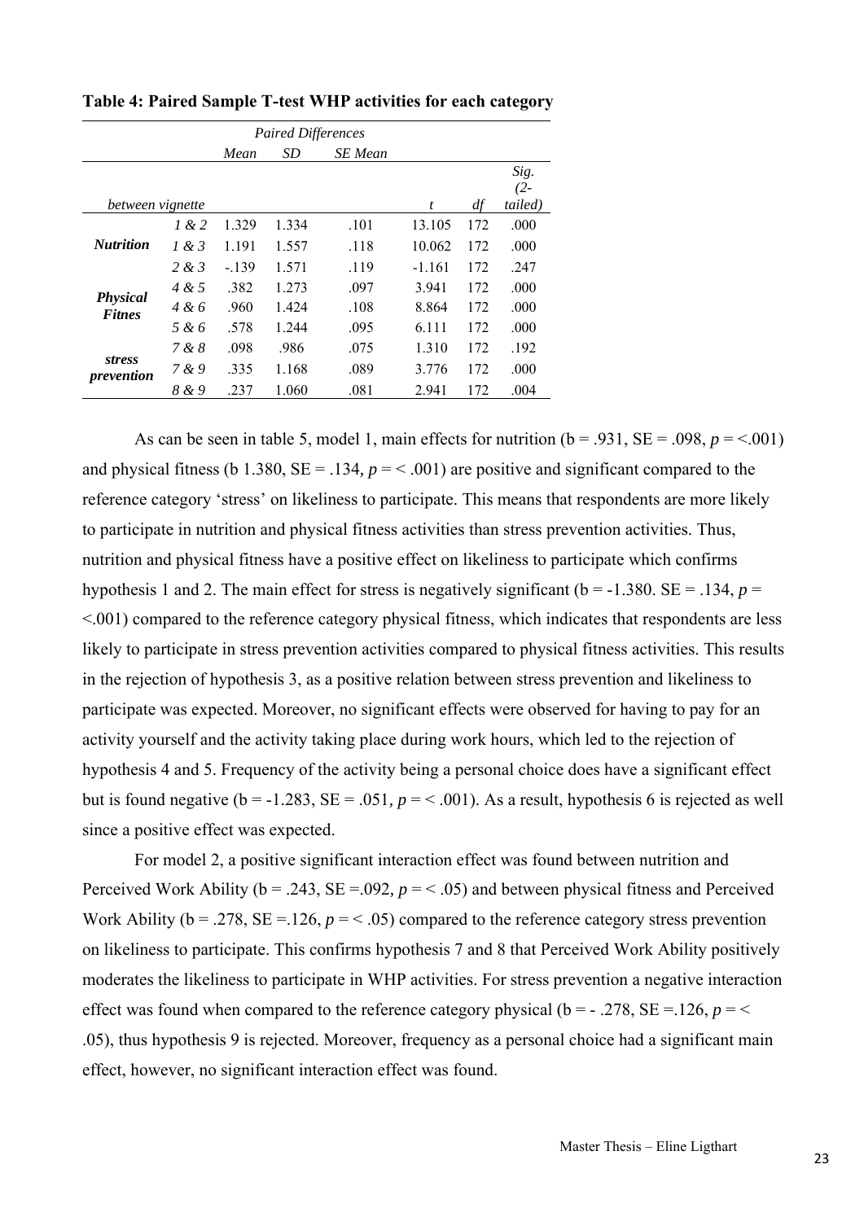**Table 4: Paired Sample T-test WHP activities for each category**

| | | *Paired Differences* | | | | | |
|---|---|---|---|---|---|---|---|
| | | *Mean* | *SD* | *SE Mean* | | | |
| *between vignette* | | | | | *t* | *df* | *Sig. (2-tailed)* |
| ***Nutrition*** | *1 & 2* | 1.329 | 1.334 | .101 | 13.105 | 172 | .000 |
| | *1 & 3* | 1.191 | 1.557 | .118 | 10.062 | 172 | .000 |
| | *2 & 3* | -.139 | 1.571 | .119 | -1.161 | 172 | .247 |
| ***Physical Fitnes*** | *4 & 5* | .382 | 1.273 | .097 | 3.941 | 172 | .000 |
| | *4 & 6* | .960 | 1.424 | .108 | 8.864 | 172 | .000 |
| | *5 & 6* | .578 | 1.244 | .095 | 6.111 | 172 | .000 |
| ***stress prevention*** | *7 & 8* | .098 | .986 | .075 | 1.310 | 172 | .192 |
| | *7 & 9* | .335 | 1.168 | .089 | 3.776 | 172 | .000 |
| | *8 & 9* | .237 | 1.060 | .081 | 2.941 | 172 | .004 |

As can be seen in table 5, model 1, main effects for nutrition (b = .931, SE = .098, $p$ = <.001) and physical fitness (b 1.380, SE = .134, $p$ = < .001) are positive and significant compared to the reference category 'stress' on likeliness to participate. This means that respondents are more likely to participate in nutrition and physical fitness activities than stress prevention activities. Thus, nutrition and physical fitness have a positive effect on likeliness to participate which confirms hypothesis 1 and 2. The main effect for stress is negatively significant (b = -1.380. SE = .134, $p$ = <.001) compared to the reference category physical fitness, which indicates that respondents are less likely to participate in stress prevention activities compared to physical fitness activities. This results in the rejection of hypothesis 3, as a positive relation between stress prevention and likeliness to participate was expected. Moreover, no significant effects were observed for having to pay for an activity yourself and the activity taking place during work hours, which led to the rejection of hypothesis 4 and 5. Frequency of the activity being a personal choice does have a significant effect but is found negative (b = -1.283, SE = .051, $p$ = < .001). As a result, hypothesis 6 is rejected as well since a positive effect was expected.

For model 2, a positive significant interaction effect was found between nutrition and Perceived Work Ability (b = .243, SE =.092, $p$ = < .05) and between physical fitness and Perceived Work Ability (b = .278, SE =.126, $p$ = < .05) compared to the reference category stress prevention on likeliness to participate. This confirms hypothesis 7 and 8 that Perceived Work Ability positively moderates the likeliness to participate in WHP activities. For stress prevention a negative interaction effect was found when compared to the reference category physical (b = - .278, SE =.126, $p$ = < .05), thus hypothesis 9 is rejected. Moreover, frequency as a personal choice had a significant main effect, however, no significant interaction effect was found.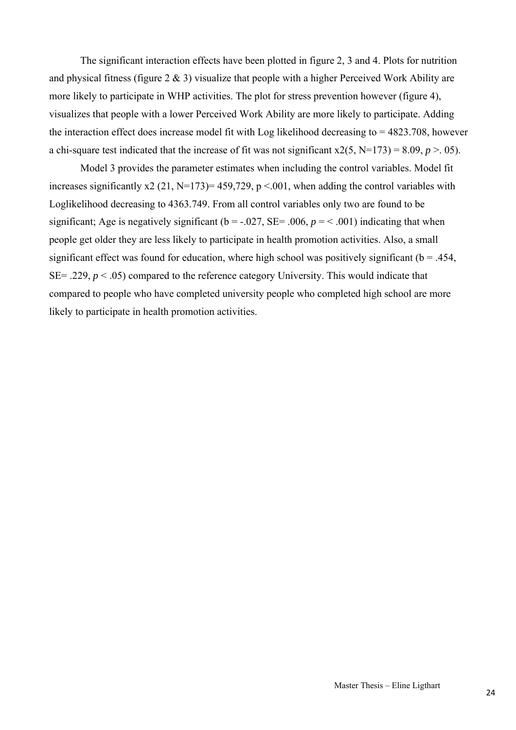The significant interaction effects have been plotted in figure 2, 3 and 4. Plots for nutrition and physical fitness (figure 2 & 3) visualize that people with a higher Perceived Work Ability are more likely to participate in WHP activities. The plot for stress prevention however (figure 4), visualizes that people with a lower Perceived Work Ability are more likely to participate. Adding the interaction effect does increase model fit with Log likelihood decreasing to = 4823.708, however a chi-square test indicated that the increase of fit was not significant x2(5, N=173) = 8.09, *p* >. 05).

Model 3 provides the parameter estimates when including the control variables. Model fit increases significantly x2 (21, N=173)= 459,729, p <.001, when adding the control variables with Loglikelihood decreasing to 4363.749. From all control variables only two are found to be significant; Age is negatively significant (b = -.027, SE= .006, *p* = < .001) indicating that when people get older they are less likely to participate in health promotion activities. Also, a small significant effect was found for education, where high school was positively significant (b = .454, SE= .229, *p* < .05) compared to the reference category University. This would indicate that compared to people who have completed university people who completed high school are more likely to participate in health promotion activities.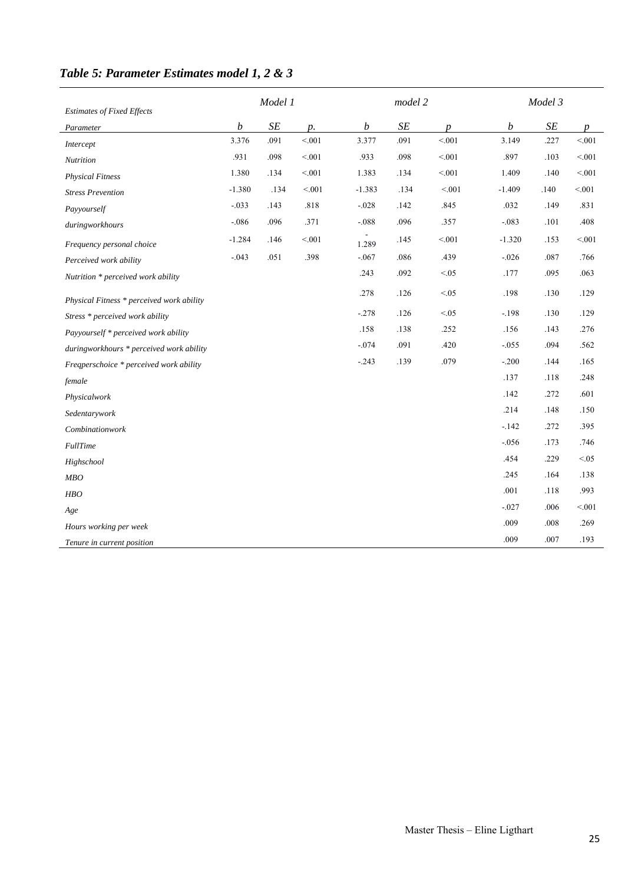### *Table 5: Parameter Estimates model 1, 2 & 3*

| *Estimates of Fixed Effects* | *Model 1* | | | *model 2* | | | *Model 3* | | |
|---|---|---|---|---|---|---|---|---|---|
| *Parameter* | *b* | *SE* | *p.* | *b* | *SE* | *p* | *b* | *SE* | *p* |
| *Intercept* | 3.376 | .091 | <.001 | 3.377 | .091 | <.001 | 3.149 | .227 | <.001 |
| *Nutrition* | .931 | .098 | <.001 | .933 | .098 | <.001 | .897 | .103 | <.001 |
| *Physical Fitness* | 1.380 | .134 | <.001 | 1.383 | .134 | <.001 | 1.409 | .140 | <.001 |
| *Stress Prevention* | -1.380 | .134 | <.001 | -1.383 | .134 | <.001 | -1.409 | .140 | <.001 |
| *Payyourself* | -.033 | .143 | .818 | -.028 | .142 | .845 | .032 | .149 | .831 |
| *duringworkhours* | -.086 | .096 | .371 | -.088 | .096 | .357 | -.083 | .101 | .408 |
| *Frequency personal choice* | -1.284 | .146 | <.001 | -1.289 | .145 | <.001 | -1.320 | .153 | <.001 |
| *Perceived work ability* | -.043 | .051 | .398 | -.067 | .086 | .439 | -.026 | .087 | .766 |
| *Nutrition \* perceived work ability* | | | | .243 | .092 | <.05 | .177 | .095 | .063 |
| *Physical Fitness \* perceived work ability* | | | | .278 | .126 | <.05 | .198 | .130 | .129 |
| *Stress \* perceived work ability* | | | | -.278 | .126 | <.05 | -.198 | .130 | .129 |
| *Payyourself \* perceived work ability* | | | | .158 | .138 | .252 | .156 | .143 | .276 |
| *duringworkhours \* perceived work ability* | | | | -.074 | .091 | .420 | -.055 | .094 | .562 |
| *Freqperschoice \* perceived work ability* | | | | -.243 | .139 | .079 | -.200 | .144 | .165 |
| *female* | | | | | | | .137 | .118 | .248 |
| *Physicalwork* | | | | | | | .142 | .272 | .601 |
| *Sedentarywork* | | | | | | | .214 | .148 | .150 |
| *Combinationwork* | | | | | | | -.142 | .272 | .395 |
| *FullTime* | | | | | | | -.056 | .173 | .746 |
| *Highschool* | | | | | | | .454 | .229 | <.05 |
| *MBO* | | | | | | | .245 | .164 | .138 |
| *HBO* | | | | | | | .001 | .118 | .993 |
| *Age* | | | | | | | -.027 | .006 | <.001 |
| *Hours working per week* | | | | | | | .009 | .008 | .269 |
| *Tenure in current position* | | | | | | | .009 | .007 | .193 |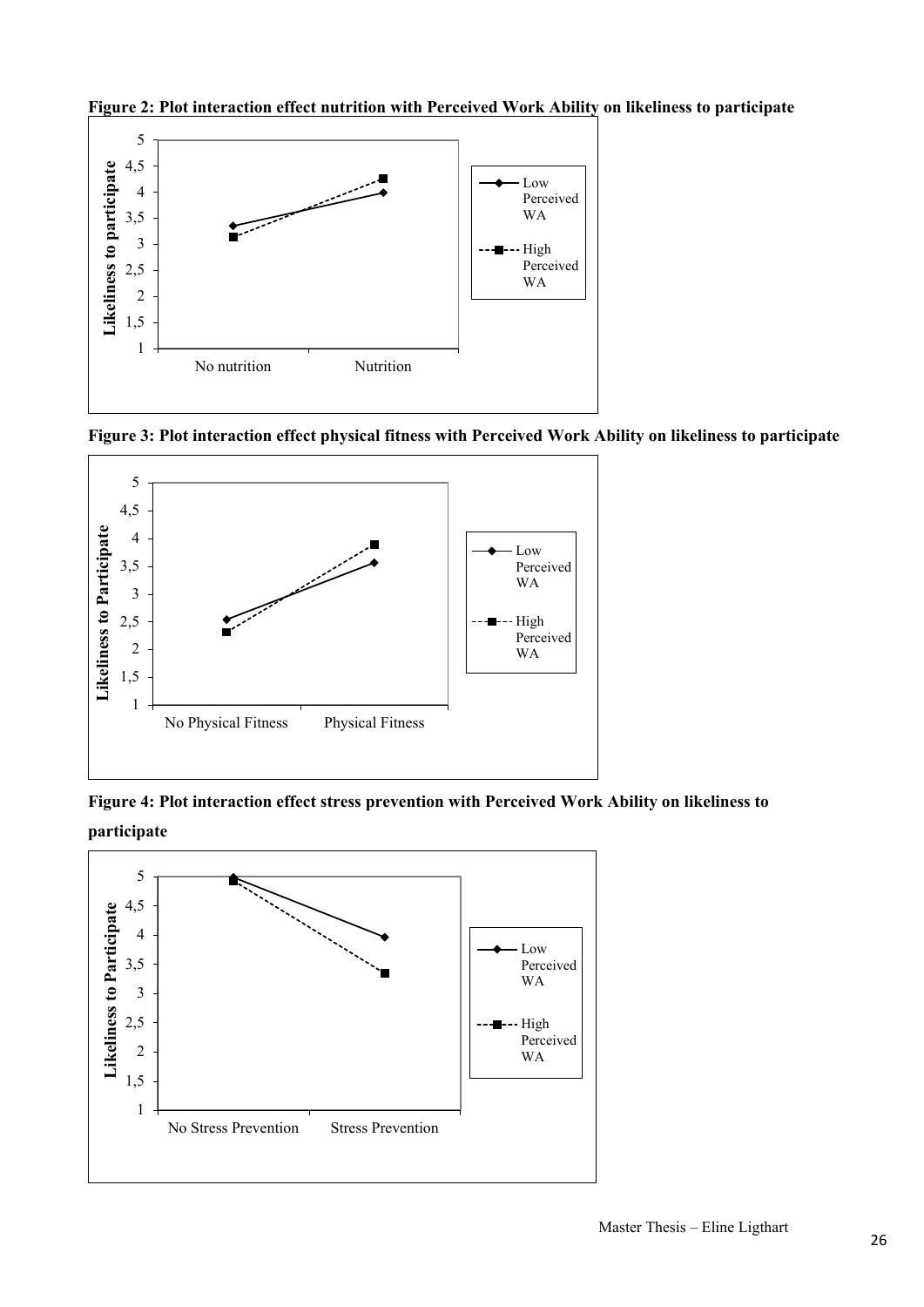**Figure 2: Plot interaction effect nutrition with Perceived Work Ability on likeliness to participate**

**Figure 3: Plot interaction effect physical fitness with Perceived Work Ability on likeliness to participate**

**Figure 4: Plot interaction effect stress prevention with Perceived Work Ability on likeliness to participate**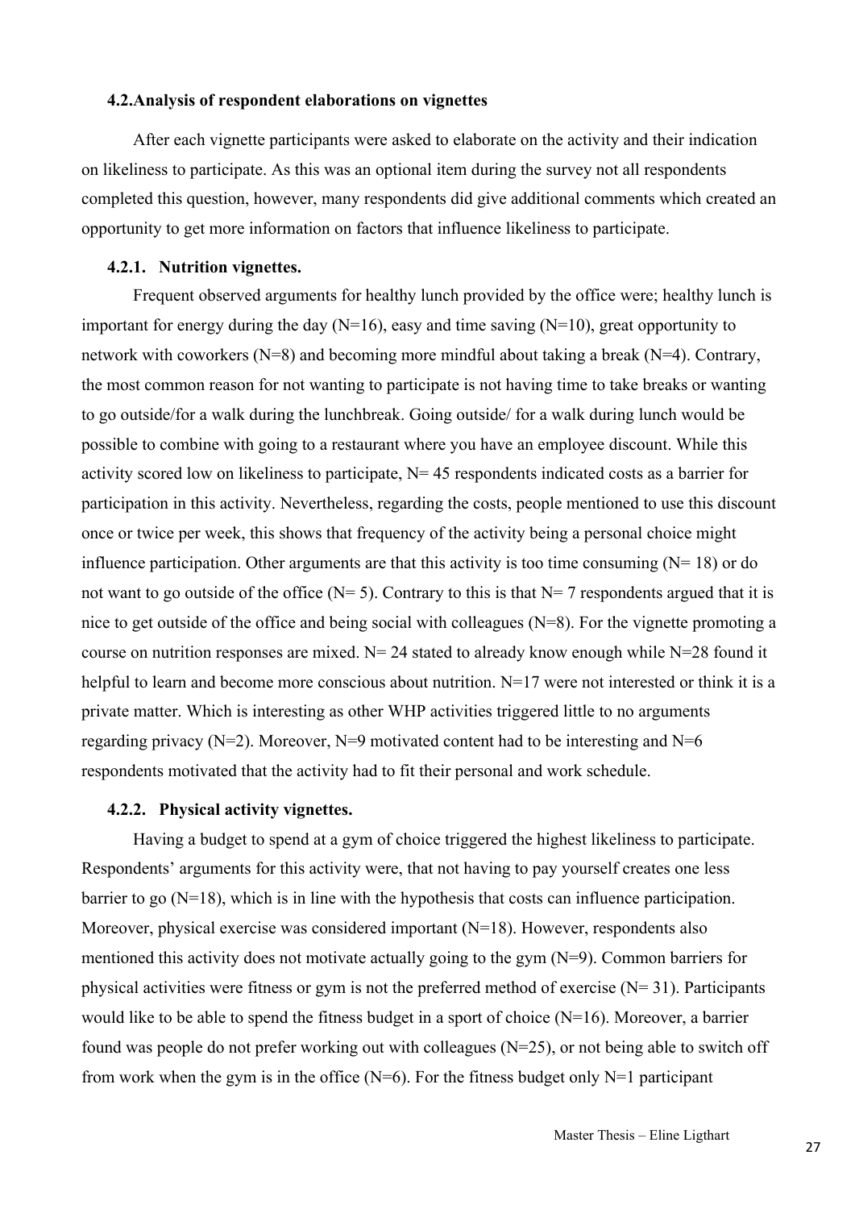### 4.2. Analysis of respondent elaborations on vignettes

After each vignette participants were asked to elaborate on the activity and their indication on likeliness to participate. As this was an optional item during the survey not all respondents completed this question, however, many respondents did give additional comments which created an opportunity to get more information on factors that influence likeliness to participate.

#### 4.2.1. Nutrition vignettes.

Frequent observed arguments for healthy lunch provided by the office were; healthy lunch is important for energy during the day (N=16), easy and time saving (N=10), great opportunity to network with coworkers (N=8) and becoming more mindful about taking a break (N=4). Contrary, the most common reason for not wanting to participate is not having time to take breaks or wanting to go outside/for a walk during the lunchbreak. Going outside/ for a walk during lunch would be possible to combine with going to a restaurant where you have an employee discount. While this activity scored low on likeliness to participate, N= 45 respondents indicated costs as a barrier for participation in this activity. Nevertheless, regarding the costs, people mentioned to use this discount once or twice per week, this shows that frequency of the activity being a personal choice might influence participation. Other arguments are that this activity is too time consuming (N= 18) or do not want to go outside of the office (N= 5). Contrary to this is that N= 7 respondents argued that it is nice to get outside of the office and being social with colleagues (N=8). For the vignette promoting a course on nutrition responses are mixed. N= 24 stated to already know enough while N=28 found it helpful to learn and become more conscious about nutrition. N=17 were not interested or think it is a private matter. Which is interesting as other WHP activities triggered little to no arguments regarding privacy (N=2). Moreover, N=9 motivated content had to be interesting and N=6 respondents motivated that the activity had to fit their personal and work schedule.

#### 4.2.2. Physical activity vignettes.

Having a budget to spend at a gym of choice triggered the highest likeliness to participate. Respondents' arguments for this activity were, that not having to pay yourself creates one less barrier to go (N=18), which is in line with the hypothesis that costs can influence participation. Moreover, physical exercise was considered important (N=18). However, respondents also mentioned this activity does not motivate actually going to the gym (N=9). Common barriers for physical activities were fitness or gym is not the preferred method of exercise (N= 31). Participants would like to be able to spend the fitness budget in a sport of choice (N=16). Moreover, a barrier found was people do not prefer working out with colleagues (N=25), or not being able to switch off from work when the gym is in the office (N=6). For the fitness budget only N=1 participant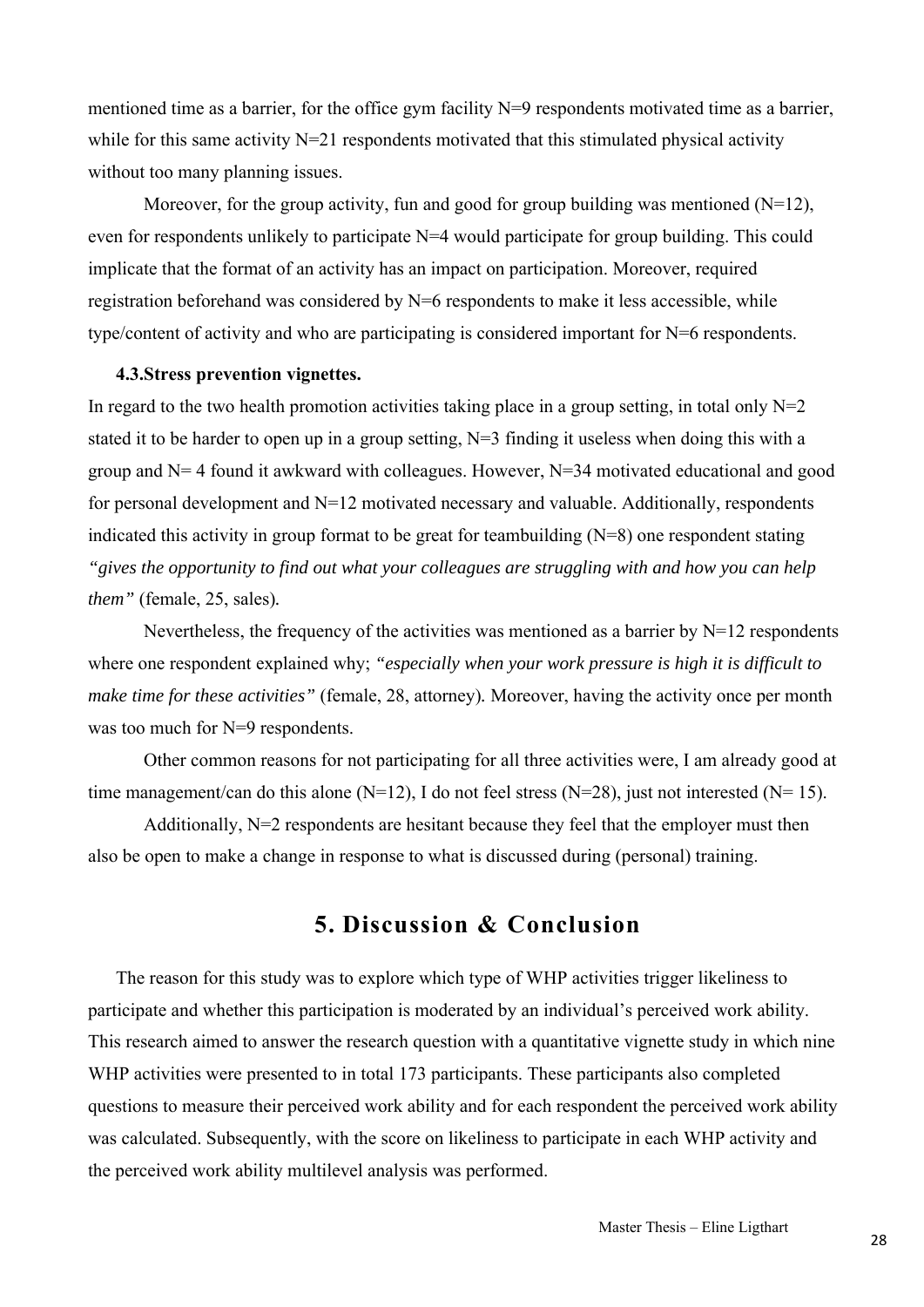mentioned time as a barrier, for the office gym facility N=9 respondents motivated time as a barrier, while for this same activity N=21 respondents motivated that this stimulated physical activity without too many planning issues.

Moreover, for the group activity, fun and good for group building was mentioned (N=12), even for respondents unlikely to participate N=4 would participate for group building. This could implicate that the format of an activity has an impact on participation. Moreover, required registration beforehand was considered by N=6 respondents to make it less accessible, while type/content of activity and who are participating is considered important for N=6 respondents.

### 4.3. Stress prevention vignettes.

In regard to the two health promotion activities taking place in a group setting, in total only N=2 stated it to be harder to open up in a group setting, N=3 finding it useless when doing this with a group and N= 4 found it awkward with colleagues. However, N=34 motivated educational and good for personal development and N=12 motivated necessary and valuable. Additionally, respondents indicated this activity in group format to be great for teambuilding (N=8) one respondent stating *"gives the opportunity to find out what your colleagues are struggling with and how you can help them"* (female, 25, sales).

Nevertheless, the frequency of the activities was mentioned as a barrier by N=12 respondents where one respondent explained why; *"especially when your work pressure is high it is difficult to make time for these activities"* (female, 28, attorney). Moreover, having the activity once per month was too much for N=9 respondents.

Other common reasons for not participating for all three activities were, I am already good at time management/can do this alone (N=12), I do not feel stress (N=28), just not interested (N= 15).

Additionally, N=2 respondents are hesitant because they feel that the employer must then also be open to make a change in response to what is discussed during (personal) training.

# 5. Discussion & Conclusion

The reason for this study was to explore which type of WHP activities trigger likeliness to participate and whether this participation is moderated by an individual's perceived work ability. This research aimed to answer the research question with a quantitative vignette study in which nine WHP activities were presented to in total 173 participants. These participants also completed questions to measure their perceived work ability and for each respondent the perceived work ability was calculated. Subsequently, with the score on likeliness to participate in each WHP activity and the perceived work ability multilevel analysis was performed.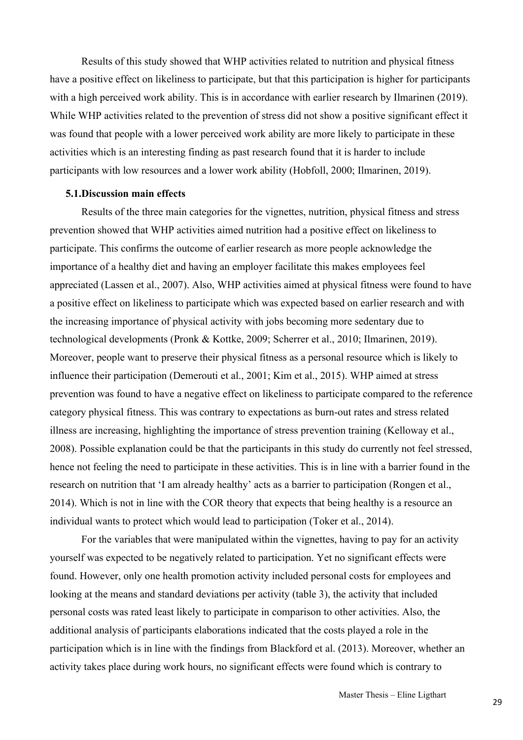Results of this study showed that WHP activities related to nutrition and physical fitness have a positive effect on likeliness to participate, but that this participation is higher for participants with a high perceived work ability. This is in accordance with earlier research by Ilmarinen (2019). While WHP activities related to the prevention of stress did not show a positive significant effect it was found that people with a lower perceived work ability are more likely to participate in these activities which is an interesting finding as past research found that it is harder to include participants with low resources and a lower work ability (Hobfoll, 2000; Ilmarinen, 2019).

### 5.1. Discussion main effects

Results of the three main categories for the vignettes, nutrition, physical fitness and stress prevention showed that WHP activities aimed nutrition had a positive effect on likeliness to participate. This confirms the outcome of earlier research as more people acknowledge the importance of a healthy diet and having an employer facilitate this makes employees feel appreciated (Lassen et al., 2007). Also, WHP activities aimed at physical fitness were found to have a positive effect on likeliness to participate which was expected based on earlier research and with the increasing importance of physical activity with jobs becoming more sedentary due to technological developments (Pronk & Kottke, 2009; Scherrer et al., 2010; Ilmarinen, 2019). Moreover, people want to preserve their physical fitness as a personal resource which is likely to influence their participation (Demerouti et al., 2001; Kim et al., 2015). WHP aimed at stress prevention was found to have a negative effect on likeliness to participate compared to the reference category physical fitness. This was contrary to expectations as burn-out rates and stress related illness are increasing, highlighting the importance of stress prevention training (Kelloway et al., 2008). Possible explanation could be that the participants in this study do currently not feel stressed, hence not feeling the need to participate in these activities. This is in line with a barrier found in the research on nutrition that 'I am already healthy' acts as a barrier to participation (Rongen et al., 2014). Which is not in line with the COR theory that expects that being healthy is a resource an individual wants to protect which would lead to participation (Toker et al., 2014).

For the variables that were manipulated within the vignettes, having to pay for an activity yourself was expected to be negatively related to participation. Yet no significant effects were found. However, only one health promotion activity included personal costs for employees and looking at the means and standard deviations per activity (table 3), the activity that included personal costs was rated least likely to participate in comparison to other activities. Also, the additional analysis of participants elaborations indicated that the costs played a role in the participation which is in line with the findings from Blackford et al. (2013). Moreover, whether an activity takes place during work hours, no significant effects were found which is contrary to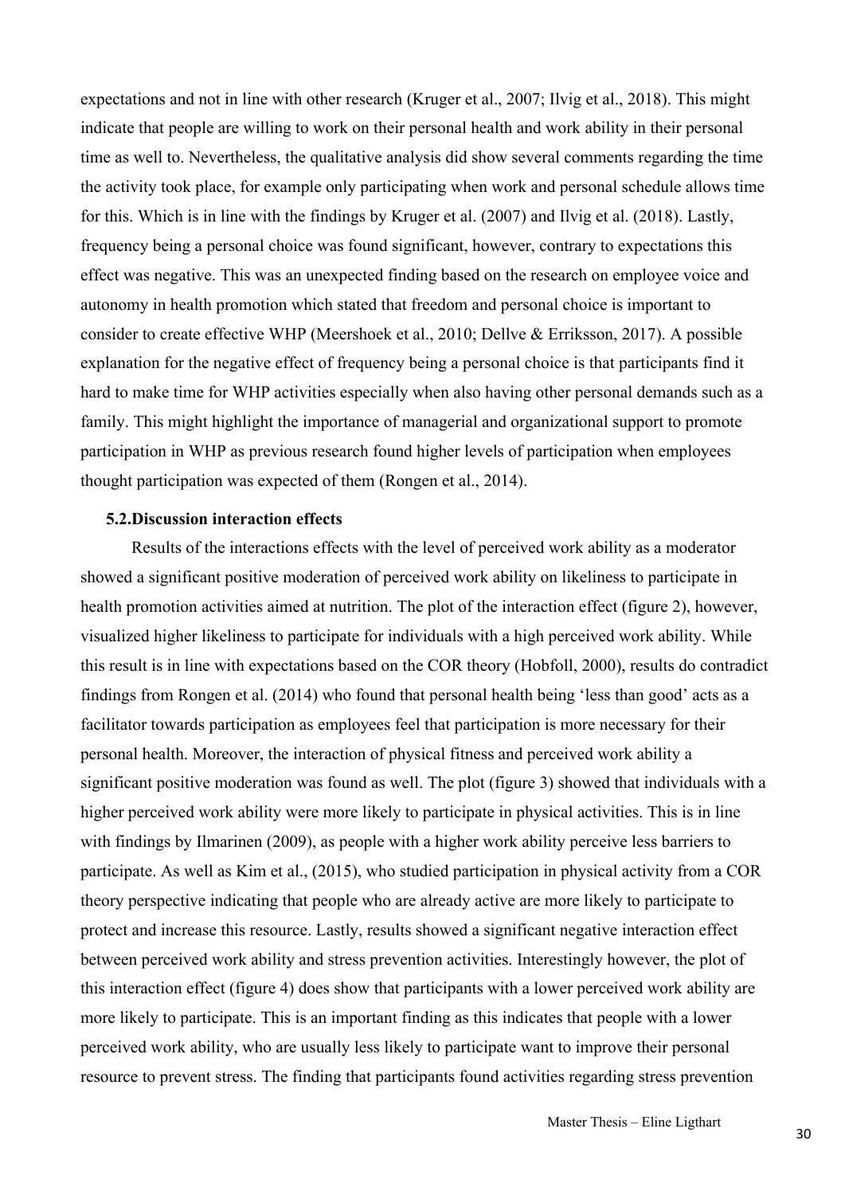expectations and not in line with other research (Kruger et al., 2007; Ilvig et al., 2018). This might indicate that people are willing to work on their personal health and work ability in their personal time as well to. Nevertheless, the qualitative analysis did show several comments regarding the time the activity took place, for example only participating when work and personal schedule allows time for this. Which is in line with the findings by Kruger et al. (2007) and Ilvig et al. (2018). Lastly, frequency being a personal choice was found significant, however, contrary to expectations this effect was negative. This was an unexpected finding based on the research on employee voice and autonomy in health promotion which stated that freedom and personal choice is important to consider to create effective WHP (Meershoek et al., 2010; Dellve & Erriksson, 2017). A possible explanation for the negative effect of frequency being a personal choice is that participants find it hard to make time for WHP activities especially when also having other personal demands such as a family. This might highlight the importance of managerial and organizational support to promote participation in WHP as previous research found higher levels of participation when employees thought participation was expected of them (Rongen et al., 2014).

### 5.2. Discussion interaction effects

Results of the interactions effects with the level of perceived work ability as a moderator showed a significant positive moderation of perceived work ability on likeliness to participate in health promotion activities aimed at nutrition. The plot of the interaction effect (figure 2), however, visualized higher likeliness to participate for individuals with a high perceived work ability. While this result is in line with expectations based on the COR theory (Hobfoll, 2000), results do contradict findings from Rongen et al. (2014) who found that personal health being 'less than good' acts as a facilitator towards participation as employees feel that participation is more necessary for their personal health. Moreover, the interaction of physical fitness and perceived work ability a significant positive moderation was found as well. The plot (figure 3) showed that individuals with a higher perceived work ability were more likely to participate in physical activities. This is in line with findings by Ilmarinen (2009), as people with a higher work ability perceive less barriers to participate. As well as Kim et al., (2015), who studied participation in physical activity from a COR theory perspective indicating that people who are already active are more likely to participate to protect and increase this resource. Lastly, results showed a significant negative interaction effect between perceived work ability and stress prevention activities. Interestingly however, the plot of this interaction effect (figure 4) does show that participants with a lower perceived work ability are more likely to participate. This is an important finding as this indicates that people with a lower perceived work ability, who are usually less likely to participate want to improve their personal resource to prevent stress. The finding that participants found activities regarding stress prevention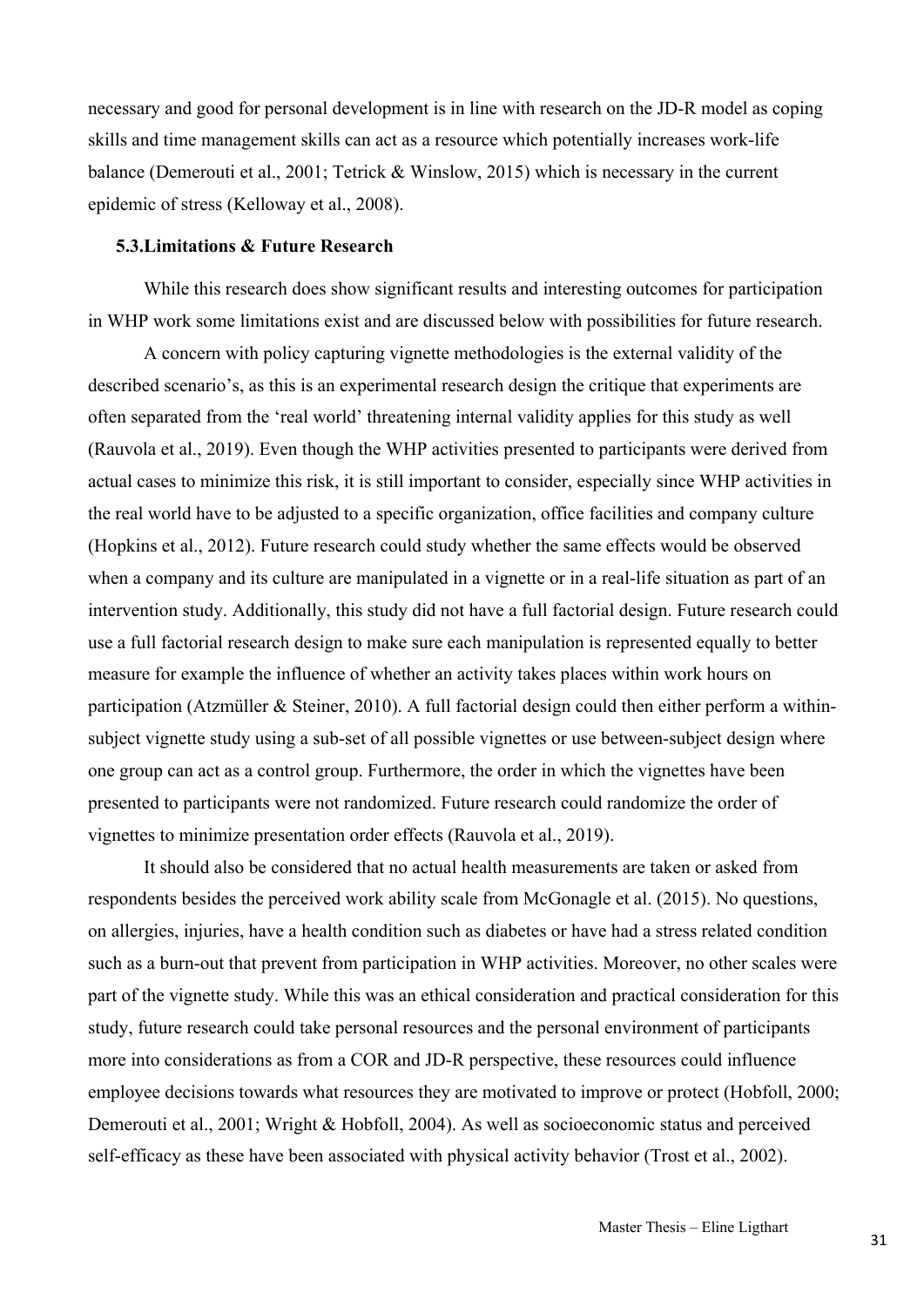necessary and good for personal development is in line with research on the JD-R model as coping skills and time management skills can act as a resource which potentially increases work-life balance (Demerouti et al., 2001; Tetrick & Winslow, 2015) which is necessary in the current epidemic of stress (Kelloway et al., 2008).

### 5.3.Limitations & Future Research

While this research does show significant results and interesting outcomes for participation in WHP work some limitations exist and are discussed below with possibilities for future research.

A concern with policy capturing vignette methodologies is the external validity of the described scenario's, as this is an experimental research design the critique that experiments are often separated from the 'real world' threatening internal validity applies for this study as well (Rauvola et al., 2019). Even though the WHP activities presented to participants were derived from actual cases to minimize this risk, it is still important to consider, especially since WHP activities in the real world have to be adjusted to a specific organization, office facilities and company culture (Hopkins et al., 2012). Future research could study whether the same effects would be observed when a company and its culture are manipulated in a vignette or in a real-life situation as part of an intervention study. Additionally, this study did not have a full factorial design. Future research could use a full factorial research design to make sure each manipulation is represented equally to better measure for example the influence of whether an activity takes places within work hours on participation (Atzmüller & Steiner, 2010). A full factorial design could then either perform a within-subject vignette study using a sub-set of all possible vignettes or use between-subject design where one group can act as a control group. Furthermore, the order in which the vignettes have been presented to participants were not randomized. Future research could randomize the order of vignettes to minimize presentation order effects (Rauvola et al., 2019).

It should also be considered that no actual health measurements are taken or asked from respondents besides the perceived work ability scale from McGonagle et al. (2015). No questions, on allergies, injuries, have a health condition such as diabetes or have had a stress related condition such as a burn-out that prevent from participation in WHP activities. Moreover, no other scales were part of the vignette study. While this was an ethical consideration and practical consideration for this study, future research could take personal resources and the personal environment of participants more into considerations as from a COR and JD-R perspective, these resources could influence employee decisions towards what resources they are motivated to improve or protect (Hobfoll, 2000; Demerouti et al., 2001; Wright & Hobfoll, 2004). As well as socioeconomic status and perceived self-efficacy as these have been associated with physical activity behavior (Trost et al., 2002).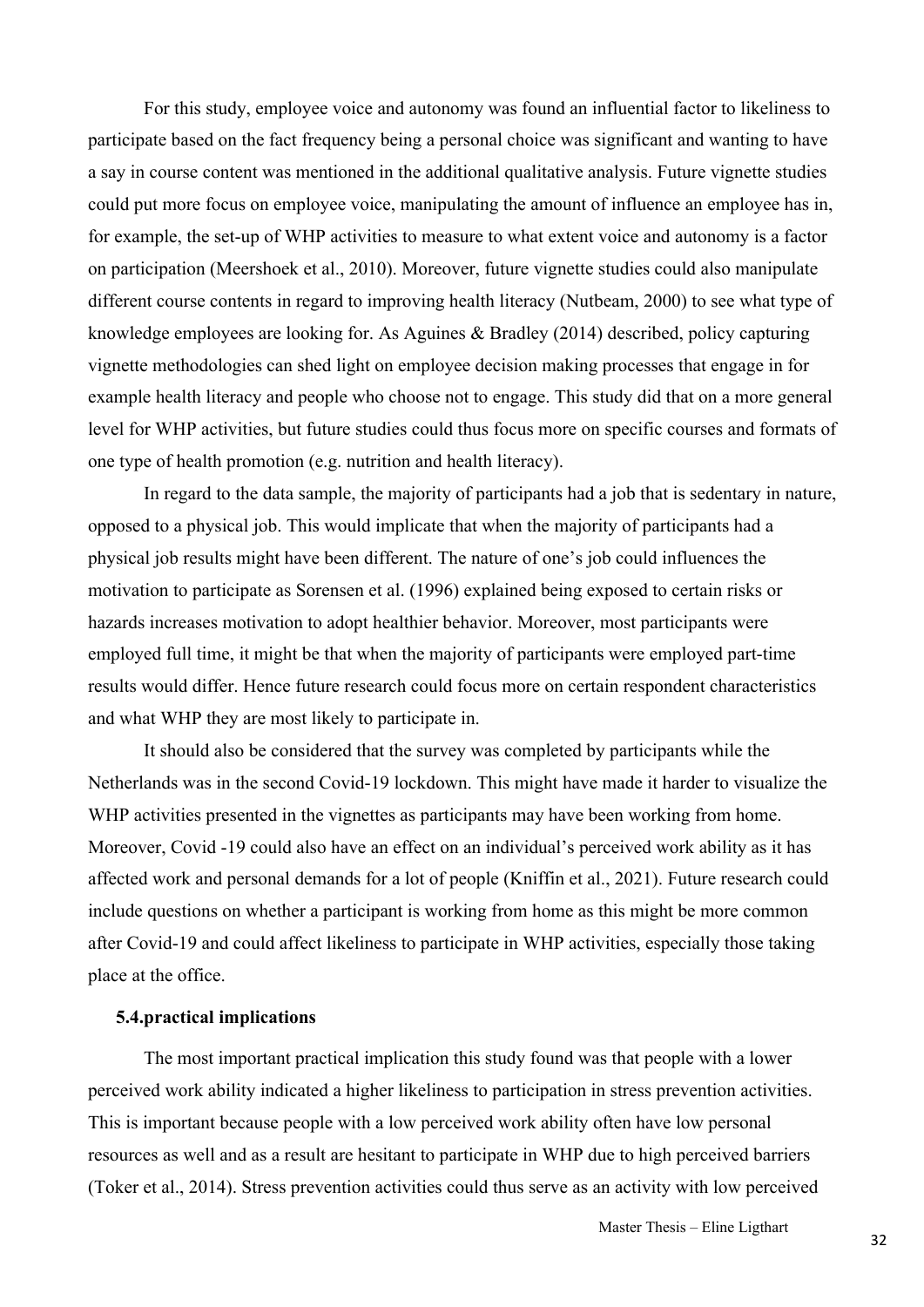For this study, employee voice and autonomy was found an influential factor to likeliness to participate based on the fact frequency being a personal choice was significant and wanting to have a say in course content was mentioned in the additional qualitative analysis. Future vignette studies could put more focus on employee voice, manipulating the amount of influence an employee has in, for example, the set-up of WHP activities to measure to what extent voice and autonomy is a factor on participation (Meershoek et al., 2010). Moreover, future vignette studies could also manipulate different course contents in regard to improving health literacy (Nutbeam, 2000) to see what type of knowledge employees are looking for. As Aguines & Bradley (2014) described, policy capturing vignette methodologies can shed light on employee decision making processes that engage in for example health literacy and people who choose not to engage. This study did that on a more general level for WHP activities, but future studies could thus focus more on specific courses and formats of one type of health promotion (e.g. nutrition and health literacy).

In regard to the data sample, the majority of participants had a job that is sedentary in nature, opposed to a physical job. This would implicate that when the majority of participants had a physical job results might have been different. The nature of one's job could influences the motivation to participate as Sorensen et al. (1996) explained being exposed to certain risks or hazards increases motivation to adopt healthier behavior. Moreover, most participants were employed full time, it might be that when the majority of participants were employed part-time results would differ. Hence future research could focus more on certain respondent characteristics and what WHP they are most likely to participate in.

It should also be considered that the survey was completed by participants while the Netherlands was in the second Covid-19 lockdown. This might have made it harder to visualize the WHP activities presented in the vignettes as participants may have been working from home. Moreover, Covid -19 could also have an effect on an individual's perceived work ability as it has affected work and personal demands for a lot of people (Kniffin et al., 2021). Future research could include questions on whether a participant is working from home as this might be more common after Covid-19 and could affect likeliness to participate in WHP activities, especially those taking place at the office.

### 5.4.practical implications

The most important practical implication this study found was that people with a lower perceived work ability indicated a higher likeliness to participation in stress prevention activities. This is important because people with a low perceived work ability often have low personal resources as well and as a result are hesitant to participate in WHP due to high perceived barriers (Toker et al., 2014). Stress prevention activities could thus serve as an activity with low perceived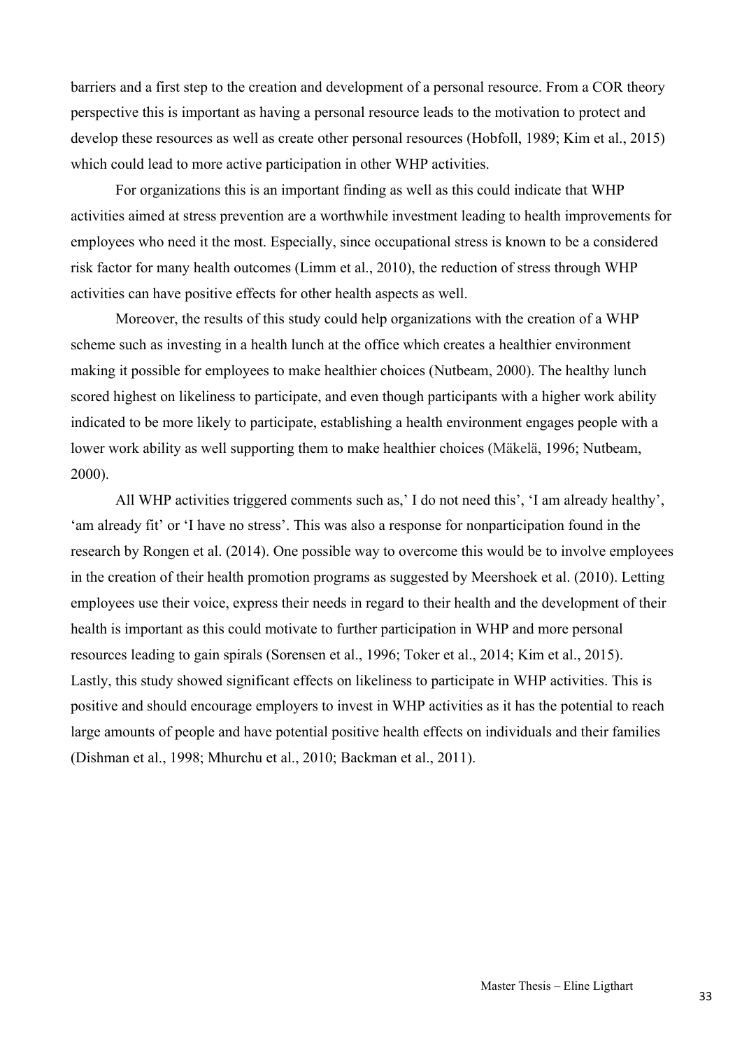barriers and a first step to the creation and development of a personal resource. From a COR theory perspective this is important as having a personal resource leads to the motivation to protect and develop these resources as well as create other personal resources (Hobfoll, 1989; Kim et al., 2015) which could lead to more active participation in other WHP activities.

For organizations this is an important finding as well as this could indicate that WHP activities aimed at stress prevention are a worthwhile investment leading to health improvements for employees who need it the most. Especially, since occupational stress is known to be a considered risk factor for many health outcomes (Limm et al., 2010), the reduction of stress through WHP activities can have positive effects for other health aspects as well.

Moreover, the results of this study could help organizations with the creation of a WHP scheme such as investing in a health lunch at the office which creates a healthier environment making it possible for employees to make healthier choices (Nutbeam, 2000). The healthy lunch scored highest on likeliness to participate, and even though participants with a higher work ability indicated to be more likely to participate, establishing a health environment engages people with a lower work ability as well supporting them to make healthier choices (Mäkelä, 1996; Nutbeam, 2000).

All WHP activities triggered comments such as,' I do not need this', 'I am already healthy', 'am already fit' or 'I have no stress'. This was also a response for nonparticipation found in the research by Rongen et al. (2014). One possible way to overcome this would be to involve employees in the creation of their health promotion programs as suggested by Meershoek et al. (2010). Letting employees use their voice, express their needs in regard to their health and the development of their health is important as this could motivate to further participation in WHP and more personal resources leading to gain spirals (Sorensen et al., 1996; Toker et al., 2014; Kim et al., 2015). Lastly, this study showed significant effects on likeliness to participate in WHP activities. This is positive and should encourage employers to invest in WHP activities as it has the potential to reach large amounts of people and have potential positive health effects on individuals and their families (Dishman et al., 1998; Mhurchu et al., 2010; Backman et al., 2011).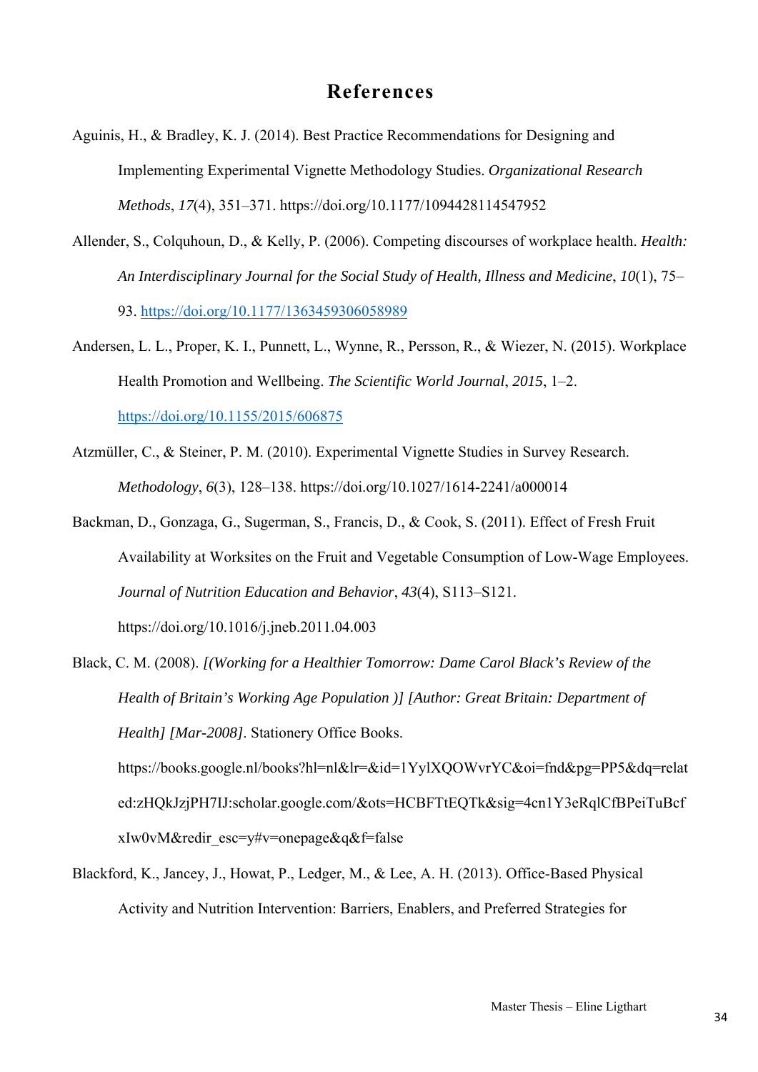# References

Aguinis, H., & Bradley, K. J. (2014). Best Practice Recommendations for Designing and Implementing Experimental Vignette Methodology Studies. *Organizational Research Methods*, *17*(4), 351–371. https://doi.org/10.1177/1094428114547952

Allender, S., Colquhoun, D., & Kelly, P. (2006). Competing discourses of workplace health. *Health: An Interdisciplinary Journal for the Social Study of Health, Illness and Medicine*, *10*(1), 75–93. https://doi.org/10.1177/1363459306058989

Andersen, L. L., Proper, K. I., Punnett, L., Wynne, R., Persson, R., & Wiezer, N. (2015). Workplace Health Promotion and Wellbeing. *The Scientific World Journal*, *2015*, 1–2. https://doi.org/10.1155/2015/606875

Atzmüller, C., & Steiner, P. M. (2010). Experimental Vignette Studies in Survey Research. *Methodology*, *6*(3), 128–138. https://doi.org/10.1027/1614-2241/a000014

Backman, D., Gonzaga, G., Sugerman, S., Francis, D., & Cook, S. (2011). Effect of Fresh Fruit Availability at Worksites on the Fruit and Vegetable Consumption of Low-Wage Employees. *Journal of Nutrition Education and Behavior*, *43*(4), S113–S121. https://doi.org/10.1016/j.jneb.2011.04.003

Black, C. M. (2008). *[(Working for a Healthier Tomorrow: Dame Carol Black's Review of the Health of Britain's Working Age Population )] [Author: Great Britain: Department of Health] [Mar-2008]*. Stationery Office Books. https://books.google.nl/books?hl=nl&lr=&id=1YylXQOWvrYC&oi=fnd&pg=PP5&dq=related:zHQkJzjPH7IJ:scholar.google.com/&ots=HCBFTtEQTk&sig=4cn1Y3eRqlCfBPeiTuBcfxIw0vM&redir_esc=y#v=onepage&q&f=false

Blackford, K., Jancey, J., Howat, P., Ledger, M., & Lee, A. H. (2013). Office-Based Physical Activity and Nutrition Intervention: Barriers, Enablers, and Preferred Strategies for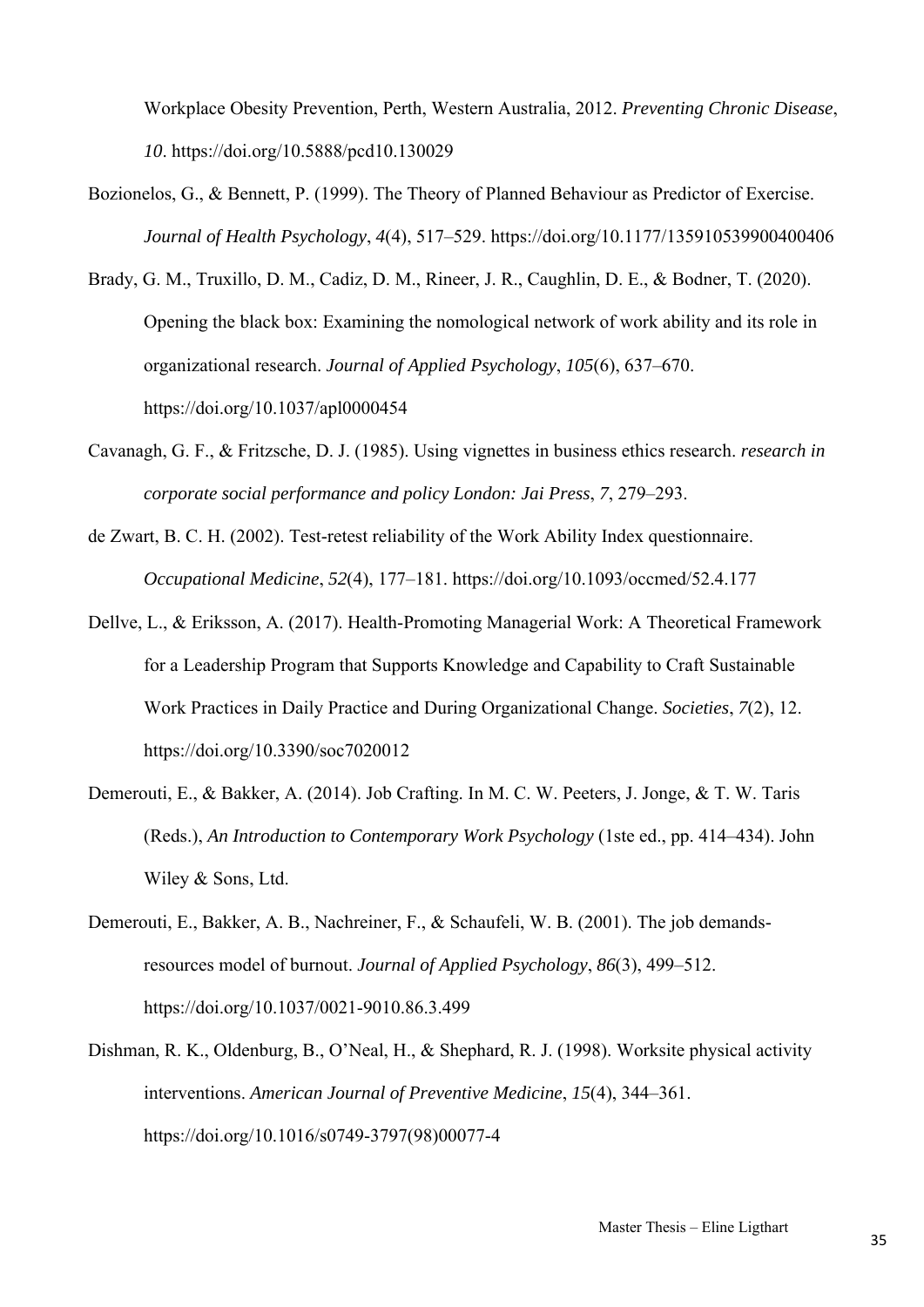Workplace Obesity Prevention, Perth, Western Australia, 2012. *Preventing Chronic Disease*, *10*. https://doi.org/10.5888/pcd10.130029

Bozionelos, G., & Bennett, P. (1999). The Theory of Planned Behaviour as Predictor of Exercise. *Journal of Health Psychology*, *4*(4), 517–529. https://doi.org/10.1177/135910539900400406

Brady, G. M., Truxillo, D. M., Cadiz, D. M., Rineer, J. R., Caughlin, D. E., & Bodner, T. (2020). Opening the black box: Examining the nomological network of work ability and its role in organizational research. *Journal of Applied Psychology*, *105*(6), 637–670. https://doi.org/10.1037/apl0000454

Cavanagh, G. F., & Fritzsche, D. J. (1985). Using vignettes in business ethics research. *research in corporate social performance and policy London: Jai Press*, *7*, 279–293.

de Zwart, B. C. H. (2002). Test-retest reliability of the Work Ability Index questionnaire. *Occupational Medicine*, *52*(4), 177–181. https://doi.org/10.1093/occmed/52.4.177

Dellve, L., & Eriksson, A. (2017). Health-Promoting Managerial Work: A Theoretical Framework for a Leadership Program that Supports Knowledge and Capability to Craft Sustainable Work Practices in Daily Practice and During Organizational Change. *Societies*, *7*(2), 12. https://doi.org/10.3390/soc7020012

Demerouti, E., & Bakker, A. (2014). Job Crafting. In M. C. W. Peeters, J. Jonge, & T. W. Taris (Reds.), *An Introduction to Contemporary Work Psychology* (1ste ed., pp. 414–434). John Wiley & Sons, Ltd.

Demerouti, E., Bakker, A. B., Nachreiner, F., & Schaufeli, W. B. (2001). The job demands-resources model of burnout. *Journal of Applied Psychology*, *86*(3), 499–512. https://doi.org/10.1037/0021-9010.86.3.499

Dishman, R. K., Oldenburg, B., O'Neal, H., & Shephard, R. J. (1998). Worksite physical activity interventions. *American Journal of Preventive Medicine*, *15*(4), 344–361. https://doi.org/10.1016/s0749-3797(98)00077-4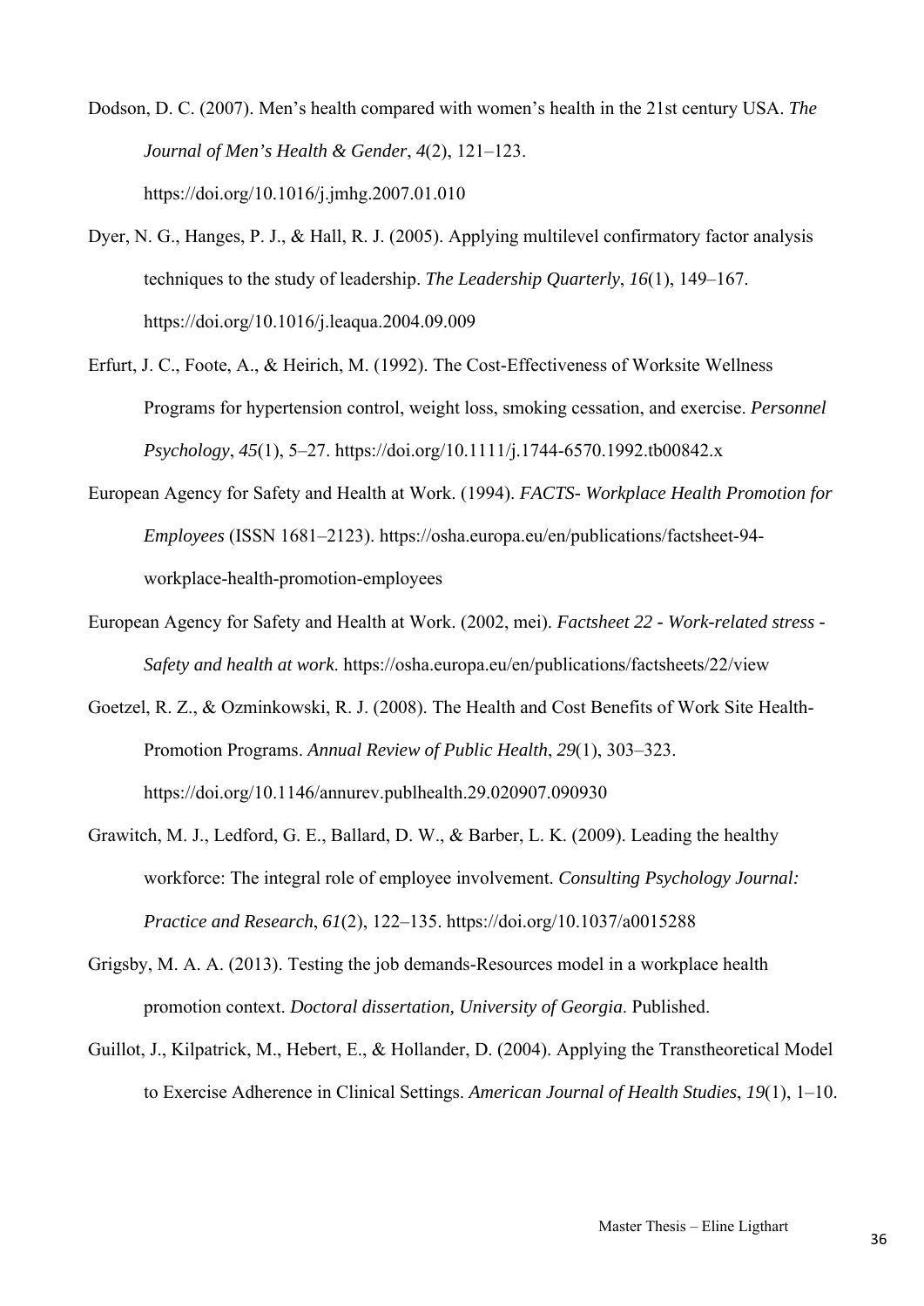Dodson, D. C. (2007). Men's health compared with women's health in the 21st century USA. *The Journal of Men's Health & Gender*, *4*(2), 121–123. https://doi.org/10.1016/j.jmhg.2007.01.010

Dyer, N. G., Hanges, P. J., & Hall, R. J. (2005). Applying multilevel confirmatory factor analysis techniques to the study of leadership. *The Leadership Quarterly*, *16*(1), 149–167. https://doi.org/10.1016/j.leaqua.2004.09.009

Erfurt, J. C., Foote, A., & Heirich, M. (1992). The Cost-Effectiveness of Worksite Wellness Programs for hypertension control, weight loss, smoking cessation, and exercise. *Personnel Psychology*, *45*(1), 5–27. https://doi.org/10.1111/j.1744-6570.1992.tb00842.x

European Agency for Safety and Health at Work. (1994). *FACTS- Workplace Health Promotion for Employees* (ISSN 1681–2123). https://osha.europa.eu/en/publications/factsheet-94-workplace-health-promotion-employees

European Agency for Safety and Health at Work. (2002, mei). *Factsheet 22 - Work-related stress - Safety and health at work*. https://osha.europa.eu/en/publications/factsheets/22/view

Goetzel, R. Z., & Ozminkowski, R. J. (2008). The Health and Cost Benefits of Work Site Health-Promotion Programs. *Annual Review of Public Health*, *29*(1), 303–323. https://doi.org/10.1146/annurev.publhealth.29.020907.090930

Grawitch, M. J., Ledford, G. E., Ballard, D. W., & Barber, L. K. (2009). Leading the healthy workforce: The integral role of employee involvement. *Consulting Psychology Journal: Practice and Research*, *61*(2), 122–135. https://doi.org/10.1037/a0015288

Grigsby, M. A. A. (2013). Testing the job demands-Resources model in a workplace health promotion context. *Doctoral dissertation, University of Georgia*. Published.

Guillot, J., Kilpatrick, M., Hebert, E., & Hollander, D. (2004). Applying the Transtheoretical Model to Exercise Adherence in Clinical Settings. *American Journal of Health Studies*, *19*(1), 1–10.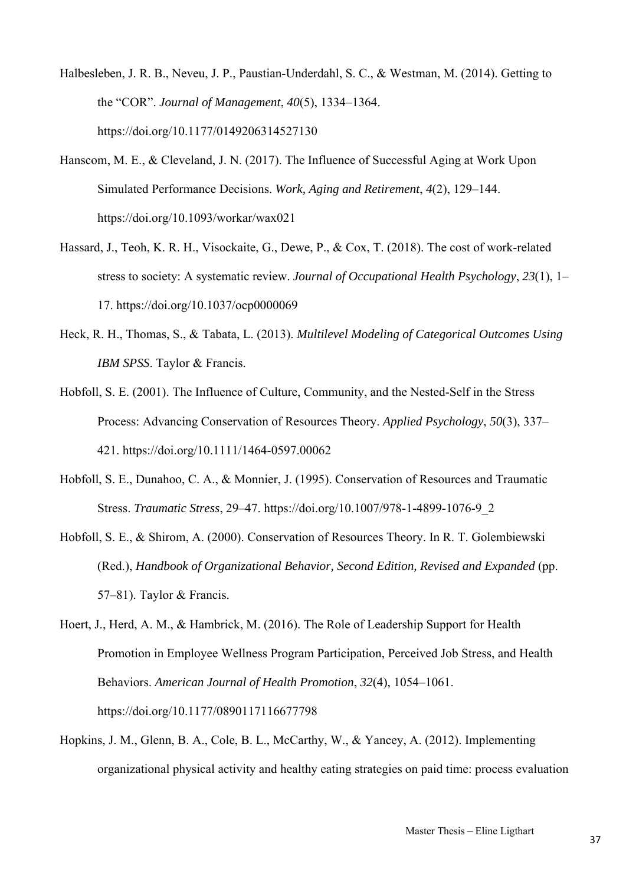Halbesleben, J. R. B., Neveu, J. P., Paustian-Underdahl, S. C., & Westman, M. (2014). Getting to the "COR". *Journal of Management*, *40*(5), 1334–1364. https://doi.org/10.1177/0149206314527130

Hanscom, M. E., & Cleveland, J. N. (2017). The Influence of Successful Aging at Work Upon Simulated Performance Decisions. *Work, Aging and Retirement*, *4*(2), 129–144. https://doi.org/10.1093/workar/wax021

Hassard, J., Teoh, K. R. H., Visockaite, G., Dewe, P., & Cox, T. (2018). The cost of work-related stress to society: A systematic review. *Journal of Occupational Health Psychology*, *23*(1), 1–17. https://doi.org/10.1037/ocp0000069

Heck, R. H., Thomas, S., & Tabata, L. (2013). *Multilevel Modeling of Categorical Outcomes Using IBM SPSS*. Taylor & Francis.

Hobfoll, S. E. (2001). The Influence of Culture, Community, and the Nested-Self in the Stress Process: Advancing Conservation of Resources Theory. *Applied Psychology*, *50*(3), 337–421. https://doi.org/10.1111/1464-0597.00062

Hobfoll, S. E., Dunahoo, C. A., & Monnier, J. (1995). Conservation of Resources and Traumatic Stress. *Traumatic Stress*, 29–47. https://doi.org/10.1007/978-1-4899-1076-9_2

Hobfoll, S. E., & Shirom, A. (2000). Conservation of Resources Theory. In R. T. Golembiewski (Red.), *Handbook of Organizational Behavior, Second Edition, Revised and Expanded* (pp. 57–81). Taylor & Francis.

Hoert, J., Herd, A. M., & Hambrick, M. (2016). The Role of Leadership Support for Health Promotion in Employee Wellness Program Participation, Perceived Job Stress, and Health Behaviors. *American Journal of Health Promotion*, *32*(4), 1054–1061. https://doi.org/10.1177/0890117116677798

Hopkins, J. M., Glenn, B. A., Cole, B. L., McCarthy, W., & Yancey, A. (2012). Implementing organizational physical activity and healthy eating strategies on paid time: process evaluation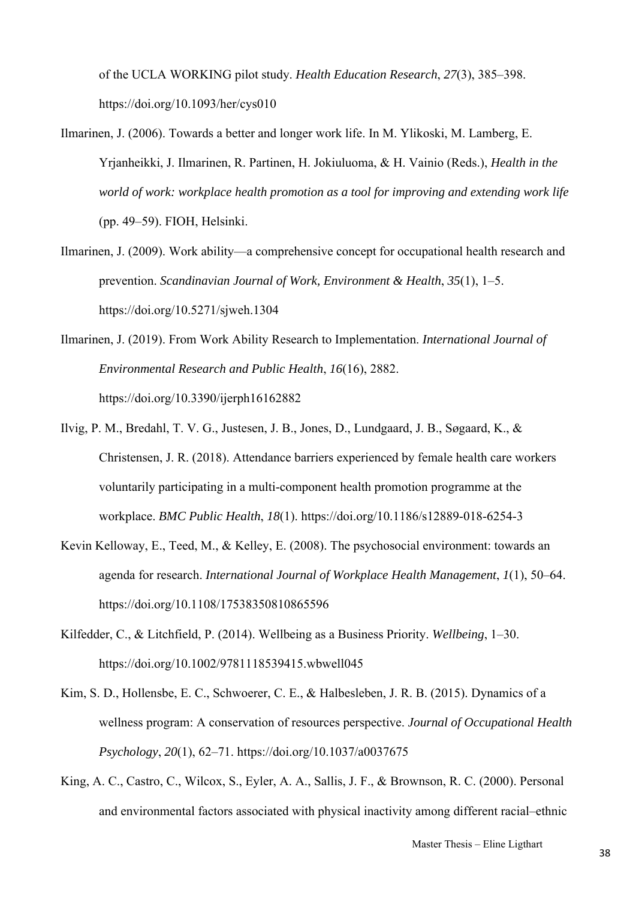of the UCLA WORKING pilot study. *Health Education Research*, *27*(3), 385–398. https://doi.org/10.1093/her/cys010

Ilmarinen, J. (2006). Towards a better and longer work life. In M. Ylikoski, M. Lamberg, E. Yrjanheikki, J. Ilmarinen, R. Partinen, H. Jokiuluoma, & H. Vainio (Reds.), *Health in the world of work: workplace health promotion as a tool for improving and extending work life* (pp. 49–59). FIOH, Helsinki.

Ilmarinen, J. (2009). Work ability—a comprehensive concept for occupational health research and prevention. *Scandinavian Journal of Work, Environment & Health*, *35*(1), 1–5. https://doi.org/10.5271/sjweh.1304

Ilmarinen, J. (2019). From Work Ability Research to Implementation. *International Journal of Environmental Research and Public Health*, *16*(16), 2882. https://doi.org/10.3390/ijerph16162882

Ilvig, P. M., Bredahl, T. V. G., Justesen, J. B., Jones, D., Lundgaard, J. B., Søgaard, K., & Christensen, J. R. (2018). Attendance barriers experienced by female health care workers voluntarily participating in a multi-component health promotion programme at the workplace. *BMC Public Health*, *18*(1). https://doi.org/10.1186/s12889-018-6254-3

Kevin Kelloway, E., Teed, M., & Kelley, E. (2008). The psychosocial environment: towards an agenda for research. *International Journal of Workplace Health Management*, *1*(1), 50–64. https://doi.org/10.1108/17538350810865596

Kilfedder, C., & Litchfield, P. (2014). Wellbeing as a Business Priority. *Wellbeing*, 1–30. https://doi.org/10.1002/9781118539415.wbwell045

Kim, S. D., Hollensbe, E. C., Schwoerer, C. E., & Halbesleben, J. R. B. (2015). Dynamics of a wellness program: A conservation of resources perspective. *Journal of Occupational Health Psychology*, *20*(1), 62–71. https://doi.org/10.1037/a0037675

King, A. C., Castro, C., Wilcox, S., Eyler, A. A., Sallis, J. F., & Brownson, R. C. (2000). Personal and environmental factors associated with physical inactivity among different racial–ethnic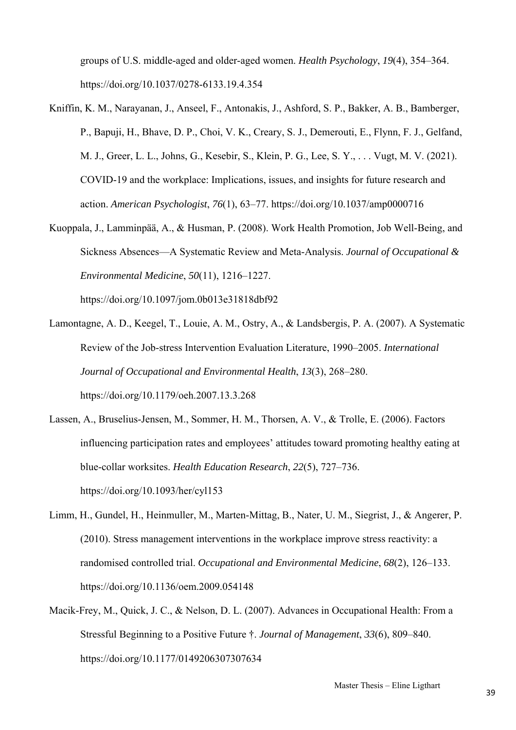groups of U.S. middle-aged and older-aged women. *Health Psychology*, *19*(4), 354–364. https://doi.org/10.1037/0278-6133.19.4.354

Kniffin, K. M., Narayanan, J., Anseel, F., Antonakis, J., Ashford, S. P., Bakker, A. B., Bamberger, P., Bapuji, H., Bhave, D. P., Choi, V. K., Creary, S. J., Demerouti, E., Flynn, F. J., Gelfand, M. J., Greer, L. L., Johns, G., Kesebir, S., Klein, P. G., Lee, S. Y., . . . Vugt, M. V. (2021). COVID-19 and the workplace: Implications, issues, and insights for future research and action. *American Psychologist*, *76*(1), 63–77. https://doi.org/10.1037/amp0000716

Kuoppala, J., Lamminpää, A., & Husman, P. (2008). Work Health Promotion, Job Well-Being, and Sickness Absences—A Systematic Review and Meta-Analysis. *Journal of Occupational & Environmental Medicine*, *50*(11), 1216–1227. https://doi.org/10.1097/jom.0b013e31818dbf92

Lamontagne, A. D., Keegel, T., Louie, A. M., Ostry, A., & Landsbergis, P. A. (2007). A Systematic Review of the Job-stress Intervention Evaluation Literature, 1990–2005. *International Journal of Occupational and Environmental Health*, *13*(3), 268–280. https://doi.org/10.1179/oeh.2007.13.3.268

Lassen, A., Bruselius-Jensen, M., Sommer, H. M., Thorsen, A. V., & Trolle, E. (2006). Factors influencing participation rates and employees' attitudes toward promoting healthy eating at blue-collar worksites. *Health Education Research*, *22*(5), 727–736. https://doi.org/10.1093/her/cyl153

Limm, H., Gundel, H., Heinmuller, M., Marten-Mittag, B., Nater, U. M., Siegrist, J., & Angerer, P. (2010). Stress management interventions in the workplace improve stress reactivity: a randomised controlled trial. *Occupational and Environmental Medicine*, *68*(2), 126–133. https://doi.org/10.1136/oem.2009.054148

Macik-Frey, M., Quick, J. C., & Nelson, D. L. (2007). Advances in Occupational Health: From a Stressful Beginning to a Positive Future †. *Journal of Management*, *33*(6), 809–840. https://doi.org/10.1177/0149206307307634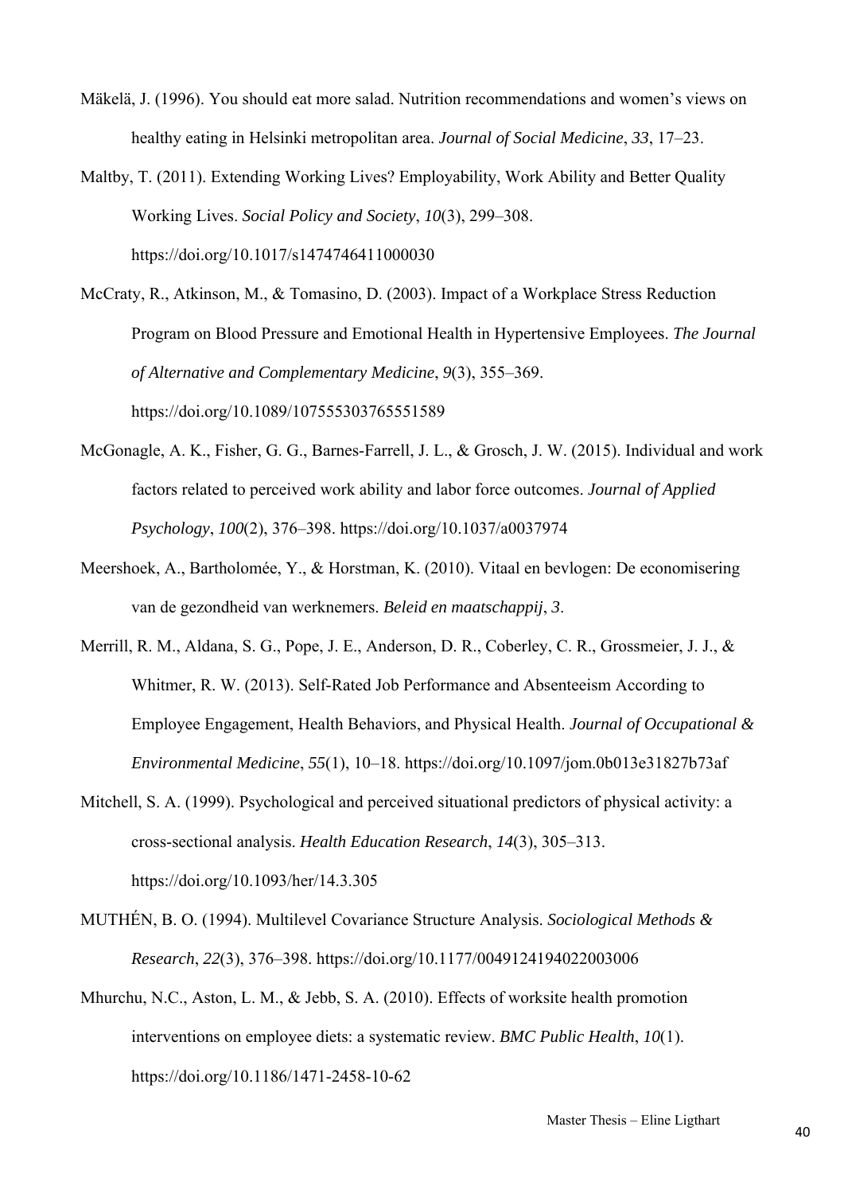Mäkelä, J. (1996). You should eat more salad. Nutrition recommendations and women's views on healthy eating in Helsinki metropolitan area. *Journal of Social Medicine*, *33*, 17–23.

Maltby, T. (2011). Extending Working Lives? Employability, Work Ability and Better Quality Working Lives. *Social Policy and Society*, *10*(3), 299–308. https://doi.org/10.1017/s1474746411000030

McCraty, R., Atkinson, M., & Tomasino, D. (2003). Impact of a Workplace Stress Reduction Program on Blood Pressure and Emotional Health in Hypertensive Employees. *The Journal of Alternative and Complementary Medicine*, *9*(3), 355–369. https://doi.org/10.1089/107555303765551589

McGonagle, A. K., Fisher, G. G., Barnes-Farrell, J. L., & Grosch, J. W. (2015). Individual and work factors related to perceived work ability and labor force outcomes. *Journal of Applied Psychology*, *100*(2), 376–398. https://doi.org/10.1037/a0037974

Meershoek, A., Bartholomée, Y., & Horstman, K. (2010). Vitaal en bevlogen: De economisering van de gezondheid van werknemers. *Beleid en maatschappij*, *3*.

Merrill, R. M., Aldana, S. G., Pope, J. E., Anderson, D. R., Coberley, C. R., Grossmeier, J. J., & Whitmer, R. W. (2013). Self-Rated Job Performance and Absenteeism According to Employee Engagement, Health Behaviors, and Physical Health. *Journal of Occupational & Environmental Medicine*, *55*(1), 10–18. https://doi.org/10.1097/jom.0b013e31827b73af

Mitchell, S. A. (1999). Psychological and perceived situational predictors of physical activity: a cross-sectional analysis. *Health Education Research*, *14*(3), 305–313. https://doi.org/10.1093/her/14.3.305

MUTHÉN, B. O. (1994). Multilevel Covariance Structure Analysis. *Sociological Methods & Research*, *22*(3), 376–398. https://doi.org/10.1177/0049124194022003006

Mhurchu, N.C., Aston, L. M., & Jebb, S. A. (2010). Effects of worksite health promotion interventions on employee diets: a systematic review. *BMC Public Health*, *10*(1). https://doi.org/10.1186/1471-2458-10-62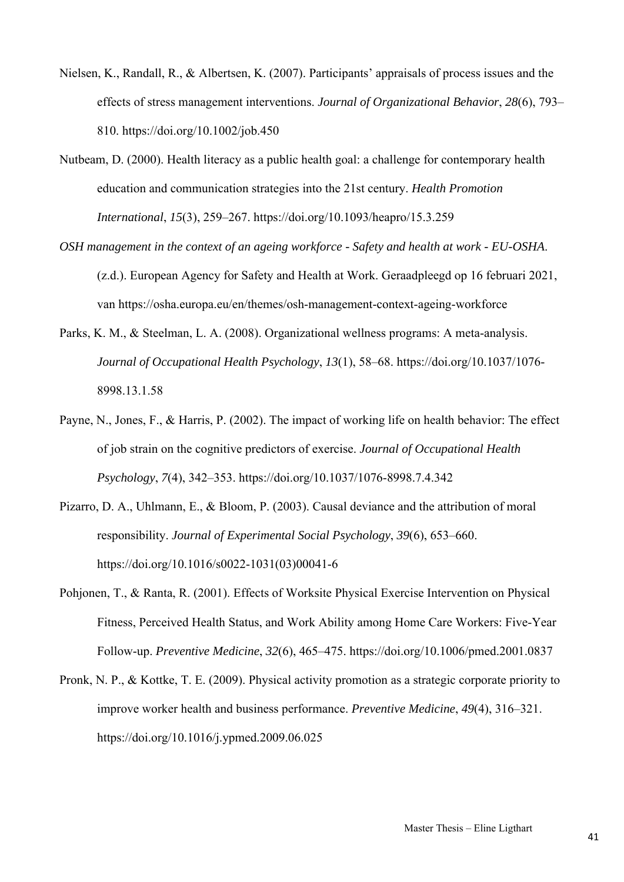Nielsen, K., Randall, R., & Albertsen, K. (2007). Participants' appraisals of process issues and the effects of stress management interventions. *Journal of Organizational Behavior*, *28*(6), 793–810. https://doi.org/10.1002/job.450

Nutbeam, D. (2000). Health literacy as a public health goal: a challenge for contemporary health education and communication strategies into the 21st century. *Health Promotion International*, *15*(3), 259–267. https://doi.org/10.1093/heapro/15.3.259

*OSH management in the context of an ageing workforce - Safety and health at work - EU-OSHA*. (z.d.). European Agency for Safety and Health at Work. Geraadpleegd op 16 februari 2021, van https://osha.europa.eu/en/themes/osh-management-context-ageing-workforce

Parks, K. M., & Steelman, L. A. (2008). Organizational wellness programs: A meta-analysis. *Journal of Occupational Health Psychology*, *13*(1), 58–68. https://doi.org/10.1037/1076-8998.13.1.58

Payne, N., Jones, F., & Harris, P. (2002). The impact of working life on health behavior: The effect of job strain on the cognitive predictors of exercise. *Journal of Occupational Health Psychology*, *7*(4), 342–353. https://doi.org/10.1037/1076-8998.7.4.342

Pizarro, D. A., Uhlmann, E., & Bloom, P. (2003). Causal deviance and the attribution of moral responsibility. *Journal of Experimental Social Psychology*, *39*(6), 653–660. https://doi.org/10.1016/s0022-1031(03)00041-6

Pohjonen, T., & Ranta, R. (2001). Effects of Worksite Physical Exercise Intervention on Physical Fitness, Perceived Health Status, and Work Ability among Home Care Workers: Five-Year Follow-up. *Preventive Medicine*, *32*(6), 465–475. https://doi.org/10.1006/pmed.2001.0837

Pronk, N. P., & Kottke, T. E. (2009). Physical activity promotion as a strategic corporate priority to improve worker health and business performance. *Preventive Medicine*, *49*(4), 316–321. https://doi.org/10.1016/j.ypmed.2009.06.025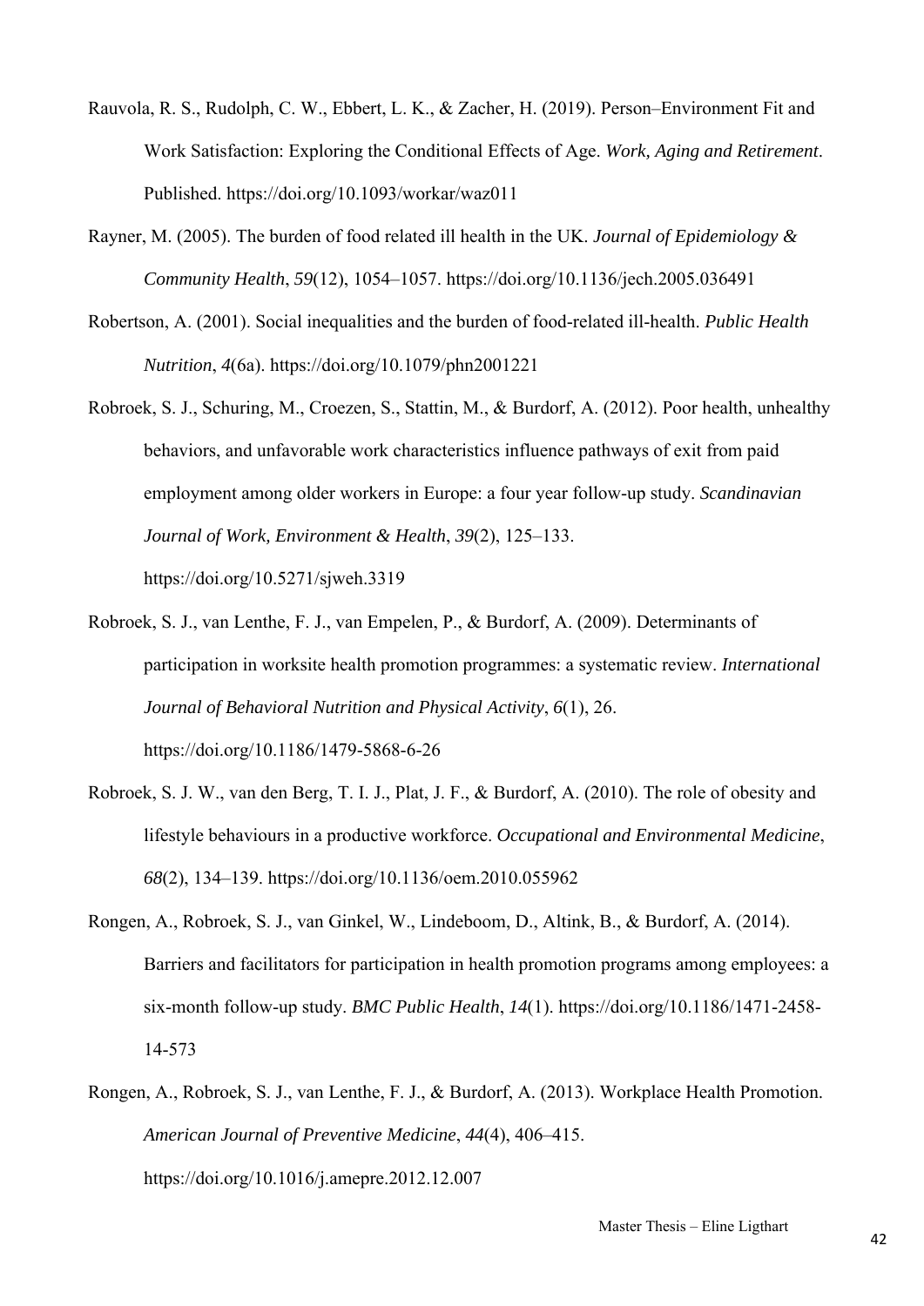Rauvola, R. S., Rudolph, C. W., Ebbert, L. K., & Zacher, H. (2019). Person–Environment Fit and Work Satisfaction: Exploring the Conditional Effects of Age. *Work, Aging and Retirement*. Published. https://doi.org/10.1093/workar/waz011

Rayner, M. (2005). The burden of food related ill health in the UK. *Journal of Epidemiology & Community Health*, *59*(12), 1054–1057. https://doi.org/10.1136/jech.2005.036491

Robertson, A. (2001). Social inequalities and the burden of food-related ill-health. *Public Health Nutrition*, *4*(6a). https://doi.org/10.1079/phn2001221

Robroek, S. J., Schuring, M., Croezen, S., Stattin, M., & Burdorf, A. (2012). Poor health, unhealthy behaviors, and unfavorable work characteristics influence pathways of exit from paid employment among older workers in Europe: a four year follow-up study. *Scandinavian Journal of Work, Environment & Health*, *39*(2), 125–133. https://doi.org/10.5271/sjweh.3319

Robroek, S. J., van Lenthe, F. J., van Empelen, P., & Burdorf, A. (2009). Determinants of participation in worksite health promotion programmes: a systematic review. *International Journal of Behavioral Nutrition and Physical Activity*, *6*(1), 26. https://doi.org/10.1186/1479-5868-6-26

Robroek, S. J. W., van den Berg, T. I. J., Plat, J. F., & Burdorf, A. (2010). The role of obesity and lifestyle behaviours in a productive workforce. *Occupational and Environmental Medicine*, *68*(2), 134–139. https://doi.org/10.1136/oem.2010.055962

Rongen, A., Robroek, S. J., van Ginkel, W., Lindeboom, D., Altink, B., & Burdorf, A. (2014). Barriers and facilitators for participation in health promotion programs among employees: a six-month follow-up study. *BMC Public Health*, *14*(1). https://doi.org/10.1186/1471-2458-14-573

Rongen, A., Robroek, S. J., van Lenthe, F. J., & Burdorf, A. (2013). Workplace Health Promotion. *American Journal of Preventive Medicine*, *44*(4), 406–415. https://doi.org/10.1016/j.amepre.2012.12.007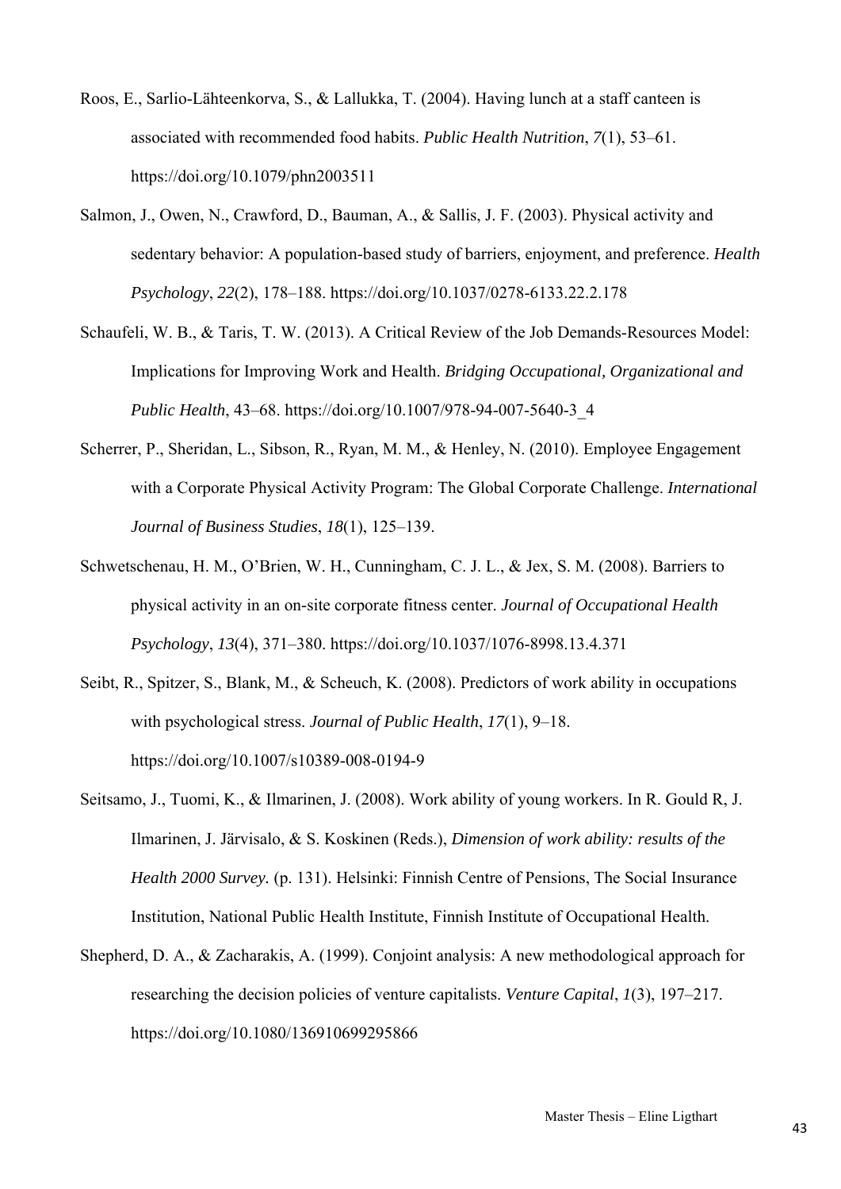Roos, E., Sarlio-Lähteenkorva, S., & Lallukka, T. (2004). Having lunch at a staff canteen is associated with recommended food habits. *Public Health Nutrition*, *7*(1), 53–61. https://doi.org/10.1079/phn2003511

Salmon, J., Owen, N., Crawford, D., Bauman, A., & Sallis, J. F. (2003). Physical activity and sedentary behavior: A population-based study of barriers, enjoyment, and preference. *Health Psychology*, *22*(2), 178–188. https://doi.org/10.1037/0278-6133.22.2.178

Schaufeli, W. B., & Taris, T. W. (2013). A Critical Review of the Job Demands-Resources Model: Implications for Improving Work and Health. *Bridging Occupational, Organizational and Public Health*, 43–68. https://doi.org/10.1007/978-94-007-5640-3_4

Scherrer, P., Sheridan, L., Sibson, R., Ryan, M. M., & Henley, N. (2010). Employee Engagement with a Corporate Physical Activity Program: The Global Corporate Challenge. *International Journal of Business Studies*, *18*(1), 125–139.

Schwetschenau, H. M., O'Brien, W. H., Cunningham, C. J. L., & Jex, S. M. (2008). Barriers to physical activity in an on-site corporate fitness center. *Journal of Occupational Health Psychology*, *13*(4), 371–380. https://doi.org/10.1037/1076-8998.13.4.371

Seibt, R., Spitzer, S., Blank, M., & Scheuch, K. (2008). Predictors of work ability in occupations with psychological stress. *Journal of Public Health*, *17*(1), 9–18. https://doi.org/10.1007/s10389-008-0194-9

Seitsamo, J., Tuomi, K., & Ilmarinen, J. (2008). Work ability of young workers. In R. Gould R, J. Ilmarinen, J. Järvisalo, & S. Koskinen (Reds.), *Dimension of work ability: results of the Health 2000 Survey.* (p. 131). Helsinki: Finnish Centre of Pensions, The Social Insurance Institution, National Public Health Institute, Finnish Institute of Occupational Health.

Shepherd, D. A., & Zacharakis, A. (1999). Conjoint analysis: A new methodological approach for researching the decision policies of venture capitalists. *Venture Capital*, *1*(3), 197–217. https://doi.org/10.1080/136910699295866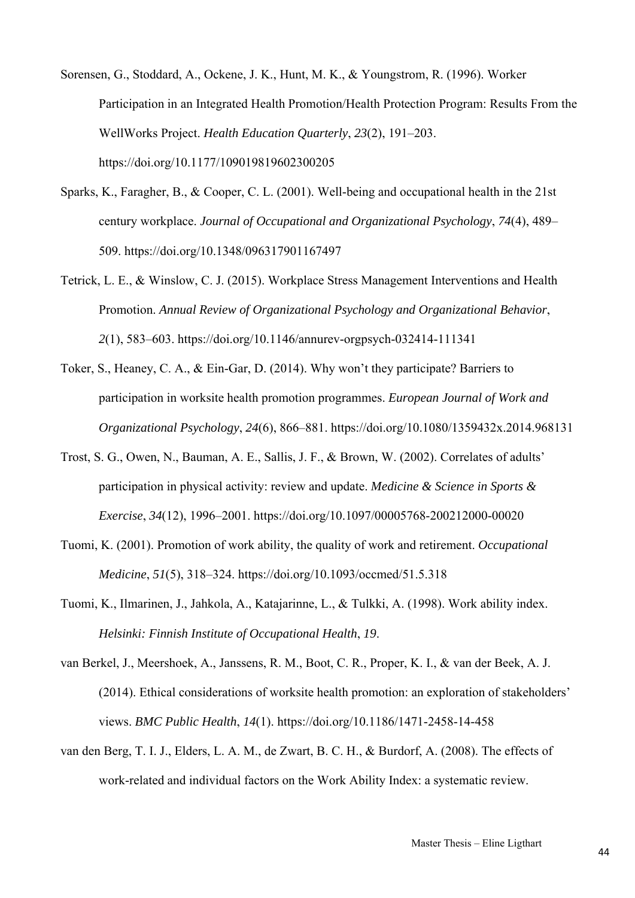Sorensen, G., Stoddard, A., Ockene, J. K., Hunt, M. K., & Youngstrom, R. (1996). Worker Participation in an Integrated Health Promotion/Health Protection Program: Results From the WellWorks Project. *Health Education Quarterly*, *23*(2), 191–203. https://doi.org/10.1177/109019819602300205

Sparks, K., Faragher, B., & Cooper, C. L. (2001). Well-being and occupational health in the 21st century workplace. *Journal of Occupational and Organizational Psychology*, *74*(4), 489–509. https://doi.org/10.1348/096317901167497

Tetrick, L. E., & Winslow, C. J. (2015). Workplace Stress Management Interventions and Health Promotion. *Annual Review of Organizational Psychology and Organizational Behavior*, *2*(1), 583–603. https://doi.org/10.1146/annurev-orgpsych-032414-111341

Toker, S., Heaney, C. A., & Ein-Gar, D. (2014). Why won't they participate? Barriers to participation in worksite health promotion programmes. *European Journal of Work and Organizational Psychology*, *24*(6), 866–881. https://doi.org/10.1080/1359432x.2014.968131

Trost, S. G., Owen, N., Bauman, A. E., Sallis, J. F., & Brown, W. (2002). Correlates of adults' participation in physical activity: review and update. *Medicine & Science in Sports & Exercise*, *34*(12), 1996–2001. https://doi.org/10.1097/00005768-200212000-00020

Tuomi, K. (2001). Promotion of work ability, the quality of work and retirement. *Occupational Medicine*, *51*(5), 318–324. https://doi.org/10.1093/occmed/51.5.318

Tuomi, K., Ilmarinen, J., Jahkola, A., Katajarinne, L., & Tulkki, A. (1998). Work ability index. *Helsinki: Finnish Institute of Occupational Health*, *19*.

van Berkel, J., Meershoek, A., Janssens, R. M., Boot, C. R., Proper, K. I., & van der Beek, A. J. (2014). Ethical considerations of worksite health promotion: an exploration of stakeholders' views. *BMC Public Health*, *14*(1). https://doi.org/10.1186/1471-2458-14-458

van den Berg, T. I. J., Elders, L. A. M., de Zwart, B. C. H., & Burdorf, A. (2008). The effects of work-related and individual factors on the Work Ability Index: a systematic review.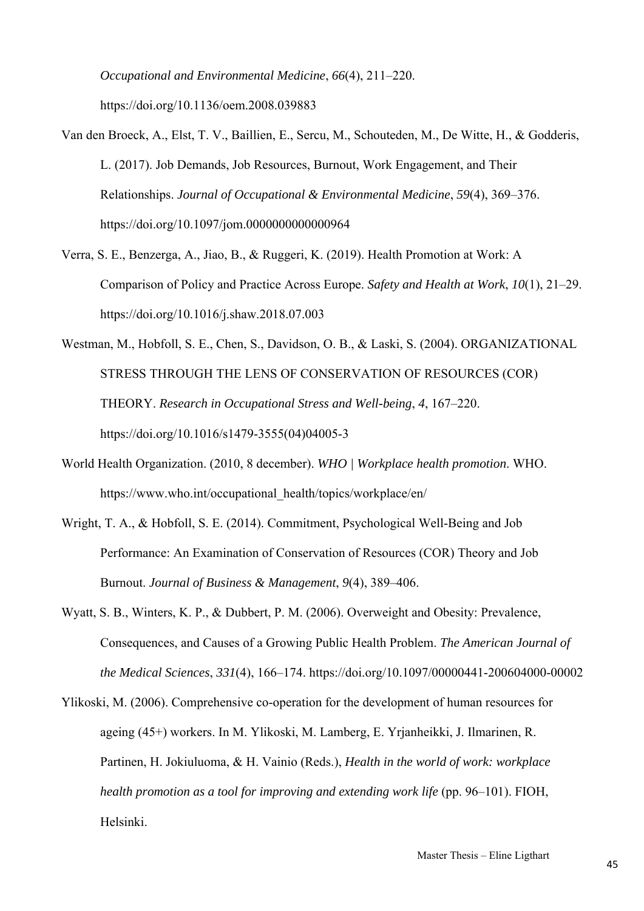*Occupational and Environmental Medicine*, *66*(4), 211–220. https://doi.org/10.1136/oem.2008.039883

Van den Broeck, A., Elst, T. V., Baillien, E., Sercu, M., Schouteden, M., De Witte, H., & Godderis, L. (2017). Job Demands, Job Resources, Burnout, Work Engagement, and Their Relationships. *Journal of Occupational & Environmental Medicine*, *59*(4), 369–376. https://doi.org/10.1097/jom.0000000000000964

Verra, S. E., Benzerga, A., Jiao, B., & Ruggeri, K. (2019). Health Promotion at Work: A Comparison of Policy and Practice Across Europe. *Safety and Health at Work*, *10*(1), 21–29. https://doi.org/10.1016/j.shaw.2018.07.003

Westman, M., Hobfoll, S. E., Chen, S., Davidson, O. B., & Laski, S. (2004). ORGANIZATIONAL STRESS THROUGH THE LENS OF CONSERVATION OF RESOURCES (COR) THEORY. *Research in Occupational Stress and Well-being*, *4*, 167–220. https://doi.org/10.1016/s1479-3555(04)04005-3

World Health Organization. (2010, 8 december). *WHO | Workplace health promotion*. WHO. https://www.who.int/occupational_health/topics/workplace/en/

Wright, T. A., & Hobfoll, S. E. (2014). Commitment, Psychological Well-Being and Job Performance: An Examination of Conservation of Resources (COR) Theory and Job Burnout. *Journal of Business & Management*, *9*(4), 389–406.

Wyatt, S. B., Winters, K. P., & Dubbert, P. M. (2006). Overweight and Obesity: Prevalence, Consequences, and Causes of a Growing Public Health Problem. *The American Journal of the Medical Sciences*, *331*(4), 166–174. https://doi.org/10.1097/00000441-200604000-00002

Ylikoski, M. (2006). Comprehensive co-operation for the development of human resources for ageing (45+) workers. In M. Ylikoski, M. Lamberg, E. Yrjanheikki, J. Ilmarinen, R. Partinen, H. Jokiuluoma, & H. Vainio (Reds.), *Health in the world of work: workplace health promotion as a tool for improving and extending work life* (pp. 96–101). FIOH, Helsinki.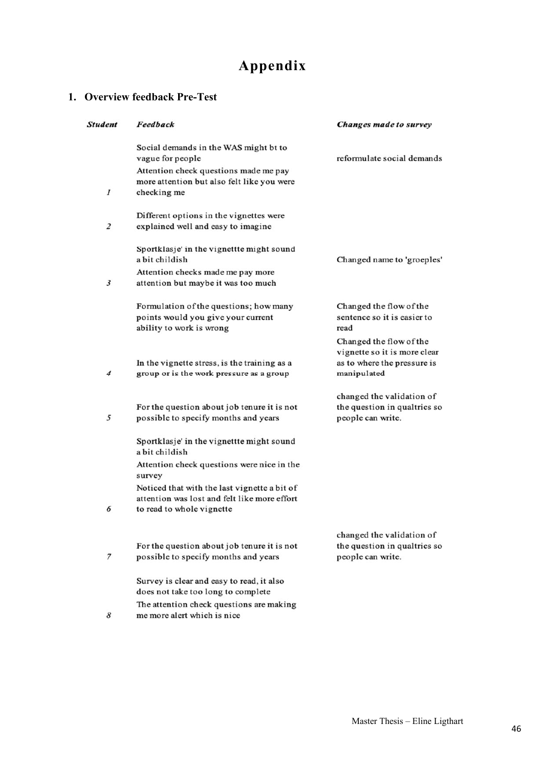# Appendix

## 1. Overview feedback Pre-Test

| *Student* | *Feedback* | *Changes made to survey* |
|---|---|---|
| *1* | Social demands in the WAS might bt to vague for people | reformulate social demands |
| | Attention check questions made me pay more attention but also felt like you were checking me | |
| *2* | Different options in the vignettes were explained well and easy to imagine | |
| *3* | Sportklasje' in the vignettte might sound a bit childish | Changed name to 'groeples' |
| | Attention checks made me pay more attention but maybe it was too much | |
| *4* | Formulation of the questions; how many points would you give your current ability to work is wrong | Changed the flow of the sentence so it is easier to read |
| | In the vignette stress, is the training as a group or is the work pressure as a group | Changed the flow of the vignette so it is more clear as to where the pressure is manipulated |
| *5* | For the question about job tenure it is not possible to specify months and years | changed the validation of the question in qualtrics so people can write. |
| *6* | Sportklasje' in the vignettte might sound a bit childish | |
| | Attention check questions were nice in the survey | |
| | Noticed that with the last vignette a bit of attention was lost and felt like more effort to read to whole vignette | |
| *7* | For the question about job tenure it is not possible to specify months and years | changed the validation of the question in qualtrics so people can write. |
| *8* | Survey is clear and easy to read, it also does not take too long to complete | |
| | The attention check questions are making me more alert which is nice | |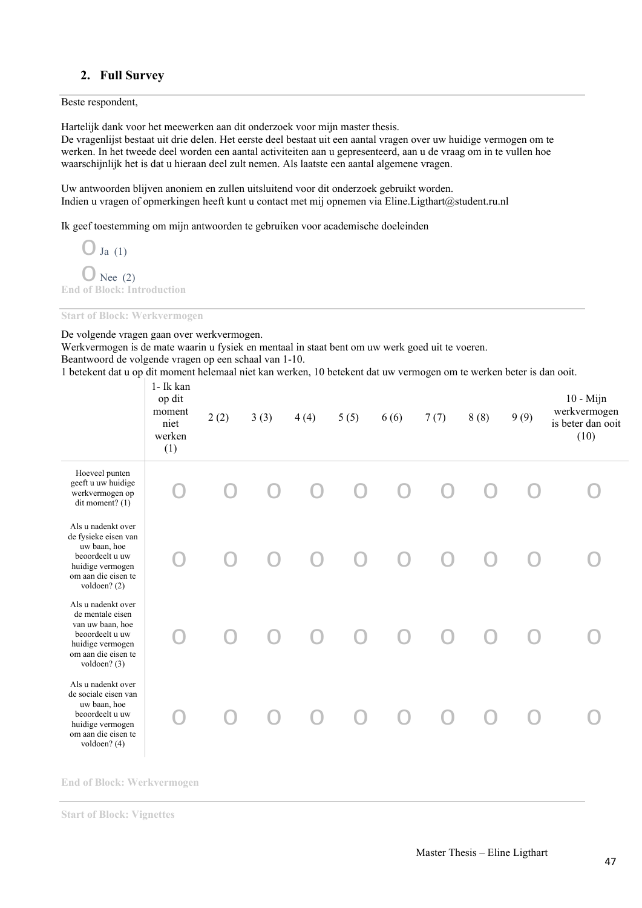## 2. Full Survey

Beste respondent,

Hartelijk dank voor het meewerken aan dit onderzoek voor mijn master thesis.
De vragenlijst bestaat uit drie delen. Het eerste deel bestaat uit een aantal vragen over uw huidige vermogen om te werken. In het tweede deel worden een aantal activiteiten aan u gepresenteerd, aan u de vraag om in te vullen hoe waarschijnlijk het is dat u hieraan deel zult nemen. Als laatste een aantal algemene vragen.

Uw antwoorden blijven anoniem en zullen uitsluitend voor dit onderzoek gebruikt worden.
Indien u vragen of opmerkingen heeft kunt u contact met mij opnemen via Eline.Ligthart@student.ru.nl

Ik geef toestemming om mijn antwoorden te gebruiken voor academische doeleinden

O Ja (1)

O Nee (2)

End of Block: Introduction

Start of Block: Werkvermogen

De volgende vragen gaan over werkvermogen.
Werkvermogen is de mate waarin u fysiek en mentaal in staat bent om uw werk goed uit te voeren.
Beantwoord de volgende vragen op een schaal van 1-10.
1 betekent dat u op dit moment helemaal niet kan werken, 10 betekent dat uw vermogen om te werken beter is dan ooit.

| | 1- Ik kan op dit moment niet werken (1) | 2 (2) | 3 (3) | 4 (4) | 5 (5) | 6 (6) | 7 (7) | 8 (8) | 9 (9) | 10 - Mijn werkvermogen is beter dan ooit (10) |
|---|---|---|---|---|---|---|---|---|---|---|
| Hoeveel punten geeft u uw huidige werkvermogen op dit moment? (1) | O | O | O | O | O | O | O | O | O | O |
| Als u nadenkt over de fysieke eisen van uw baan, hoe beoordeelt u uw huidige vermogen om aan die eisen te voldoen? (2) | O | O | O | O | O | O | O | O | O | O |
| Als u nadenkt over de mentale eisen van uw baan, hoe beoordeelt u uw huidige vermogen om aan die eisen te voldoen? (3) | O | O | O | O | O | O | O | O | O | O |
| Als u nadenkt over de sociale eisen van uw baan, hoe beoordeelt u uw huidige vermogen om aan die eisen te voldoen? (4) | O | O | O | O | O | O | O | O | O | O |

End of Block: Werkvermogen

Start of Block: Vignettes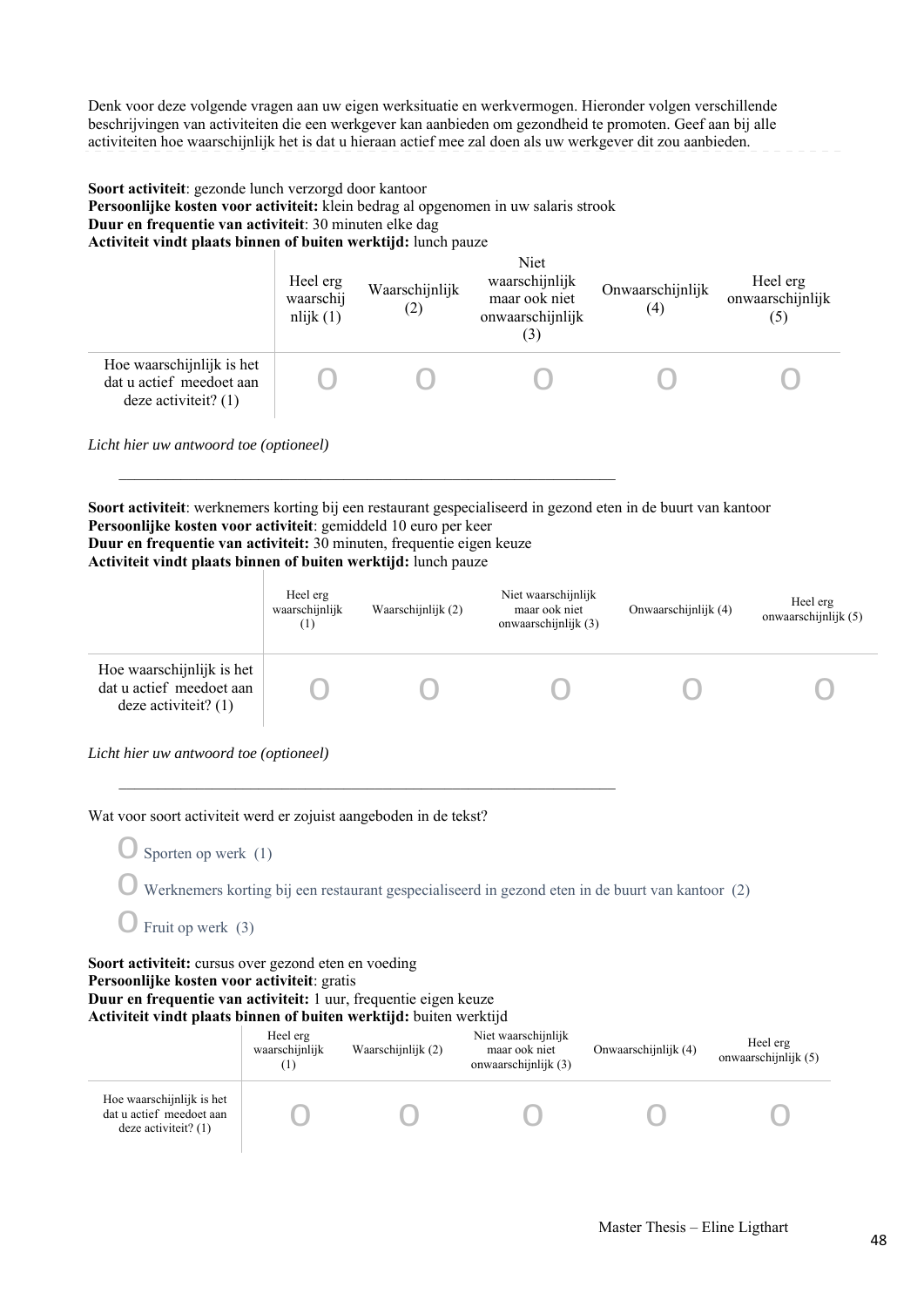Denk voor deze volgende vragen aan uw eigen werksituatie en werkvermogen. Hieronder volgen verschillende beschrijvingen van activiteiten die een werkgever kan aanbieden om gezondheid te promoten. Geef aan bij alle activiteiten hoe waarschijnlijk het is dat u hieraan actief mee zal doen als uw werkgever dit zou aanbieden.

**Soort activiteit**: gezonde lunch verzorgd door kantoor
**Persoonlijke kosten voor activiteit:** klein bedrag al opgenomen in uw salaris strook
**Duur en frequentie van activiteit**: 30 minuten elke dag
**Activiteit vindt plaats binnen of buiten werktijd:** lunch pauze

| | Heel erg waarschijnlijk (1) | Waarschijnlijk (2) | Niet waarschijnlijk maar ook niet onwaarschijnlijk (3) | Onwaarschijnlijk (4) | Heel erg onwaarschijnlijk (5) |
|---|---|---|---|---|---|
| Hoe waarschijnlijk is het dat u actief meedoet aan deze activiteit? (1) | O | O | O | O | O |

*Licht hier uw antwoord toe (optioneel)*

________________________________________________________________

**Soort activiteit**: werknemers korting bij een restaurant gespecialiseerd in gezond eten in de buurt van kantoor
**Persoonlijke kosten voor activiteit**: gemiddeld 10 euro per keer
**Duur en frequentie van activiteit:** 30 minuten, frequentie eigen keuze
**Activiteit vindt plaats binnen of buiten werktijd:** lunch pauze

| | Heel erg waarschijnlijk (1) | Waarschijnlijk (2) | Niet waarschijnlijk maar ook niet onwaarschijnlijk (3) | Onwaarschijnlijk (4) | Heel erg onwaarschijnlijk (5) |
|---|---|---|---|---|---|
| Hoe waarschijnlijk is het dat u actief meedoet aan deze activiteit? (1) | O | O | O | O | O |

*Licht hier uw antwoord toe (optioneel)*

________________________________________________________________

Wat voor soort activiteit werd er zojuist aangeboden in de tekst?

O Sporten op werk (1)

O Werknemers korting bij een restaurant gespecialiseerd in gezond eten in de buurt van kantoor (2)

O Fruit op werk (3)

**Soort activiteit:** cursus over gezond eten en voeding
**Persoonlijke kosten voor activiteit**: gratis
**Duur en frequentie van activiteit:** 1 uur, frequentie eigen keuze
**Activiteit vindt plaats binnen of buiten werktijd:** buiten werktijd

| | Heel erg waarschijnlijk (1) | Waarschijnlijk (2) | Niet waarschijnlijk maar ook niet onwaarschijnlijk (3) | Onwaarschijnlijk (4) | Heel erg onwaarschijnlijk (5) |
|---|---|---|---|---|---|
| Hoe waarschijnlijk is het dat u actief meedoet aan deze activiteit? (1) | O | O | O | O | O |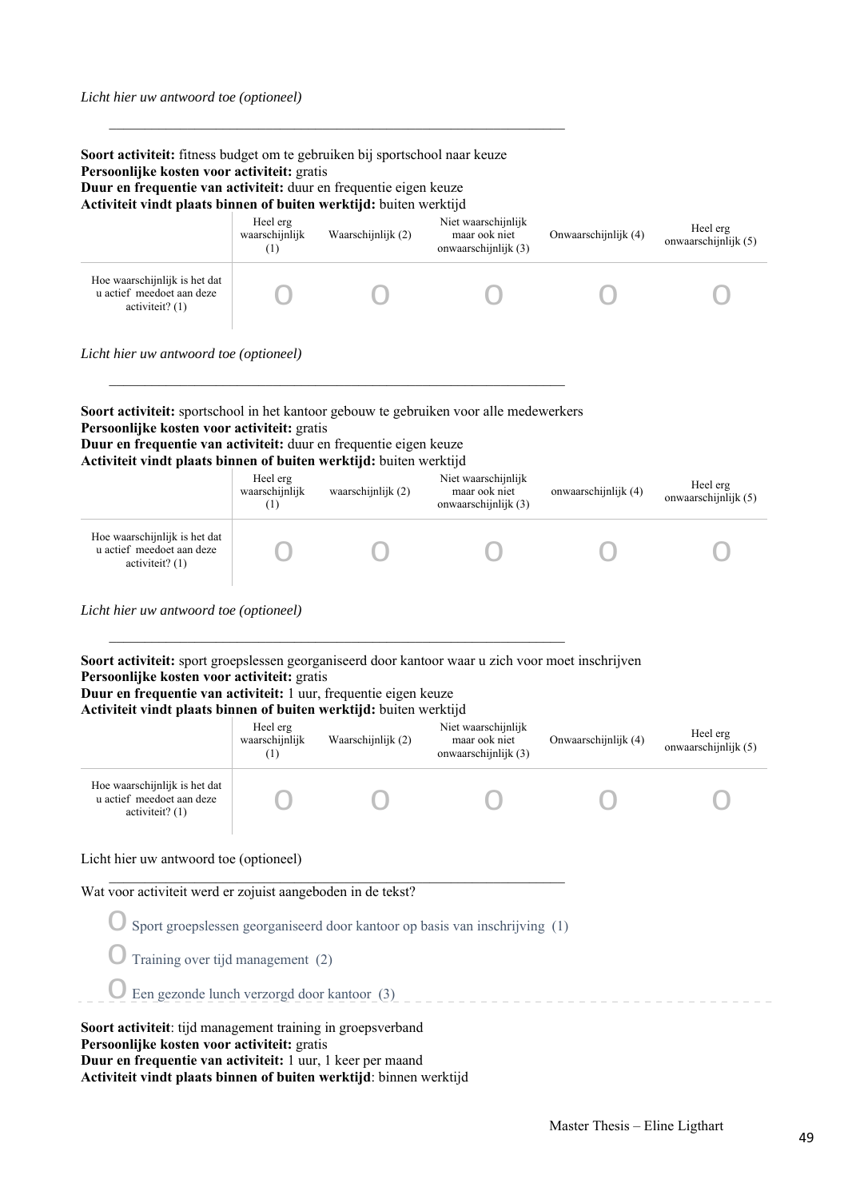*Licht hier uw antwoord toe (optioneel)*

________________________________________________________________

**Soort activiteit:** fitness budget om te gebruiken bij sportschool naar keuze
**Persoonlijke kosten voor activiteit:** gratis
**Duur en frequentie van activiteit:** duur en frequentie eigen keuze
**Activiteit vindt plaats binnen of buiten werktijd:** buiten werktijd

| | Heel erg waarschijnlijk (1) | Waarschijnlijk (2) | Niet waarschijnlijk maar ook niet onwaarschijnlijk (3) | Onwaarschijnlijk (4) | Heel erg onwaarschijnlijk (5) |
|---|---|---|---|---|---|
| Hoe waarschijnlijk is het dat u actief meedoet aan deze activiteit? (1) | O | O | O | O | O |

*Licht hier uw antwoord toe (optioneel)*

________________________________________________________________

**Soort activiteit:** sportschool in het kantoor gebouw te gebruiken voor alle medewerkers
**Persoonlijke kosten voor activiteit:** gratis
**Duur en frequentie van activiteit:** duur en frequentie eigen keuze
**Activiteit vindt plaats binnen of buiten werktijd:** buiten werktijd

| | Heel erg waarschijnlijk (1) | waarschijnlijk (2) | Niet waarschijnlijk maar ook niet onwaarschijnlijk (3) | onwaarschijnlijk (4) | Heel erg onwaarschijnlijk (5) |
|---|---|---|---|---|---|
| Hoe waarschijnlijk is het dat u actief meedoet aan deze activiteit? (1) | O | O | O | O | O |

*Licht hier uw antwoord toe (optioneel)*

________________________________________________________________

**Soort activiteit:** sport groepslessen georganiseerd door kantoor waar u zich voor moet inschrijven
**Persoonlijke kosten voor activiteit:** gratis
**Duur en frequentie van activiteit:** 1 uur, frequentie eigen keuze
**Activiteit vindt plaats binnen of buiten werktijd:** buiten werktijd

| | Heel erg waarschijnlijk (1) | Waarschijnlijk (2) | Niet waarschijnlijk maar ook niet onwaarschijnlijk (3) | Onwaarschijnlijk (4) | Heel erg onwaarschijnlijk (5) |
|---|---|---|---|---|---|
| Hoe waarschijnlijk is het dat u actief meedoet aan deze activiteit? (1) | O | O | O | O | O |

Licht hier uw antwoord toe (optioneel)

________________________________________________________________

Wat voor activiteit werd er zojuist aangeboden in de tekst?

- O Sport groepslessen georganiseerd door kantoor op basis van inschrijving (1)
- O Training over tijd management (2)
- O Een gezonde lunch verzorgd door kantoor (3)

---

**Soort activiteit**: tijd management training in groepsverband
**Persoonlijke kosten voor activiteit:** gratis
**Duur en frequentie van activiteit:** 1 uur, 1 keer per maand
**Activiteit vindt plaats binnen of buiten werktijd**: binnen werktijd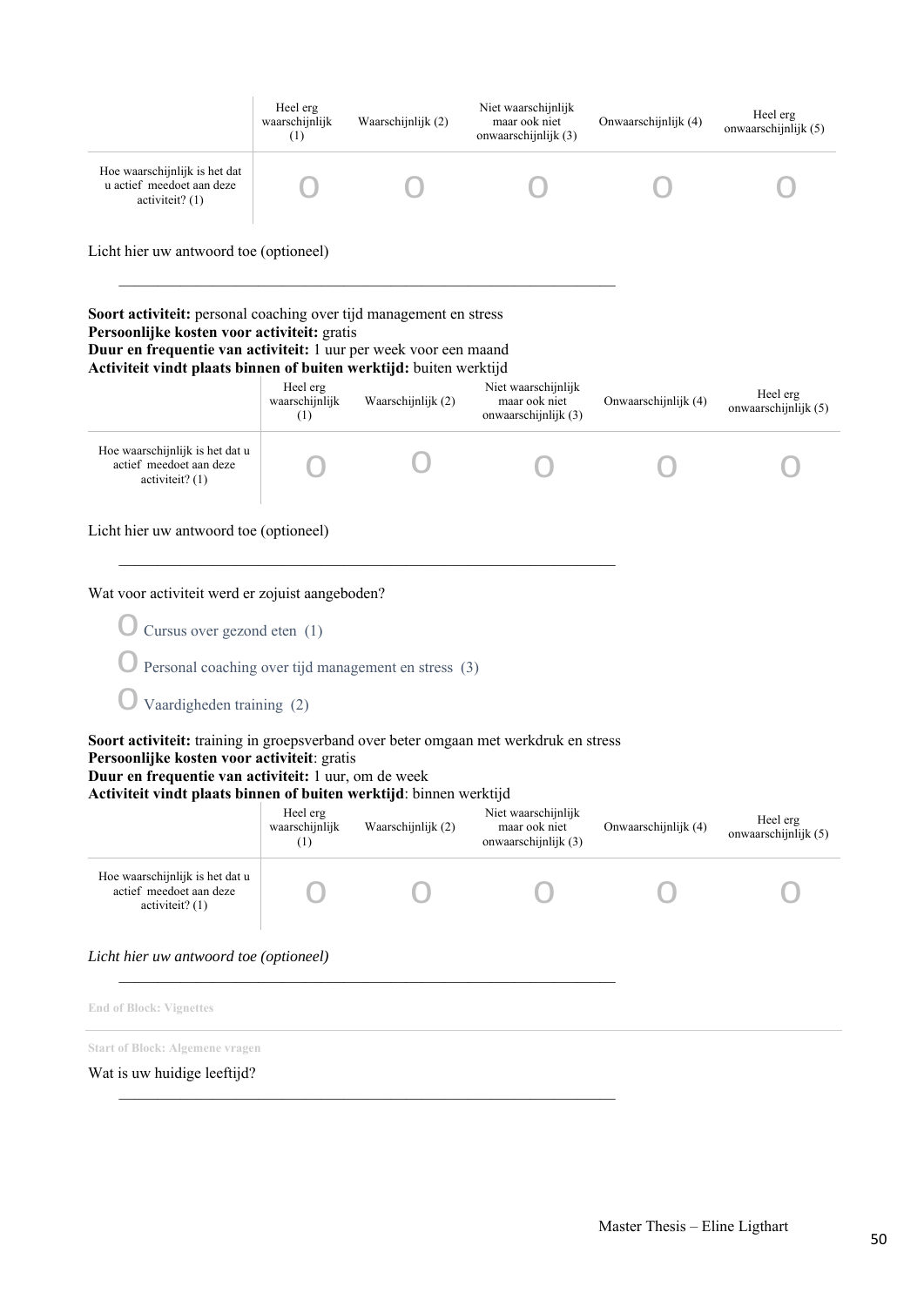| | Heel erg waarschijnlijk (1) | Waarschijnlijk (2) | Niet waarschijnlijk maar ook niet onwaarschijnlijk (3) | Onwaarschijnlijk (4) | Heel erg onwaarschijnlijk (5) |
|---|---|---|---|---|---|
| Hoe waarschijnlijk is het dat u actief meedoet aan deze activiteit? (1) | o | o | o | o | o |

Licht hier uw antwoord toe (optioneel)

________________________________________________________________

**Soort activiteit:** personal coaching over tijd management en stress
**Persoonlijke kosten voor activiteit:** gratis
**Duur en frequentie van activiteit:** 1 uur per week voor een maand
**Activiteit vindt plaats binnen of buiten werktijd:** buiten werktijd

| | Heel erg waarschijnlijk (1) | Waarschijnlijk (2) | Niet waarschijnlijk maar ook niet onwaarschijnlijk (3) | Onwaarschijnlijk (4) | Heel erg onwaarschijnlijk (5) |
|---|---|---|---|---|---|
| Hoe waarschijnlijk is het dat u actief meedoet aan deze activiteit? (1) | o | o | o | o | o |

Licht hier uw antwoord toe (optioneel)

________________________________________________________________

Wat voor activiteit werd er zojuist aangeboden?

- o Cursus over gezond eten (1)
- o Personal coaching over tijd management en stress (3)
- o Vaardigheden training (2)

**Soort activiteit:** training in groepsverband over beter omgaan met werkdruk en stress
**Persoonlijke kosten voor activiteit**: gratis
**Duur en frequentie van activiteit:** 1 uur, om de week
**Activiteit vindt plaats binnen of buiten werktijd**: binnen werktijd

| | Heel erg waarschijnlijk (1) | Waarschijnlijk (2) | Niet waarschijnlijk maar ook niet onwaarschijnlijk (3) | Onwaarschijnlijk (4) | Heel erg onwaarschijnlijk (5) |
|---|---|---|---|---|---|
| Hoe waarschijnlijk is het dat u actief meedoet aan deze activiteit? (1) | o | o | o | o | o |

*Licht hier uw antwoord toe (optioneel)*

________________________________________________________________

**End of Block: Vignettes**

**Start of Block: Algemene vragen**

Wat is uw huidige leeftijd?

________________________________________________________________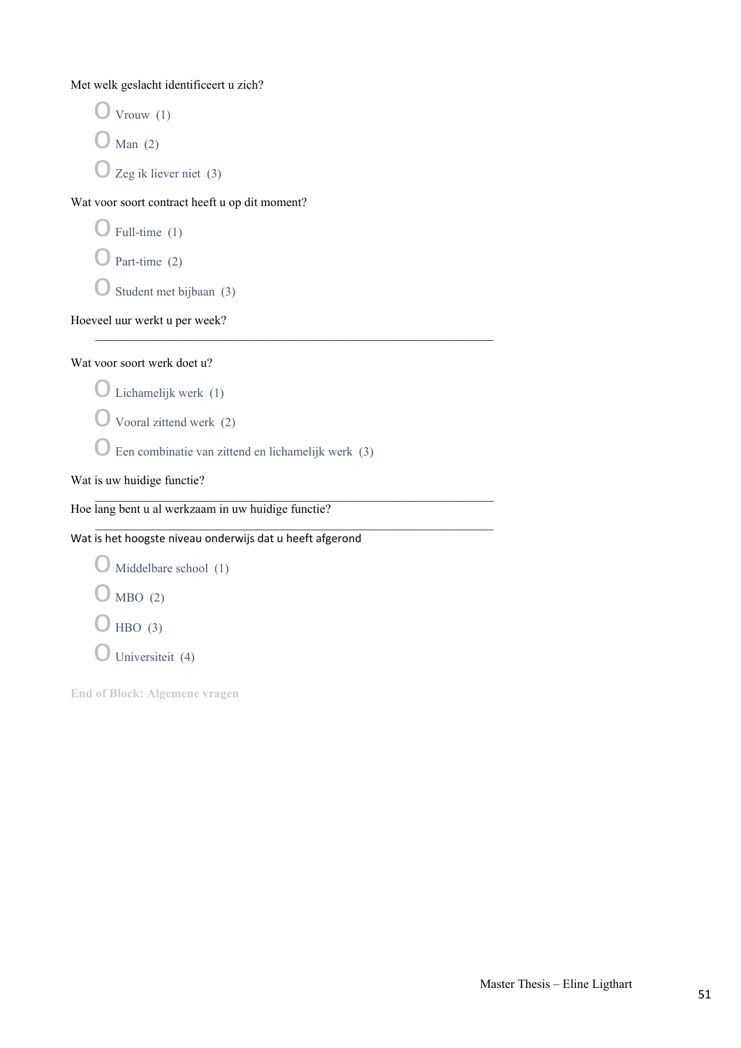Met welk geslacht identificeert u zich?

- Vrouw (1)
- Man (2)
- Zeg ik liever niet (3)

Wat voor soort contract heeft u op dit moment?

- Full-time (1)
- Part-time (2)
- Student met bijbaan (3)

Hoeveel uur werkt u per week?

________________________________________________________________

Wat voor soort werk doet u?

- Lichamelijk werk (1)
- Vooral zittend werk (2)
- Een combinatie van zittend en lichamelijk werk (3)

Wat is uw huidige functie?

________________________________________________________________

Hoe lang bent u al werkzaam in uw huidige functie?

________________________________________________________________

Wat is het hoogste niveau onderwijs dat u heeft afgerond

- Middelbare school (1)
- MBO (2)
- HBO (3)
- Universiteit (4)

**End of Block: Algemene vragen**